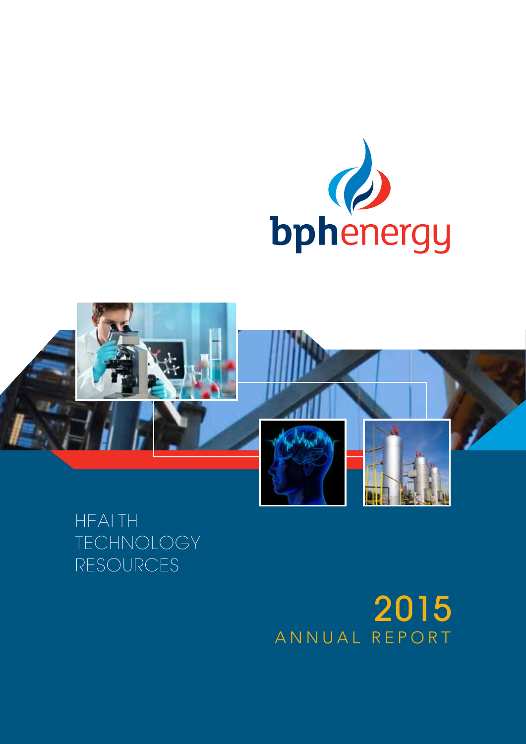# bphenergy

HEALTH
TECHNOLOGY
RESOURCES

# 2015
## ANNUAL REPORT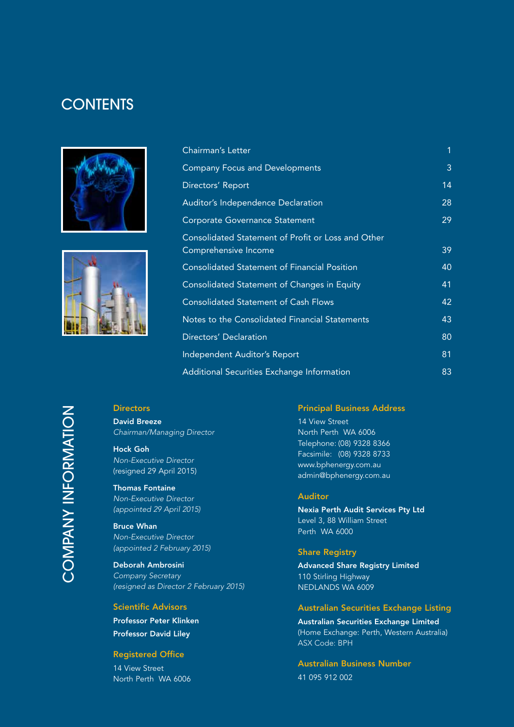# CONTENTS

| | |
|---|---|
| Chairman's Letter | 1 |
| Company Focus and Developments | 3 |
| Directors' Report | 14 |
| Auditor's Independence Declaration | 28 |
| Corporate Governance Statement | 29 |
| Consolidated Statement of Profit or Loss and Other Comprehensive Income | 39 |
| Consolidated Statement of Financial Position | 40 |
| Consolidated Statement of Changes in Equity | 41 |
| Consolidated Statement of Cash Flows | 42 |
| Notes to the Consolidated Financial Statements | 43 |
| Directors' Declaration | 80 |
| Independent Auditor's Report | 81 |
| Additional Securities Exchange Information | 83 |

# COMPANY INFORMATION

## Directors

**David Breeze**
*Chairman/Managing Director*

**Hock Goh**
*Non-Executive Director*
(resigned 29 April 2015)

**Thomas Fontaine**
*Non-Executive Director*
*(appointed 29 April 2015)*

**Bruce Whan**
*Non-Executive Director*
*(appointed 2 February 2015)*

**Deborah Ambrosini**
*Company Secretary*
*(resigned as Director 2 February 2015)*

## Scientific Advisors

**Professor Peter Klinken**
**Professor David Liley**

## Registered Office

14 View Street
North Perth WA 6006

## Principal Business Address

14 View Street
North Perth WA 6006
Telephone: (08) 9328 8366
Facsimile: (08) 9328 8733
www.bphenergy.com.au
admin@bphenergy.com.au

## Auditor

**Nexia Perth Audit Services Pty Ltd**
Level 3, 88 William Street
Perth WA 6000

## Share Registry

**Advanced Share Registry Limited**
110 Stirling Highway
NEDLANDS WA 6009

## Australian Securities Exchange Listing

**Australian Securities Exchange Limited**
(Home Exchange: Perth, Western Australia)
ASX Code: BPH

## Australian Business Number

41 095 912 002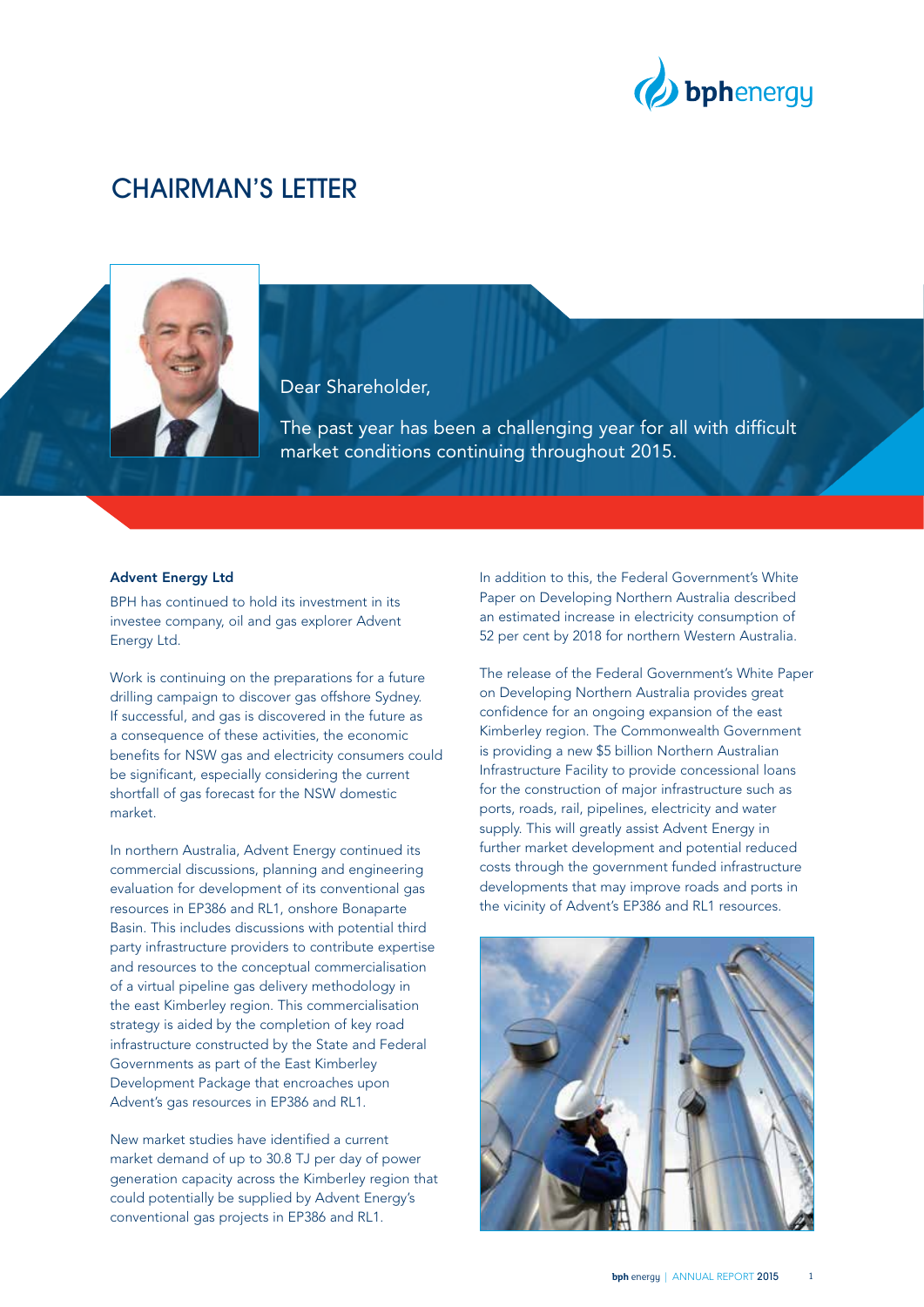# CHAIRMAN'S LETTER

Dear Shareholder,

The past year has been a challenging year for all with difficult market conditions continuing throughout 2015.

**Advent Energy Ltd**

BPH has continued to hold its investment in its investee company, oil and gas explorer Advent Energy Ltd.

Work is continuing on the preparations for a future drilling campaign to discover gas offshore Sydney. If successful, and gas is discovered in the future as a consequence of these activities, the economic benefits for NSW gas and electricity consumers could be significant, especially considering the current shortfall of gas forecast for the NSW domestic market.

In northern Australia, Advent Energy continued its commercial discussions, planning and engineering evaluation for development of its conventional gas resources in EP386 and RL1, onshore Bonaparte Basin. This includes discussions with potential third party infrastructure providers to contribute expertise and resources to the conceptual commercialisation of a virtual pipeline gas delivery methodology in the east Kimberley region. This commercialisation strategy is aided by the completion of key road infrastructure constructed by the State and Federal Governments as part of the East Kimberley Development Package that encroaches upon Advent's gas resources in EP386 and RL1.

New market studies have identified a current market demand of up to 30.8 TJ per day of power generation capacity across the Kimberley region that could potentially be supplied by Advent Energy's conventional gas projects in EP386 and RL1.

In addition to this, the Federal Government's White Paper on Developing Northern Australia described an estimated increase in electricity consumption of 52 per cent by 2018 for northern Western Australia.

The release of the Federal Government's White Paper on Developing Northern Australia provides great confidence for an ongoing expansion of the east Kimberley region. The Commonwealth Government is providing a new $5 billion Northern Australian Infrastructure Facility to provide concessional loans for the construction of major infrastructure such as ports, roads, rail, pipelines, electricity and water supply. This will greatly assist Advent Energy in further market development and potential reduced costs through the government funded infrastructure developments that may improve roads and ports in the vicinity of Advent's EP386 and RL1 resources.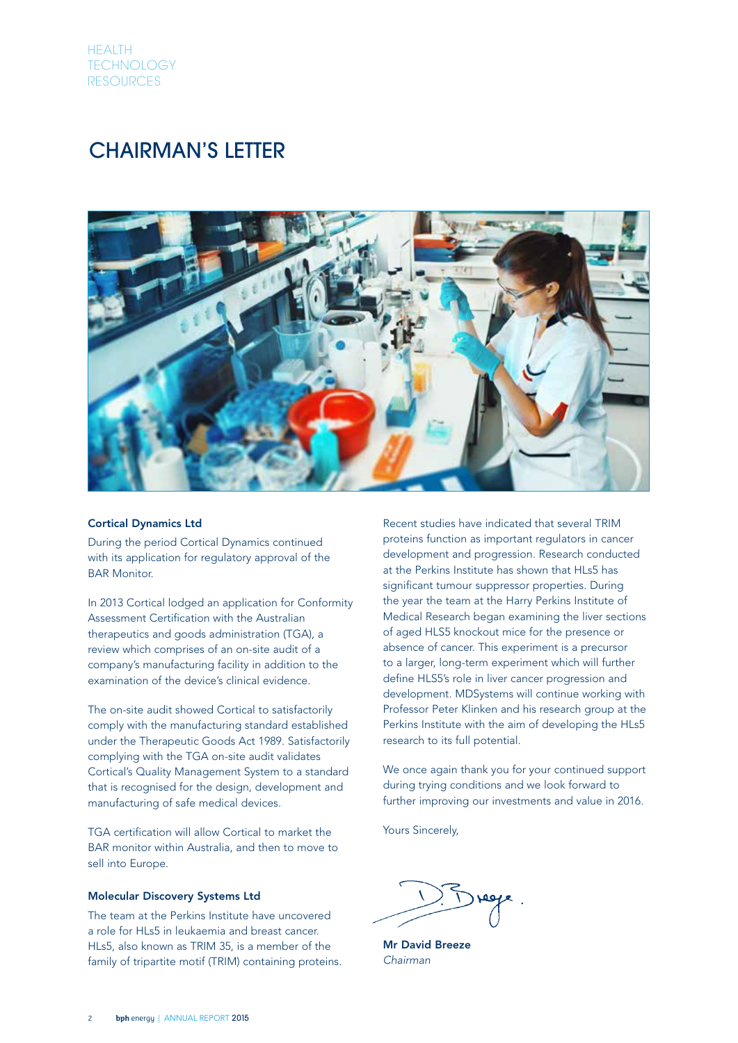# CHAIRMAN'S LETTER

### Cortical Dynamics Ltd

During the period Cortical Dynamics continued with its application for regulatory approval of the BAR Monitor.

In 2013 Cortical lodged an application for Conformity Assessment Certification with the Australian therapeutics and goods administration (TGA), a review which comprises of an on-site audit of a company's manufacturing facility in addition to the examination of the device's clinical evidence.

The on-site audit showed Cortical to satisfactorily comply with the manufacturing standard established under the Therapeutic Goods Act 1989. Satisfactorily complying with the TGA on-site audit validates Cortical's Quality Management System to a standard that is recognised for the design, development and manufacturing of safe medical devices.

TGA certification will allow Cortical to market the BAR monitor within Australia, and then to move to sell into Europe.

### Molecular Discovery Systems Ltd

The team at the Perkins Institute have uncovered a role for HLs5 in leukaemia and breast cancer. HLs5, also known as TRIM 35, is a member of the family of tripartite motif (TRIM) containing proteins. Recent studies have indicated that several TRIM proteins function as important regulators in cancer development and progression. Research conducted at the Perkins Institute has shown that HLs5 has significant tumour suppressor properties. During the year the team at the Harry Perkins Institute of Medical Research began examining the liver sections of aged HLS5 knockout mice for the presence or absence of cancer. This experiment is a precursor to a larger, long-term experiment which will further define HLS5's role in liver cancer progression and development. MDSystems will continue working with Professor Peter Klinken and his research group at the Perkins Institute with the aim of developing the HLs5 research to its full potential.

We once again thank you for your continued support during trying conditions and we look forward to further improving our investments and value in 2016.

Yours Sincerely,

**Mr David Breeze**
*Chairman*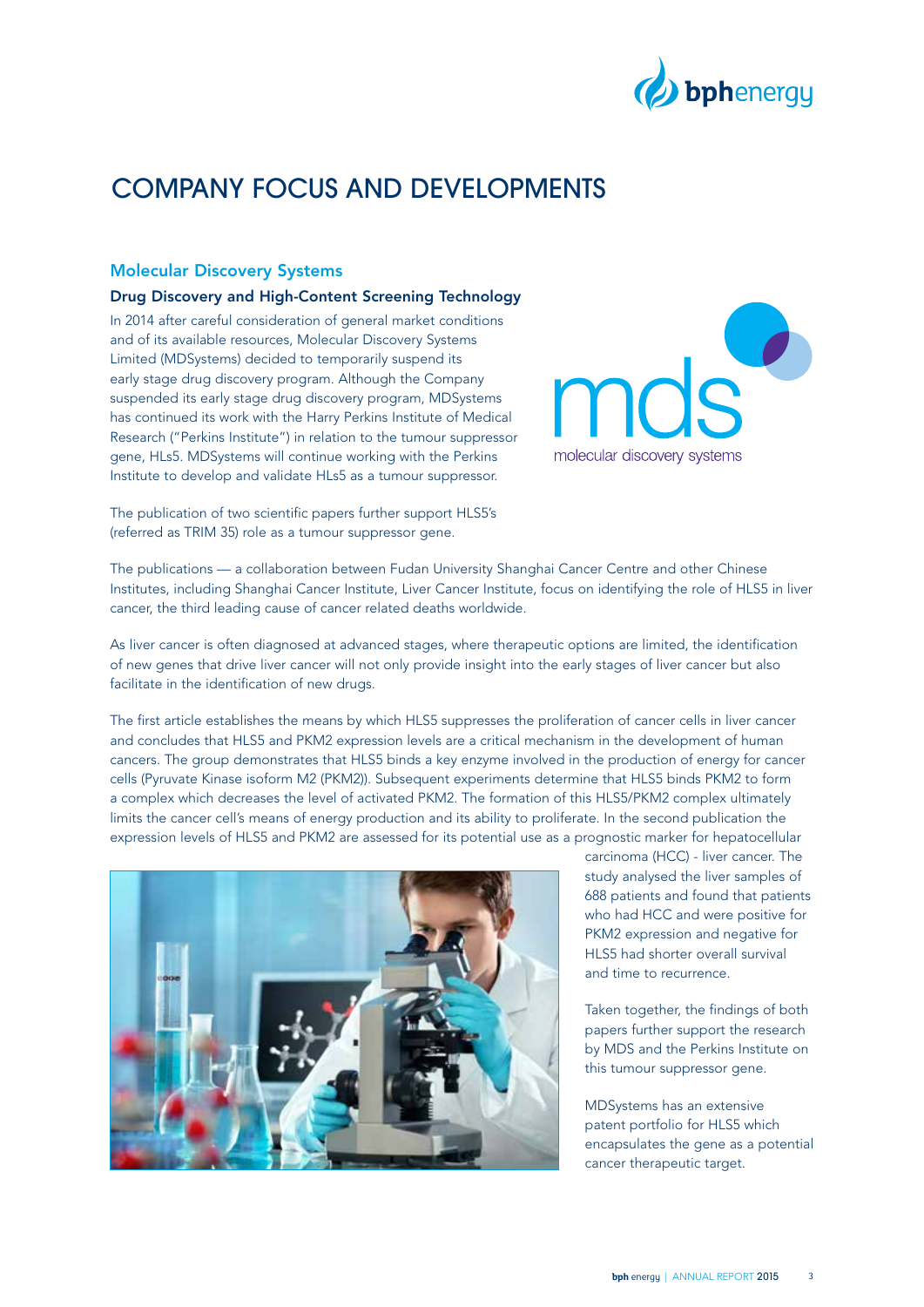# COMPANY FOCUS AND DEVELOPMENTS

## Molecular Discovery Systems

### Drug Discovery and High-Content Screening Technology

In 2014 after careful consideration of general market conditions and of its available resources, Molecular Discovery Systems Limited (MDSystems) decided to temporarily suspend its early stage drug discovery program. Although the Company suspended its early stage drug discovery program, MDSystems has continued its work with the Harry Perkins Institute of Medical Research ("Perkins Institute") in relation to the tumour suppressor gene, HLs5. MDSystems will continue working with the Perkins Institute to develop and validate HLs5 as a tumour suppressor.

The publication of two scientific papers further support HLS5's (referred as TRIM 35) role as a tumour suppressor gene.

The publications — a collaboration between Fudan University Shanghai Cancer Centre and other Chinese Institutes, including Shanghai Cancer Institute, Liver Cancer Institute, focus on identifying the role of HLS5 in liver cancer, the third leading cause of cancer related deaths worldwide.

As liver cancer is often diagnosed at advanced stages, where therapeutic options are limited, the identification of new genes that drive liver cancer will not only provide insight into the early stages of liver cancer but also facilitate in the identification of new drugs.

The first article establishes the means by which HLS5 suppresses the proliferation of cancer cells in liver cancer and concludes that HLS5 and PKM2 expression levels are a critical mechanism in the development of human cancers. The group demonstrates that HLS5 binds a key enzyme involved in the production of energy for cancer cells (Pyruvate Kinase isoform M2 (PKM2)). Subsequent experiments determine that HLS5 binds PKM2 to form a complex which decreases the level of activated PKM2. The formation of this HLS5/PKM2 complex ultimately limits the cancer cell's means of energy production and its ability to proliferate. In the second publication the expression levels of HLS5 and PKM2 are assessed for its potential use as a prognostic marker for hepatocellular carcinoma (HCC) - liver cancer. The study analysed the liver samples of 688 patients and found that patients who had HCC and were positive for PKM2 expression and negative for HLS5 had shorter overall survival and time to recurrence.

Taken together, the findings of both papers further support the research by MDS and the Perkins Institute on this tumour suppressor gene.

MDSystems has an extensive patent portfolio for HLS5 which encapsulates the gene as a potential cancer therapeutic target.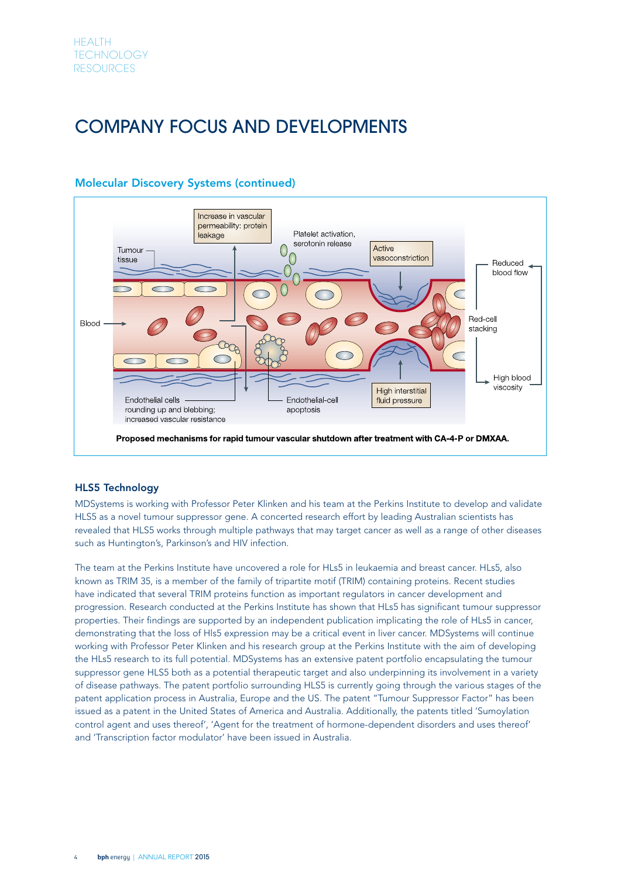# COMPANY FOCUS AND DEVELOPMENTS

## Molecular Discovery Systems (continued)

Proposed mechanisms for rapid tumour vascular shutdown after treatment with CA-4-P or DMXAA.

### HLS5 Technology

MDSystems is working with Professor Peter Klinken and his team at the Perkins Institute to develop and validate HLS5 as a novel tumour suppressor gene. A concerted research effort by leading Australian scientists has revealed that HLS5 works through multiple pathways that may target cancer as well as a range of other diseases such as Huntington's, Parkinson's and HIV infection.

The team at the Perkins Institute have uncovered a role for HLs5 in leukaemia and breast cancer. HLs5, also known as TRIM 35, is a member of the family of tripartite motif (TRIM) containing proteins. Recent studies have indicated that several TRIM proteins function as important regulators in cancer development and progression. Research conducted at the Perkins Institute has shown that HLs5 has significant tumour suppressor properties. Their findings are supported by an independent publication implicating the role of HLs5 in cancer, demonstrating that the loss of Hls5 expression may be a critical event in liver cancer. MDSystems will continue working with Professor Peter Klinken and his research group at the Perkins Institute with the aim of developing the HLs5 research to its full potential. MDSystems has an extensive patent portfolio encapsulating the tumour suppressor gene HLS5 both as a potential therapeutic target and also underpinning its involvement in a variety of disease pathways. The patent portfolio surrounding HLS5 is currently going through the various stages of the patent application process in Australia, Europe and the US. The patent "Tumour Suppressor Factor" has been issued as a patent in the United States of America and Australia. Additionally, the patents titled 'Sumoylation control agent and uses thereof', 'Agent for the treatment of hormone-dependent disorders and uses thereof' and 'Transcription factor modulator' have been issued in Australia.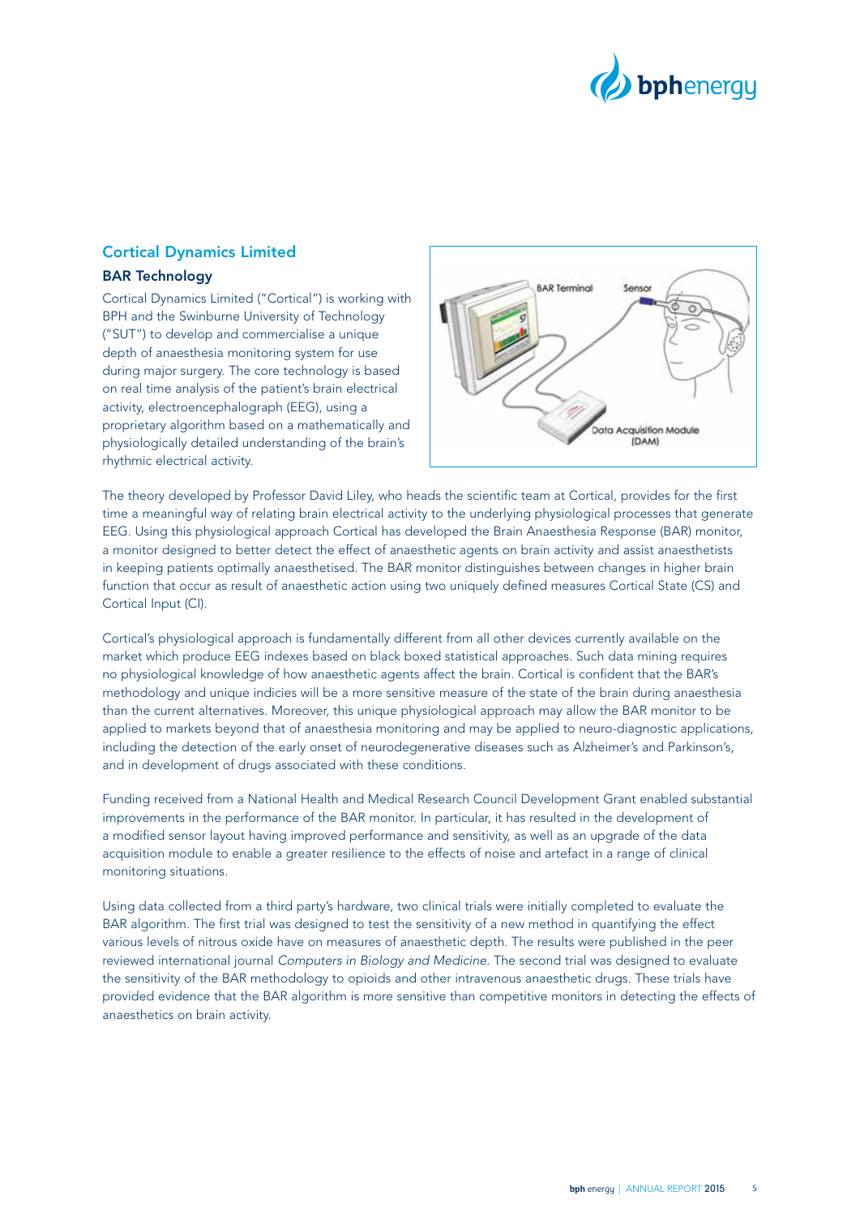## Cortical Dynamics Limited

### BAR Technology

Cortical Dynamics Limited ("Cortical") is working with BPH and the Swinburne University of Technology ("SUT") to develop and commercialise a unique depth of anaesthesia monitoring system for use during major surgery. The core technology is based on real time analysis of the patient's brain electrical activity, electroencephalograph (EEG), using a proprietary algorithm based on a mathematically and physiologically detailed understanding of the brain's rhythmic electrical activity.

The theory developed by Professor David Liley, who heads the scientific team at Cortical, provides for the first time a meaningful way of relating brain electrical activity to the underlying physiological processes that generate EEG. Using this physiological approach Cortical has developed the Brain Anaesthesia Response (BAR) monitor, a monitor designed to better detect the effect of anaesthetic agents on brain activity and assist anaesthetists in keeping patients optimally anaesthetised. The BAR monitor distinguishes between changes in higher brain function that occur as result of anaesthetic action using two uniquely defined measures Cortical State (CS) and Cortical Input (CI).

Cortical's physiological approach is fundamentally different from all other devices currently available on the market which produce EEG indexes based on black boxed statistical approaches. Such data mining requires no physiological knowledge of how anaesthetic agents affect the brain. Cortical is confident that the BAR's methodology and unique indicies will be a more sensitive measure of the state of the brain during anaesthesia than the current alternatives. Moreover, this unique physiological approach may allow the BAR monitor to be applied to markets beyond that of anaesthesia monitoring and may be applied to neuro-diagnostic applications, including the detection of the early onset of neurodegenerative diseases such as Alzheimer's and Parkinson's, and in development of drugs associated with these conditions.

Funding received from a National Health and Medical Research Council Development Grant enabled substantial improvements in the performance of the BAR monitor. In particular, it has resulted in the development of a modified sensor layout having improved performance and sensitivity, as well as an upgrade of the data acquisition module to enable a greater resilience to the effects of noise and artefact in a range of clinical monitoring situations.

Using data collected from a third party's hardware, two clinical trials were initially completed to evaluate the BAR algorithm. The first trial was designed to test the sensitivity of a new method in quantifying the effect various levels of nitrous oxide have on measures of anaesthetic depth. The results were published in the peer reviewed international journal *Computers in Biology and Medicine*. The second trial was designed to evaluate the sensitivity of the BAR methodology to opioids and other intravenous anaesthetic drugs. These trials have provided evidence that the BAR algorithm is more sensitive than competitive monitors in detecting the effects of anaesthetics on brain activity.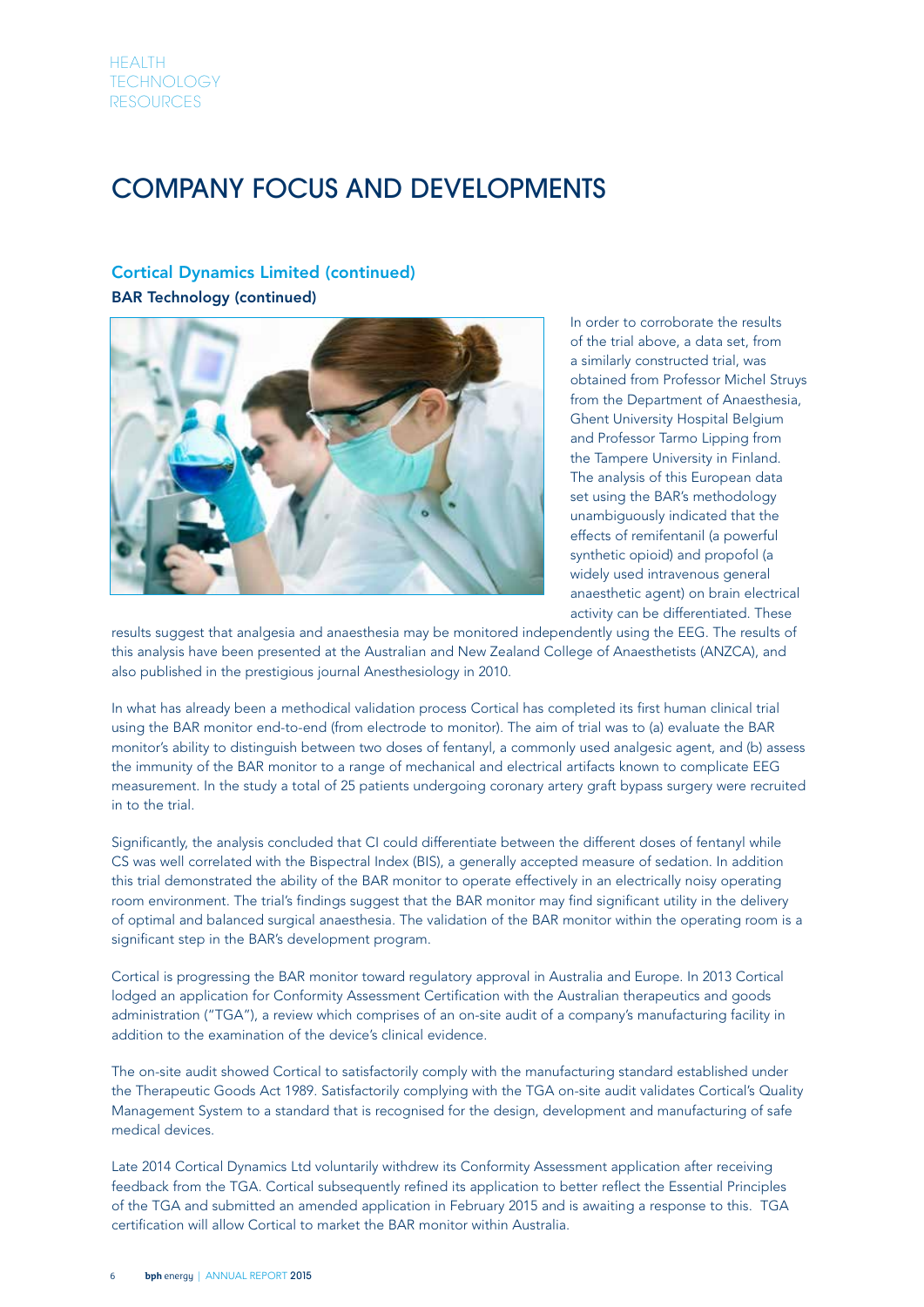# COMPANY FOCUS AND DEVELOPMENTS

## Cortical Dynamics Limited (continued)

### BAR Technology (continued)

In order to corroborate the results of the trial above, a data set, from a similarly constructed trial, was obtained from Professor Michel Struys from the Department of Anaesthesia, Ghent University Hospital Belgium and Professor Tarmo Lipping from the Tampere University in Finland. The analysis of this European data set using the BAR's methodology unambiguously indicated that the effects of remifentanil (a powerful synthetic opioid) and propofol (a widely used intravenous general anaesthetic agent) on brain electrical activity can be differentiated. These results suggest that analgesia and anaesthesia may be monitored independently using the EEG. The results of this analysis have been presented at the Australian and New Zealand College of Anaesthetists (ANZCA), and also published in the prestigious journal Anesthesiology in 2010.

In what has already been a methodical validation process Cortical has completed its first human clinical trial using the BAR monitor end-to-end (from electrode to monitor). The aim of trial was to (a) evaluate the BAR monitor's ability to distinguish between two doses of fentanyl, a commonly used analgesic agent, and (b) assess the immunity of the BAR monitor to a range of mechanical and electrical artifacts known to complicate EEG measurement. In the study a total of 25 patients undergoing coronary artery graft bypass surgery were recruited in to the trial.

Significantly, the analysis concluded that CI could differentiate between the different doses of fentanyl while CS was well correlated with the Bispectral Index (BIS), a generally accepted measure of sedation. In addition this trial demonstrated the ability of the BAR monitor to operate effectively in an electrically noisy operating room environment. The trial's findings suggest that the BAR monitor may find significant utility in the delivery of optimal and balanced surgical anaesthesia. The validation of the BAR monitor within the operating room is a significant step in the BAR's development program.

Cortical is progressing the BAR monitor toward regulatory approval in Australia and Europe. In 2013 Cortical lodged an application for Conformity Assessment Certification with the Australian therapeutics and goods administration ("TGA"), a review which comprises of an on-site audit of a company's manufacturing facility in addition to the examination of the device's clinical evidence.

The on-site audit showed Cortical to satisfactorily comply with the manufacturing standard established under the Therapeutic Goods Act 1989. Satisfactorily complying with the TGA on-site audit validates Cortical's Quality Management System to a standard that is recognised for the design, development and manufacturing of safe medical devices.

Late 2014 Cortical Dynamics Ltd voluntarily withdrew its Conformity Assessment application after receiving feedback from the TGA. Cortical subsequently refined its application to better reflect the Essential Principles of the TGA and submitted an amended application in February 2015 and is awaiting a response to this. TGA certification will allow Cortical to market the BAR monitor within Australia.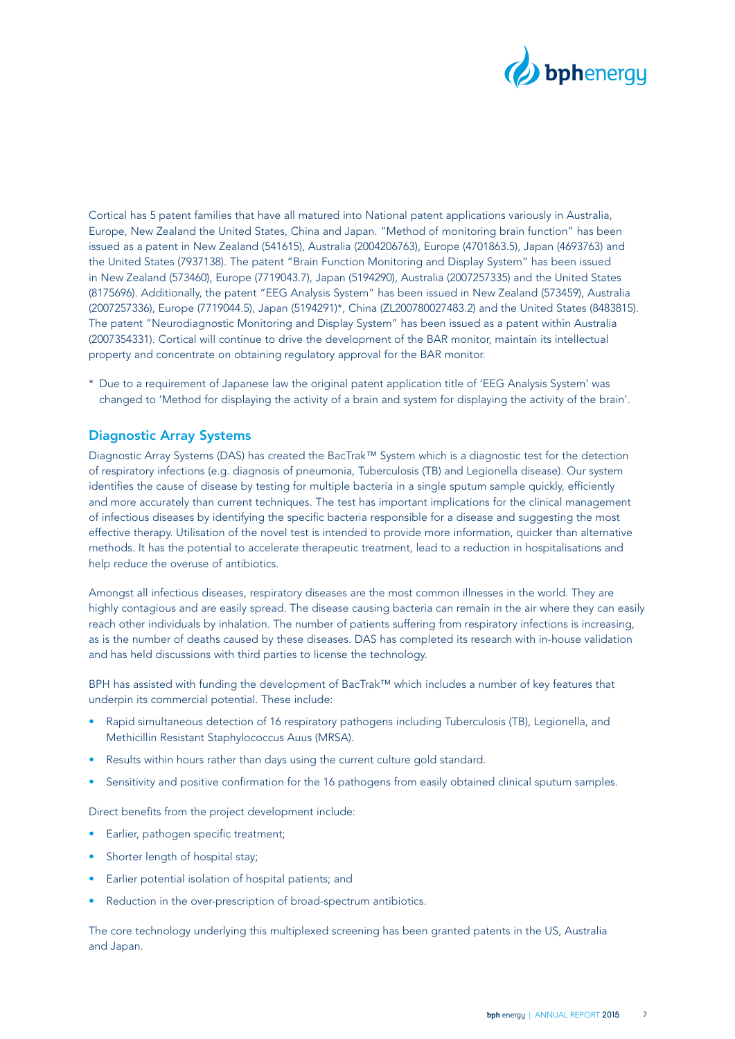Cortical has 5 patent families that have all matured into National patent applications variously in Australia, Europe, New Zealand the United States, China and Japan. "Method of monitoring brain function" has been issued as a patent in New Zealand (541615), Australia (2004206763), Europe (4701863.5), Japan (4693763) and the United States (7937138). The patent "Brain Function Monitoring and Display System" has been issued in New Zealand (573460), Europe (7719043.7), Japan (5194290), Australia (2007257335) and the United States (8175696). Additionally, the patent "EEG Analysis System" has been issued in New Zealand (573459), Australia (2007257336), Europe (7719044.5), Japan (5194291)*, China (ZL200780027483.2) and the United States (8483815). The patent "Neurodiagnostic Monitoring and Display System" has been issued as a patent within Australia (2007354331). Cortical will continue to drive the development of the BAR monitor, maintain its intellectual property and concentrate on obtaining regulatory approval for the BAR monitor.

\* Due to a requirement of Japanese law the original patent application title of 'EEG Analysis System' was changed to 'Method for displaying the activity of a brain and system for displaying the activity of the brain'.

## Diagnostic Array Systems

Diagnostic Array Systems (DAS) has created the BacTrak™ System which is a diagnostic test for the detection of respiratory infections (e.g. diagnosis of pneumonia, Tuberculosis (TB) and Legionella disease). Our system identifies the cause of disease by testing for multiple bacteria in a single sputum sample quickly, efficiently and more accurately than current techniques. The test has important implications for the clinical management of infectious diseases by identifying the specific bacteria responsible for a disease and suggesting the most effective therapy. Utilisation of the novel test is intended to provide more information, quicker than alternative methods. It has the potential to accelerate therapeutic treatment, lead to a reduction in hospitalisations and help reduce the overuse of antibiotics.

Amongst all infectious diseases, respiratory diseases are the most common illnesses in the world. They are highly contagious and are easily spread. The disease causing bacteria can remain in the air where they can easily reach other individuals by inhalation. The number of patients suffering from respiratory infections is increasing, as is the number of deaths caused by these diseases. DAS has completed its research with in-house validation and has held discussions with third parties to license the technology.

BPH has assisted with funding the development of BacTrak™ which includes a number of key features that underpin its commercial potential. These include:

- Rapid simultaneous detection of 16 respiratory pathogens including Tuberculosis (TB), Legionella, and Methicillin Resistant Staphylococcus Auus (MRSA).
- Results within hours rather than days using the current culture gold standard.
- Sensitivity and positive confirmation for the 16 pathogens from easily obtained clinical sputum samples.

Direct benefits from the project development include:

- Earlier, pathogen specific treatment;
- Shorter length of hospital stay;
- Earlier potential isolation of hospital patients; and
- Reduction in the over-prescription of broad-spectrum antibiotics.

The core technology underlying this multiplexed screening has been granted patents in the US, Australia and Japan.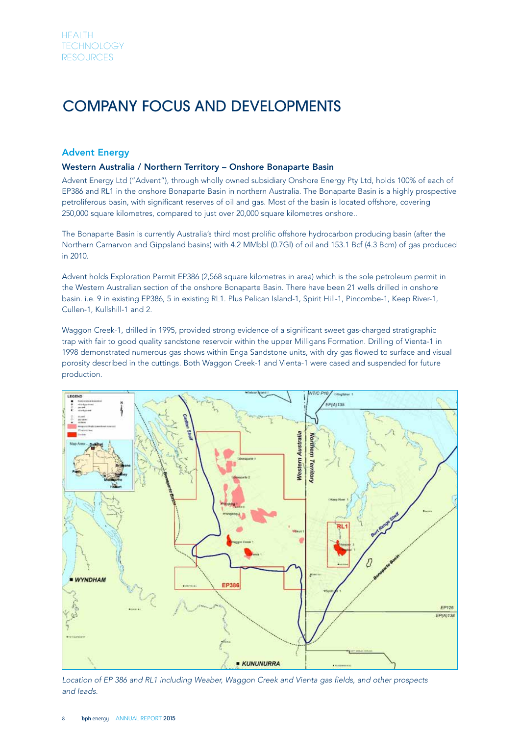# COMPANY FOCUS AND DEVELOPMENTS

## Advent Energy

### Western Australia / Northern Territory – Onshore Bonaparte Basin

Advent Energy Ltd ("Advent"), through wholly owned subsidiary Onshore Energy Pty Ltd, holds 100% of each of EP386 and RL1 in the onshore Bonaparte Basin in northern Australia. The Bonaparte Basin is a highly prospective petroliferous basin, with significant reserves of oil and gas. Most of the basin is located offshore, covering 250,000 square kilometres, compared to just over 20,000 square kilometres onshore..

The Bonaparte Basin is currently Australia's third most prolific offshore hydrocarbon producing basin (after the Northern Carnarvon and Gippsland basins) with 4.2 MMbbl (0.7Gl) of oil and 153.1 Bcf (4.3 Bcm) of gas produced in 2010.

Advent holds Exploration Permit EP386 (2,568 square kilometres in area) which is the sole petroleum permit in the Western Australian section of the onshore Bonaparte Basin. There have been 21 wells drilled in onshore basin. i.e. 9 in existing EP386, 5 in existing RL1. Plus Pelican Island-1, Spirit Hill-1, Pincombe-1, Keep River-1, Cullen-1, Kullshill-1 and 2.

Waggon Creek-1, drilled in 1995, provided strong evidence of a significant sweet gas-charged stratigraphic trap with fair to good quality sandstone reservoir within the upper Milligans Formation. Drilling of Vienta-1 in 1998 demonstrated numerous gas shows within Enga Sandstone units, with dry gas flowed to surface and visual porosity described in the cuttings. Both Waggon Creek-1 and Vienta-1 were cased and suspended for future production.

*Location of EP 386 and RL1 including Weaber, Waggon Creek and Vienta gas fields, and other prospects and leads.*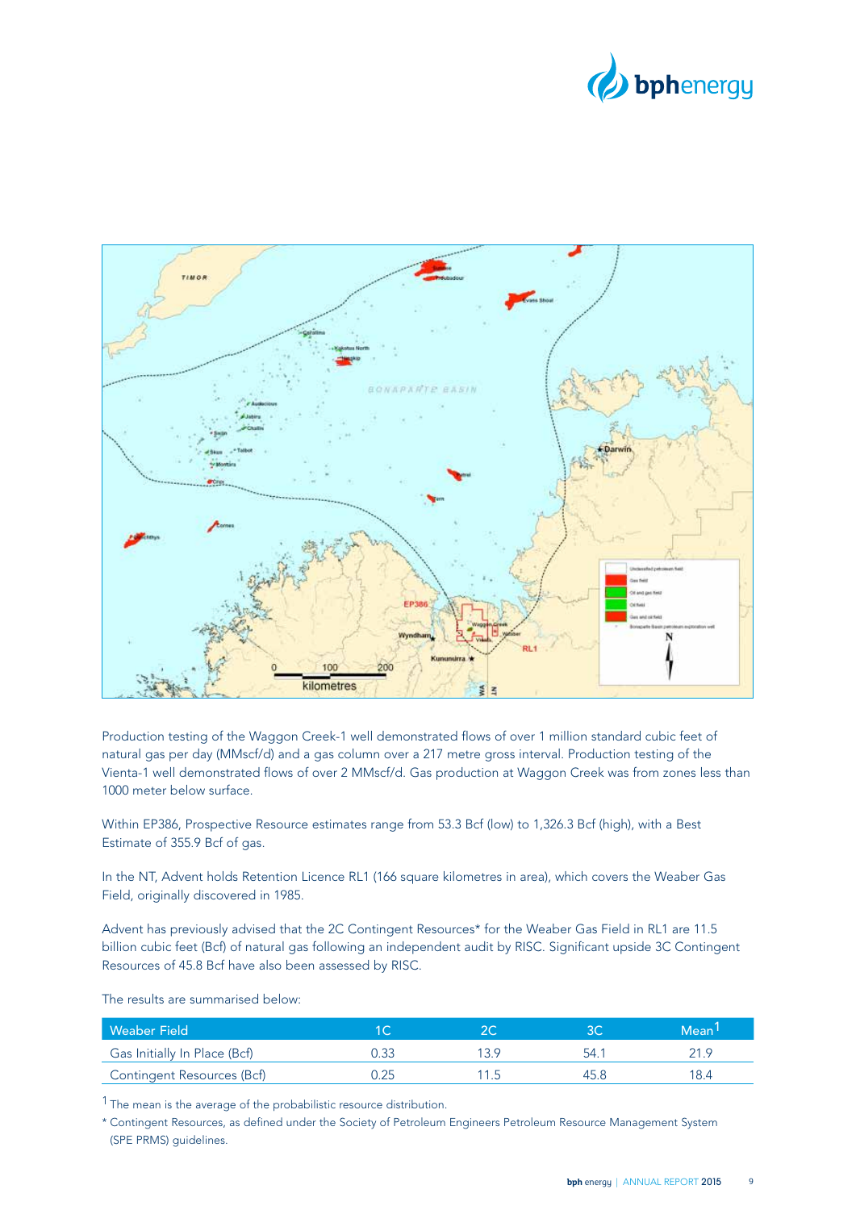Production testing of the Waggon Creek-1 well demonstrated flows of over 1 million standard cubic feet of natural gas per day (MMscf/d) and a gas column over a 217 metre gross interval. Production testing of the Vienta-1 well demonstrated flows of over 2 MMscf/d. Gas production at Waggon Creek was from zones less than 1000 meter below surface.

Within EP386, Prospective Resource estimates range from 53.3 Bcf (low) to 1,326.3 Bcf (high), with a Best Estimate of 355.9 Bcf of gas.

In the NT, Advent holds Retention Licence RL1 (166 square kilometres in area), which covers the Weaber Gas Field, originally discovered in 1985.

Advent has previously advised that the 2C Contingent Resources* for the Weaber Gas Field in RL1 are 11.5 billion cubic feet (Bcf) of natural gas following an independent audit by RISC. Significant upside 3C Contingent Resources of 45.8 Bcf have also been assessed by RISC.

The results are summarised below:

| Weaber Field | 1C | 2C | 3C | Mean[1] |
|---|---|---|---|---|
| Gas Initially In Place (Bcf) | 0.33 | 13.9 | 54.1 | 21.9 |
| Contingent Resources (Bcf) | 0.25 | 11.5 | 45.8 | 18.4 |

[1] The mean is the average of the probabilistic resource distribution.

* Contingent Resources, as defined under the Society of Petroleum Engineers Petroleum Resource Management System (SPE PRMS) guidelines.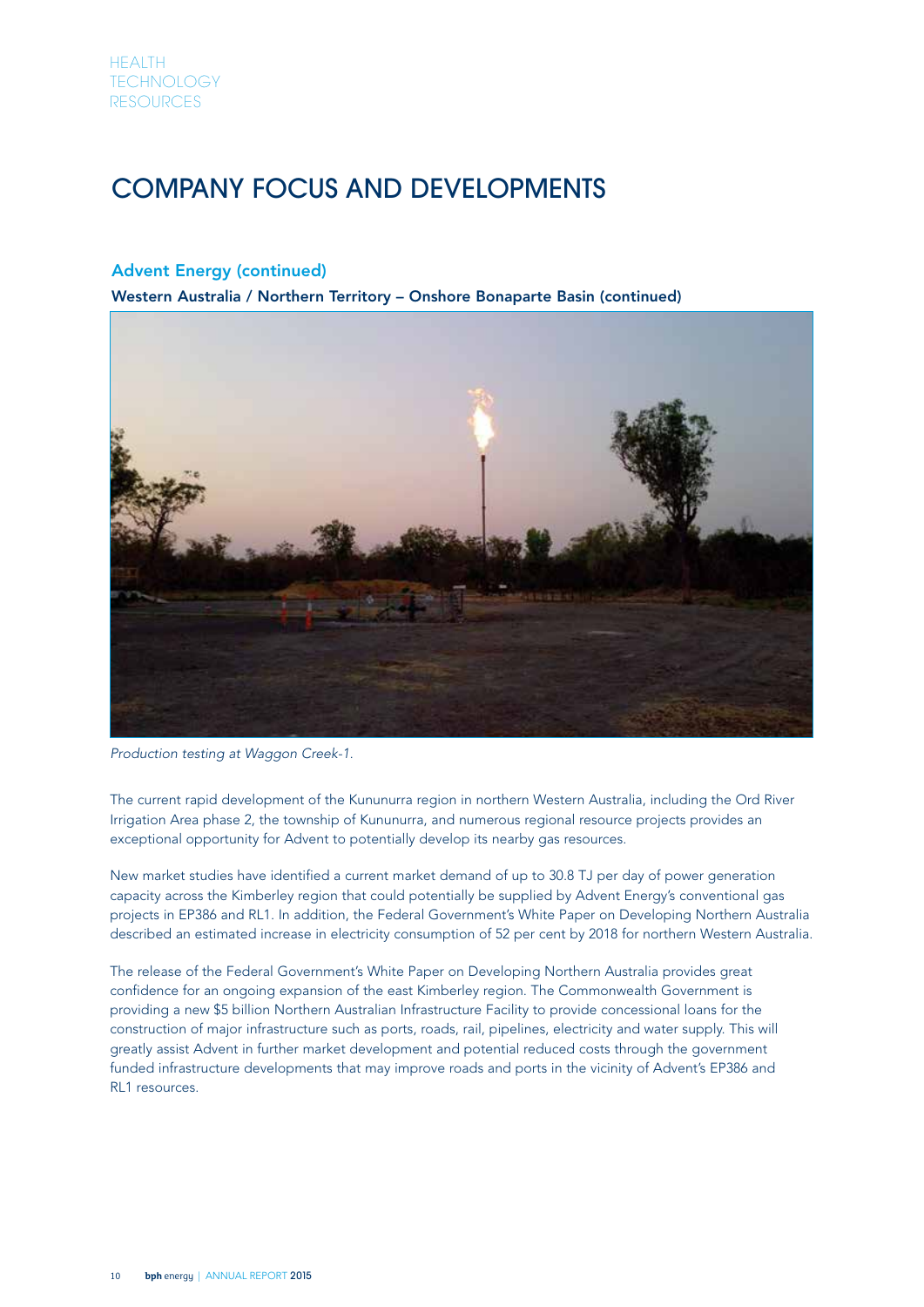# COMPANY FOCUS AND DEVELOPMENTS

## Advent Energy (continued)

### Western Australia / Northern Territory – Onshore Bonaparte Basin (continued)

*Production testing at Waggon Creek-1.*

The current rapid development of the Kununurra region in northern Western Australia, including the Ord River Irrigation Area phase 2, the township of Kununurra, and numerous regional resource projects provides an exceptional opportunity for Advent to potentially develop its nearby gas resources.

New market studies have identified a current market demand of up to 30.8 TJ per day of power generation capacity across the Kimberley region that could potentially be supplied by Advent Energy's conventional gas projects in EP386 and RL1. In addition, the Federal Government's White Paper on Developing Northern Australia described an estimated increase in electricity consumption of 52 per cent by 2018 for northern Western Australia.

The release of the Federal Government's White Paper on Developing Northern Australia provides great confidence for an ongoing expansion of the east Kimberley region. The Commonwealth Government is providing a new $5 billion Northern Australian Infrastructure Facility to provide concessional loans for the construction of major infrastructure such as ports, roads, rail, pipelines, electricity and water supply. This will greatly assist Advent in further market development and potential reduced costs through the government funded infrastructure developments that may improve roads and ports in the vicinity of Advent's EP386 and RL1 resources.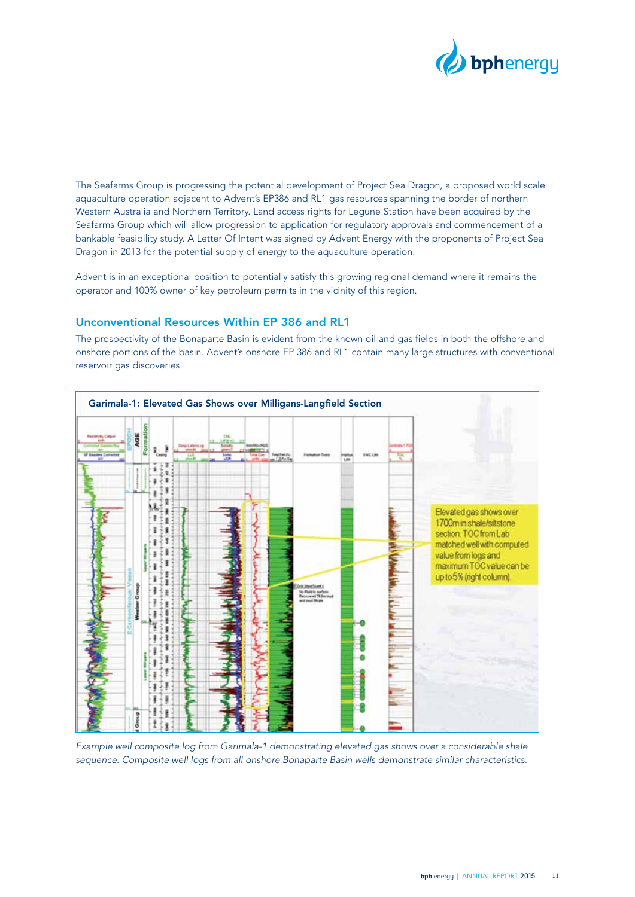The Seafarms Group is progressing the potential development of Project Sea Dragon, a proposed world scale aquaculture operation adjacent to Advent's EP386 and RL1 gas resources spanning the border of northern Western Australia and Northern Territory. Land access rights for Legune Station have been acquired by the Seafarms Group which will allow progression to application for regulatory approvals and commencement of a bankable feasibility study. A Letter Of Intent was signed by Advent Energy with the proponents of Project Sea Dragon in 2013 for the potential supply of energy to the aquaculture operation.

Advent is in an exceptional position to potentially satisfy this growing regional demand where it remains the operator and 100% owner of key petroleum permits in the vicinity of this region.

## Unconventional Resources Within EP 386 and RL1

The prospectivity of the Bonaparte Basin is evident from the known oil and gas fields in both the offshore and onshore portions of the basin. Advent's onshore EP 386 and RL1 contain many large structures with conventional reservoir gas discoveries.

**Garimala-1: Elevated Gas Shows over Milligans-Langfield Section**

Elevated gas shows over 1700m in shale/siltstone section. TOC from Lab matched well with computed value from logs and maximum TOC value can be up to 5% (right column).

*Example well composite log from Garimala-1 demonstrating elevated gas shows over a considerable shale sequence. Composite well logs from all onshore Bonaparte Basin wells demonstrate similar characteristics.*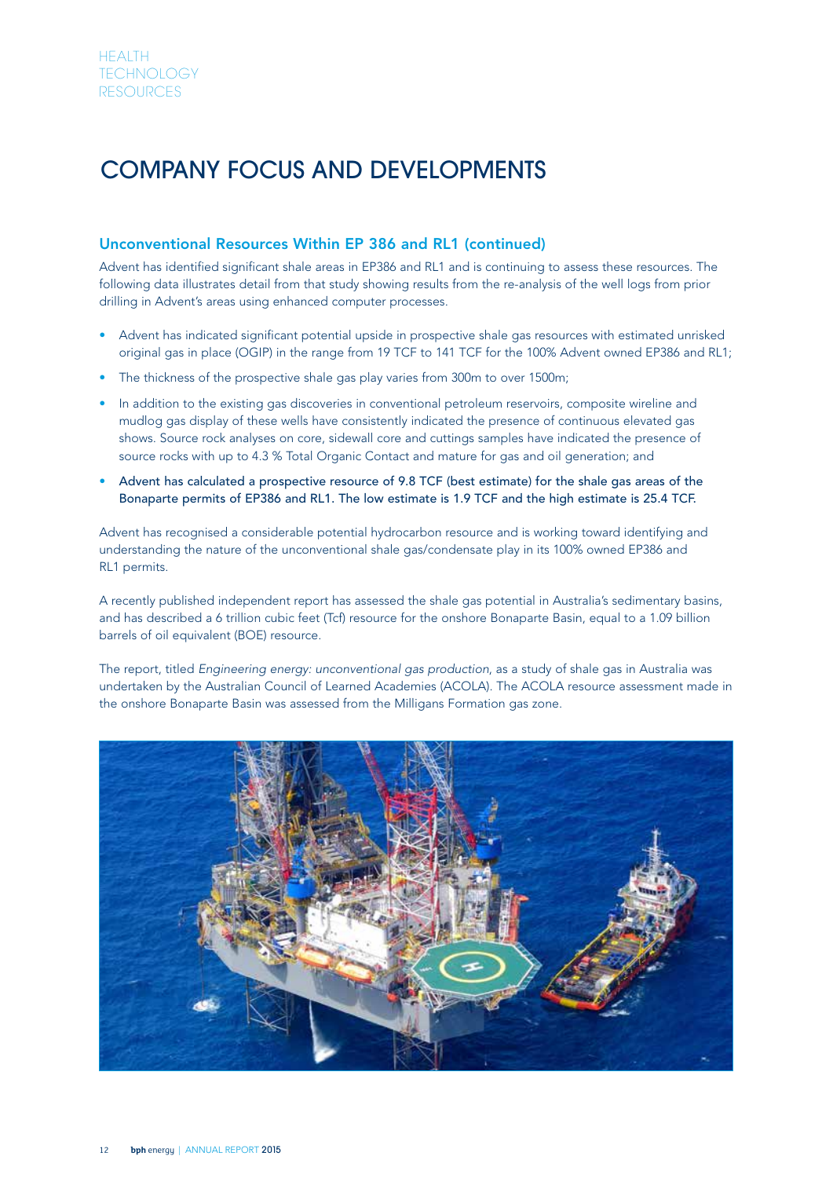# COMPANY FOCUS AND DEVELOPMENTS

## Unconventional Resources Within EP 386 and RL1 (continued)

Advent has identified significant shale areas in EP386 and RL1 and is continuing to assess these resources. The following data illustrates detail from that study showing results from the re-analysis of the well logs from prior drilling in Advent's areas using enhanced computer processes.

- Advent has indicated significant potential upside in prospective shale gas resources with estimated unrisked original gas in place (OGIP) in the range from 19 TCF to 141 TCF for the 100% Advent owned EP386 and RL1;
- The thickness of the prospective shale gas play varies from 300m to over 1500m;
- In addition to the existing gas discoveries in conventional petroleum reservoirs, composite wireline and mudlog gas display of these wells have consistently indicated the presence of continuous elevated gas shows. Source rock analyses on core, sidewall core and cuttings samples have indicated the presence of source rocks with up to 4.3 % Total Organic Contact and mature for gas and oil generation; and
- Advent has calculated a prospective resource of 9.8 TCF (best estimate) for the shale gas areas of the Bonaparte permits of EP386 and RL1. The low estimate is 1.9 TCF and the high estimate is 25.4 TCF.

Advent has recognised a considerable potential hydrocarbon resource and is working toward identifying and understanding the nature of the unconventional shale gas/condensate play in its 100% owned EP386 and RL1 permits.

A recently published independent report has assessed the shale gas potential in Australia's sedimentary basins, and has described a 6 trillion cubic feet (Tcf) resource for the onshore Bonaparte Basin, equal to a 1.09 billion barrels of oil equivalent (BOE) resource.

The report, titled *Engineering energy: unconventional gas production*, as a study of shale gas in Australia was undertaken by the Australian Council of Learned Academies (ACOLA). The ACOLA resource assessment made in the onshore Bonaparte Basin was assessed from the Milligans Formation gas zone.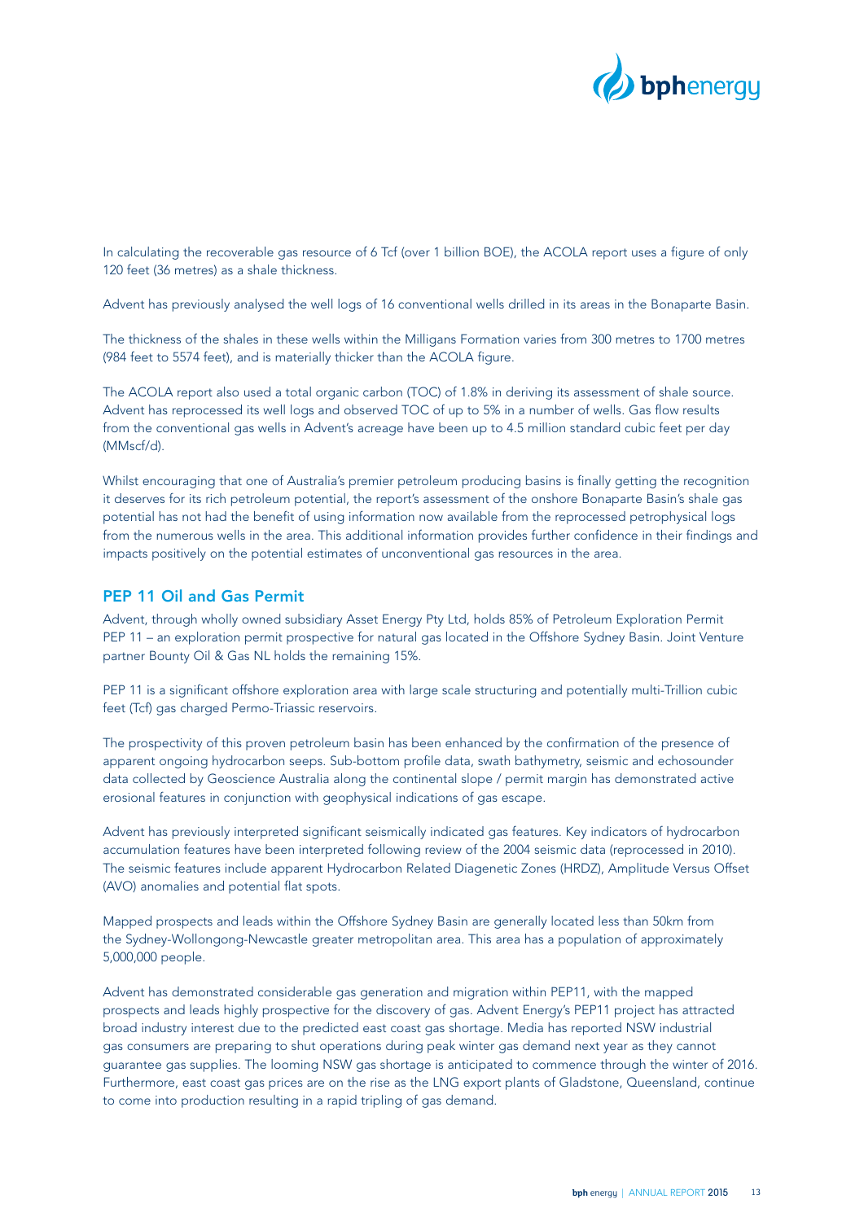In calculating the recoverable gas resource of 6 Tcf (over 1 billion BOE), the ACOLA report uses a figure of only 120 feet (36 metres) as a shale thickness.

Advent has previously analysed the well logs of 16 conventional wells drilled in its areas in the Bonaparte Basin.

The thickness of the shales in these wells within the Milligans Formation varies from 300 metres to 1700 metres (984 feet to 5574 feet), and is materially thicker than the ACOLA figure.

The ACOLA report also used a total organic carbon (TOC) of 1.8% in deriving its assessment of shale source. Advent has reprocessed its well logs and observed TOC of up to 5% in a number of wells. Gas flow results from the conventional gas wells in Advent's acreage have been up to 4.5 million standard cubic feet per day (MMscf/d).

Whilst encouraging that one of Australia's premier petroleum producing basins is finally getting the recognition it deserves for its rich petroleum potential, the report's assessment of the onshore Bonaparte Basin's shale gas potential has not had the benefit of using information now available from the reprocessed petrophysical logs from the numerous wells in the area. This additional information provides further confidence in their findings and impacts positively on the potential estimates of unconventional gas resources in the area.

## PEP 11 Oil and Gas Permit

Advent, through wholly owned subsidiary Asset Energy Pty Ltd, holds 85% of Petroleum Exploration Permit PEP 11 – an exploration permit prospective for natural gas located in the Offshore Sydney Basin. Joint Venture partner Bounty Oil & Gas NL holds the remaining 15%.

PEP 11 is a significant offshore exploration area with large scale structuring and potentially multi-Trillion cubic feet (Tcf) gas charged Permo-Triassic reservoirs.

The prospectivity of this proven petroleum basin has been enhanced by the confirmation of the presence of apparent ongoing hydrocarbon seeps. Sub-bottom profile data, swath bathymetry, seismic and echosounder data collected by Geoscience Australia along the continental slope / permit margin has demonstrated active erosional features in conjunction with geophysical indications of gas escape.

Advent has previously interpreted significant seismically indicated gas features. Key indicators of hydrocarbon accumulation features have been interpreted following review of the 2004 seismic data (reprocessed in 2010). The seismic features include apparent Hydrocarbon Related Diagenetic Zones (HRDZ), Amplitude Versus Offset (AVO) anomalies and potential flat spots.

Mapped prospects and leads within the Offshore Sydney Basin are generally located less than 50km from the Sydney-Wollongong-Newcastle greater metropolitan area. This area has a population of approximately 5,000,000 people.

Advent has demonstrated considerable gas generation and migration within PEP11, with the mapped prospects and leads highly prospective for the discovery of gas. Advent Energy's PEP11 project has attracted broad industry interest due to the predicted east coast gas shortage. Media has reported NSW industrial gas consumers are preparing to shut operations during peak winter gas demand next year as they cannot guarantee gas supplies. The looming NSW gas shortage is anticipated to commence through the winter of 2016. Furthermore, east coast gas prices are on the rise as the LNG export plants of Gladstone, Queensland, continue to come into production resulting in a rapid tripling of gas demand.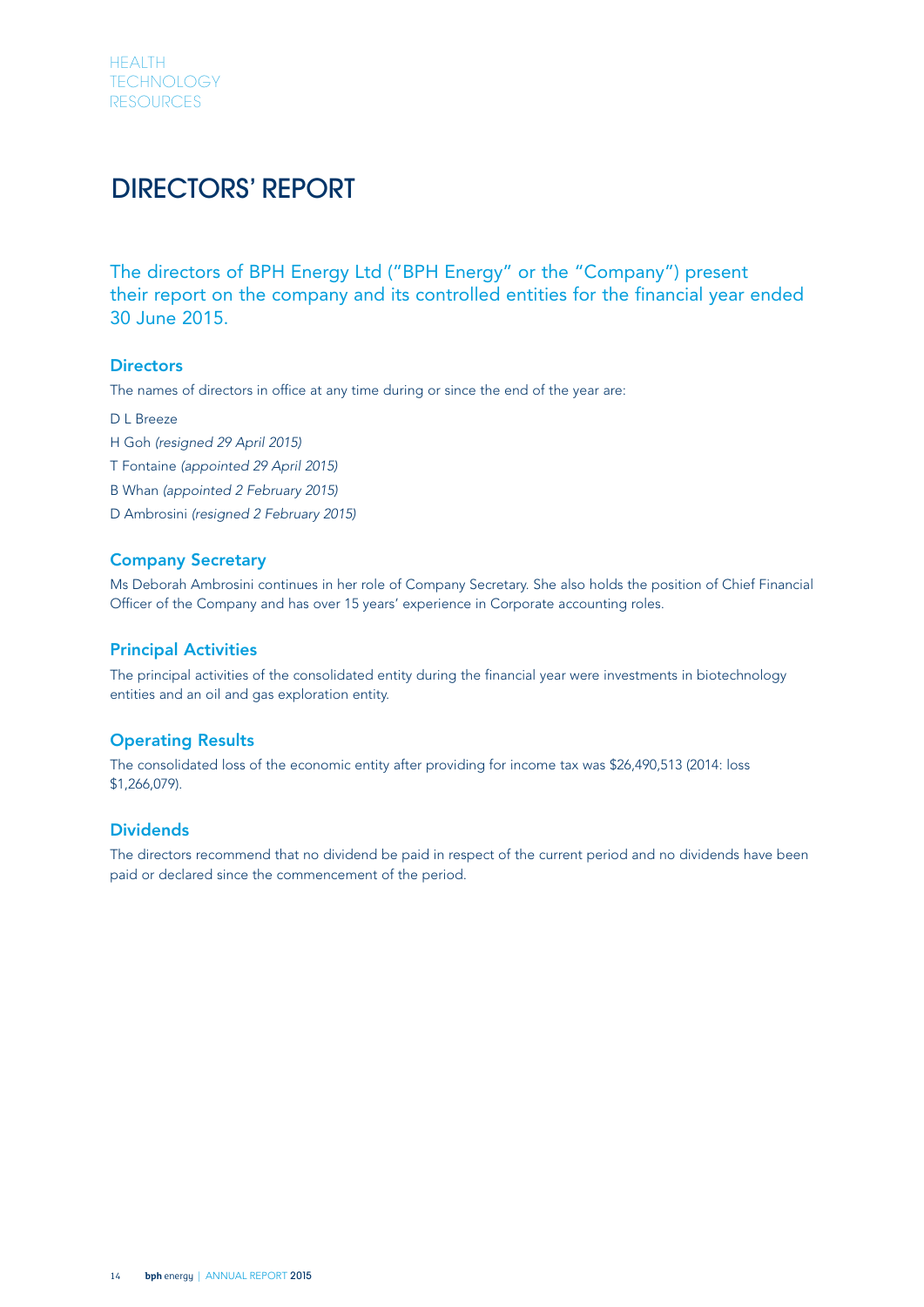# DIRECTORS' REPORT

The directors of BPH Energy Ltd ("BPH Energy" or the "Company") present their report on the company and its controlled entities for the financial year ended 30 June 2015.

## Directors

The names of directors in office at any time during or since the end of the year are:

D L Breeze
H Goh *(resigned 29 April 2015)*
T Fontaine *(appointed 29 April 2015)*
B Whan *(appointed 2 February 2015)*
D Ambrosini *(resigned 2 February 2015)*

## Company Secretary

Ms Deborah Ambrosini continues in her role of Company Secretary. She also holds the position of Chief Financial Officer of the Company and has over 15 years' experience in Corporate accounting roles.

## Principal Activities

The principal activities of the consolidated entity during the financial year were investments in biotechnology entities and an oil and gas exploration entity.

## Operating Results

The consolidated loss of the economic entity after providing for income tax was $26,490,513 (2014: loss $1,266,079).

## Dividends

The directors recommend that no dividend be paid in respect of the current period and no dividends have been paid or declared since the commencement of the period.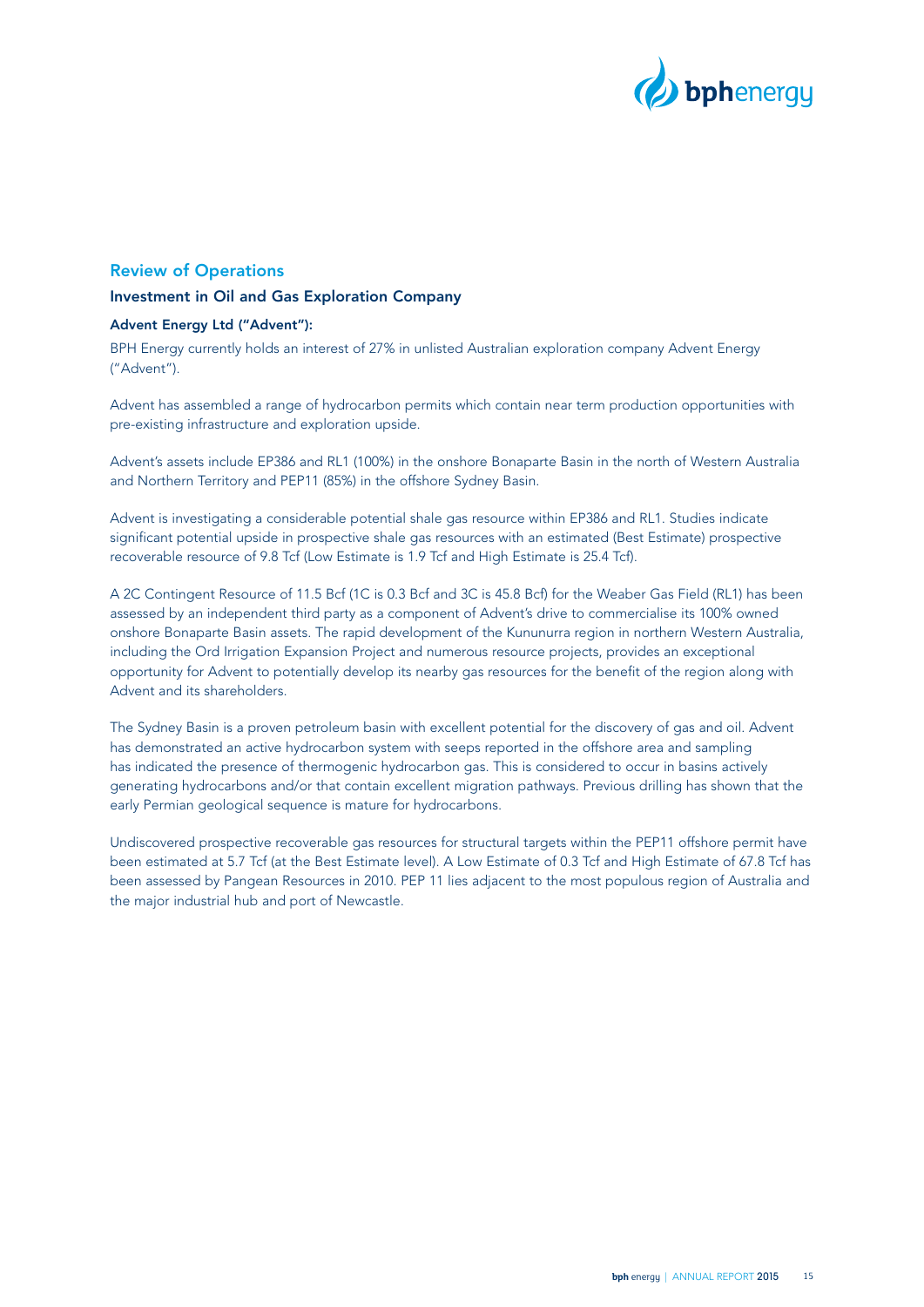## Review of Operations

### Investment in Oil and Gas Exploration Company

#### Advent Energy Ltd ("Advent"):

BPH Energy currently holds an interest of 27% in unlisted Australian exploration company Advent Energy ("Advent").

Advent has assembled a range of hydrocarbon permits which contain near term production opportunities with pre-existing infrastructure and exploration upside.

Advent's assets include EP386 and RL1 (100%) in the onshore Bonaparte Basin in the north of Western Australia and Northern Territory and PEP11 (85%) in the offshore Sydney Basin.

Advent is investigating a considerable potential shale gas resource within EP386 and RL1. Studies indicate significant potential upside in prospective shale gas resources with an estimated (Best Estimate) prospective recoverable resource of 9.8 Tcf (Low Estimate is 1.9 Tcf and High Estimate is 25.4 Tcf).

A 2C Contingent Resource of 11.5 Bcf (1C is 0.3 Bcf and 3C is 45.8 Bcf) for the Weaber Gas Field (RL1) has been assessed by an independent third party as a component of Advent's drive to commercialise its 100% owned onshore Bonaparte Basin assets. The rapid development of the Kununurra region in northern Western Australia, including the Ord Irrigation Expansion Project and numerous resource projects, provides an exceptional opportunity for Advent to potentially develop its nearby gas resources for the benefit of the region along with Advent and its shareholders.

The Sydney Basin is a proven petroleum basin with excellent potential for the discovery of gas and oil. Advent has demonstrated an active hydrocarbon system with seeps reported in the offshore area and sampling has indicated the presence of thermogenic hydrocarbon gas. This is considered to occur in basins actively generating hydrocarbons and/or that contain excellent migration pathways. Previous drilling has shown that the early Permian geological sequence is mature for hydrocarbons.

Undiscovered prospective recoverable gas resources for structural targets within the PEP11 offshore permit have been estimated at 5.7 Tcf (at the Best Estimate level). A Low Estimate of 0.3 Tcf and High Estimate of 67.8 Tcf has been assessed by Pangean Resources in 2010. PEP 11 lies adjacent to the most populous region of Australia and the major industrial hub and port of Newcastle.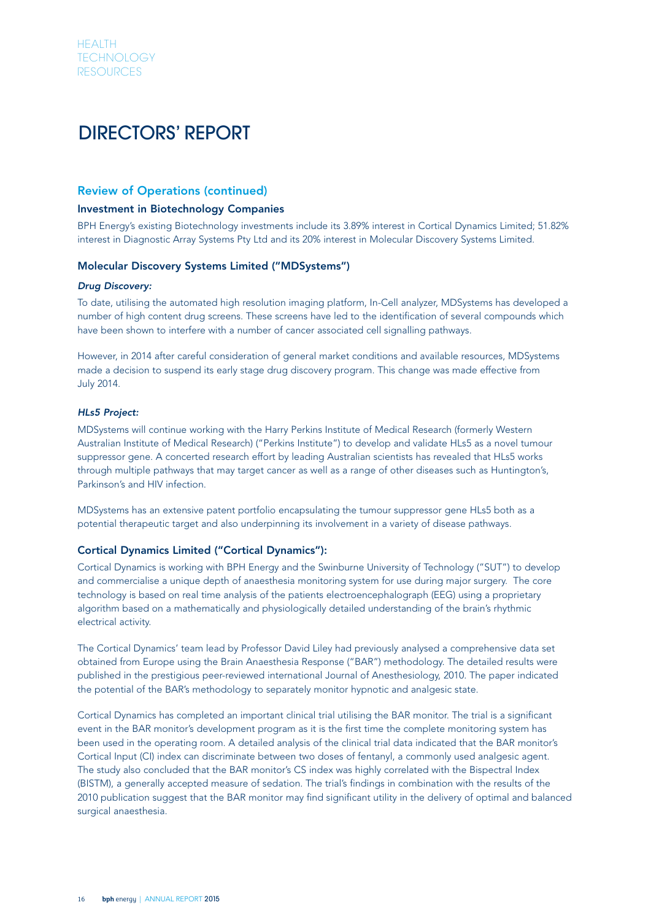# DIRECTORS' REPORT

## Review of Operations (continued)

### Investment in Biotechnology Companies

BPH Energy's existing Biotechnology investments include its 3.89% interest in Cortical Dynamics Limited; 51.82% interest in Diagnostic Array Systems Pty Ltd and its 20% interest in Molecular Discovery Systems Limited.

### Molecular Discovery Systems Limited ("MDSystems")

***Drug Discovery:***

To date, utilising the automated high resolution imaging platform, In-Cell analyzer, MDSystems has developed a number of high content drug screens. These screens have led to the identification of several compounds which have been shown to interfere with a number of cancer associated cell signalling pathways.

However, in 2014 after careful consideration of general market conditions and available resources, MDSystems made a decision to suspend its early stage drug discovery program. This change was made effective from July 2014.

***HLs5 Project:***

MDSystems will continue working with the Harry Perkins Institute of Medical Research (formerly Western Australian Institute of Medical Research) ("Perkins Institute") to develop and validate HLs5 as a novel tumour suppressor gene. A concerted research effort by leading Australian scientists has revealed that HLs5 works through multiple pathways that may target cancer as well as a range of other diseases such as Huntington's, Parkinson's and HIV infection.

MDSystems has an extensive patent portfolio encapsulating the tumour suppressor gene HLs5 both as a potential therapeutic target and also underpinning its involvement in a variety of disease pathways.

### Cortical Dynamics Limited ("Cortical Dynamics"):

Cortical Dynamics is working with BPH Energy and the Swinburne University of Technology ("SUT") to develop and commercialise a unique depth of anaesthesia monitoring system for use during major surgery. The core technology is based on real time analysis of the patients electroencephalograph (EEG) using a proprietary algorithm based on a mathematically and physiologically detailed understanding of the brain's rhythmic electrical activity.

The Cortical Dynamics' team lead by Professor David Liley had previously analysed a comprehensive data set obtained from Europe using the Brain Anaesthesia Response ("BAR") methodology. The detailed results were published in the prestigious peer-reviewed international Journal of Anesthesiology, 2010. The paper indicated the potential of the BAR's methodology to separately monitor hypnotic and analgesic state.

Cortical Dynamics has completed an important clinical trial utilising the BAR monitor. The trial is a significant event in the BAR monitor's development program as it is the first time the complete monitoring system has been used in the operating room. A detailed analysis of the clinical trial data indicated that the BAR monitor's Cortical Input (CI) index can discriminate between two doses of fentanyl, a commonly used analgesic agent. The study also concluded that the BAR monitor's CS index was highly correlated with the Bispectral Index (BISTM), a generally accepted measure of sedation. The trial's findings in combination with the results of the 2010 publication suggest that the BAR monitor may find significant utility in the delivery of optimal and balanced surgical anaesthesia.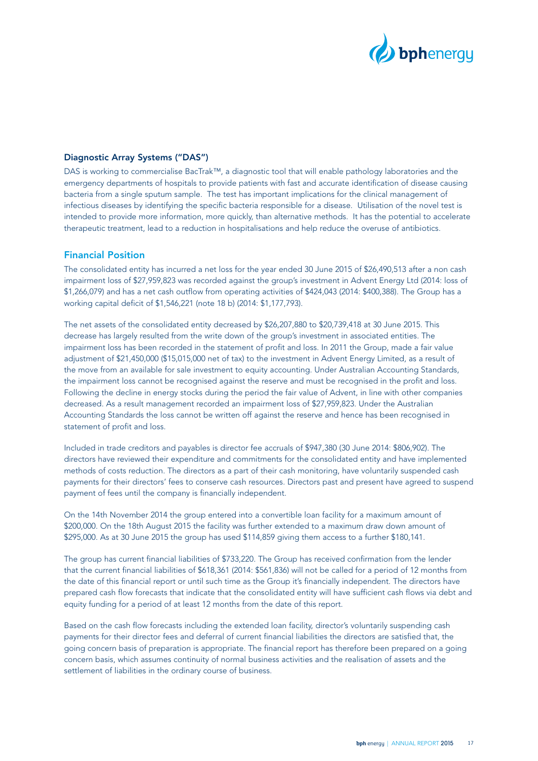### Diagnostic Array Systems ("DAS")

DAS is working to commercialise BacTrak™, a diagnostic tool that will enable pathology laboratories and the emergency departments of hospitals to provide patients with fast and accurate identification of disease causing bacteria from a single sputum sample. The test has important implications for the clinical management of infectious diseases by identifying the specific bacteria responsible for a disease. Utilisation of the novel test is intended to provide more information, more quickly, than alternative methods. It has the potential to accelerate therapeutic treatment, lead to a reduction in hospitalisations and help reduce the overuse of antibiotics.

## Financial Position

The consolidated entity has incurred a net loss for the year ended 30 June 2015 of $26,490,513 after a non cash impairment loss of $27,959,823 was recorded against the group's investment in Advent Energy Ltd (2014: loss of $1,266,079) and has a net cash outflow from operating activities of $424,043 (2014: $400,388). The Group has a working capital deficit of $1,546,221 (note 18 b) (2014: $1,177,793).

The net assets of the consolidated entity decreased by $26,207,880 to $20,739,418 at 30 June 2015. This decrease has largely resulted from the write down of the group's investment in associated entities. The impairment loss has been recorded in the statement of profit and loss. In 2011 the Group, made a fair value adjustment of $21,450,000 ($15,015,000 net of tax) to the investment in Advent Energy Limited, as a result of the move from an available for sale investment to equity accounting. Under Australian Accounting Standards, the impairment loss cannot be recognised against the reserve and must be recognised in the profit and loss. Following the decline in energy stocks during the period the fair value of Advent, in line with other companies decreased. As a result management recorded an impairment loss of $27,959,823. Under the Australian Accounting Standards the loss cannot be written off against the reserve and hence has been recognised in statement of profit and loss.

Included in trade creditors and payables is director fee accruals of $947,380 (30 June 2014: $806,902). The directors have reviewed their expenditure and commitments for the consolidated entity and have implemented methods of costs reduction. The directors as a part of their cash monitoring, have voluntarily suspended cash payments for their directors' fees to conserve cash resources. Directors past and present have agreed to suspend payment of fees until the company is financially independent.

On the 14th November 2014 the group entered into a convertible loan facility for a maximum amount of $200,000. On the 18th August 2015 the facility was further extended to a maximum draw down amount of $295,000. As at 30 June 2015 the group has used $114,859 giving them access to a further $180,141.

The group has current financial liabilities of $733,220. The Group has received confirmation from the lender that the current financial liabilities of $618,361 (2014: $561,836) will not be called for a period of 12 months from the date of this financial report or until such time as the Group it's financially independent. The directors have prepared cash flow forecasts that indicate that the consolidated entity will have sufficient cash flows via debt and equity funding for a period of at least 12 months from the date of this report.

Based on the cash flow forecasts including the extended loan facility, director's voluntarily suspending cash payments for their director fees and deferral of current financial liabilities the directors are satisfied that, the going concern basis of preparation is appropriate. The financial report has therefore been prepared on a going concern basis, which assumes continuity of normal business activities and the realisation of assets and the settlement of liabilities in the ordinary course of business.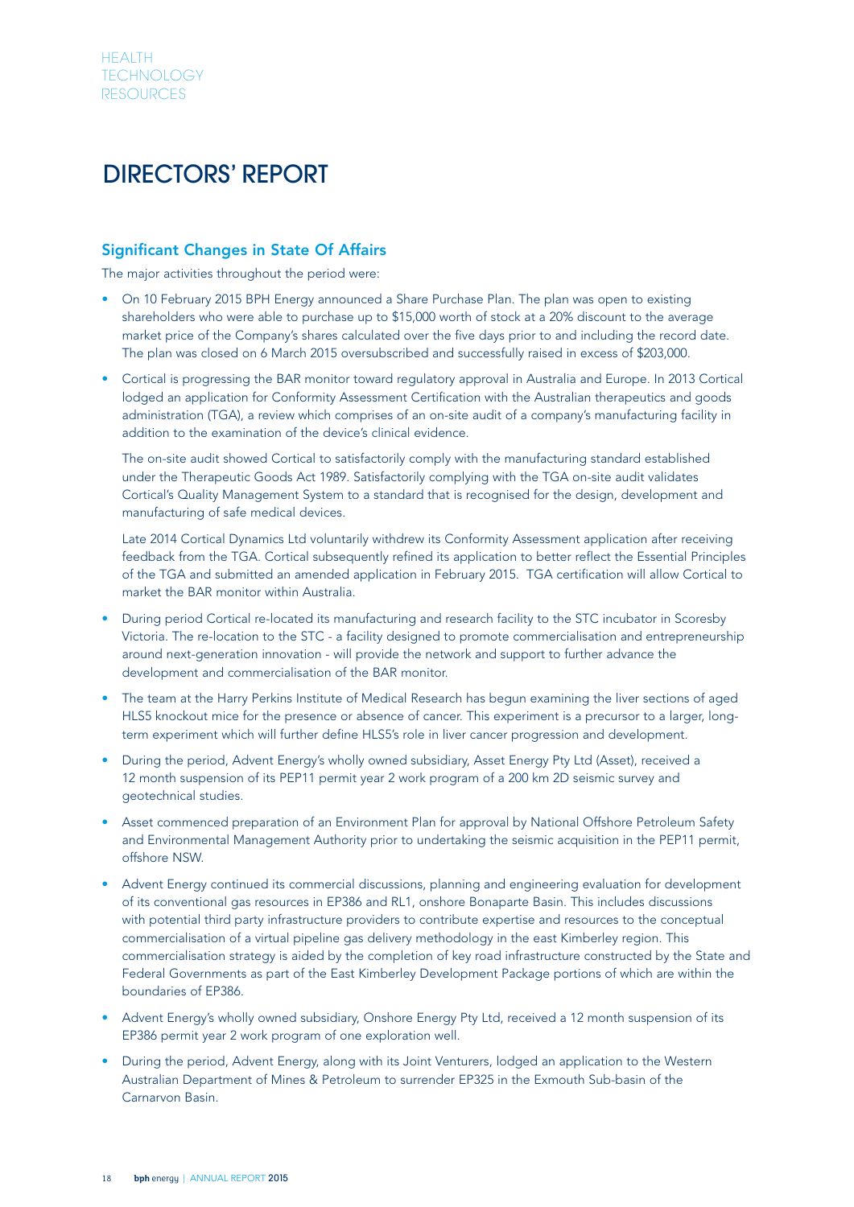# DIRECTORS' REPORT

## Significant Changes in State Of Affairs

The major activities throughout the period were:

- On 10 February 2015 BPH Energy announced a Share Purchase Plan. The plan was open to existing shareholders who were able to purchase up to $15,000 worth of stock at a 20% discount to the average market price of the Company's shares calculated over the five days prior to and including the record date. The plan was closed on 6 March 2015 oversubscribed and successfully raised in excess of $203,000.

- Cortical is progressing the BAR monitor toward regulatory approval in Australia and Europe. In 2013 Cortical lodged an application for Conformity Assessment Certification with the Australian therapeutics and goods administration (TGA), a review which comprises of an on-site audit of a company's manufacturing facility in addition to the examination of the device's clinical evidence.

  The on-site audit showed Cortical to satisfactorily comply with the manufacturing standard established under the Therapeutic Goods Act 1989. Satisfactorily complying with the TGA on-site audit validates Cortical's Quality Management System to a standard that is recognised for the design, development and manufacturing of safe medical devices.

  Late 2014 Cortical Dynamics Ltd voluntarily withdrew its Conformity Assessment application after receiving feedback from the TGA. Cortical subsequently refined its application to better reflect the Essential Principles of the TGA and submitted an amended application in February 2015. TGA certification will allow Cortical to market the BAR monitor within Australia.

- During period Cortical re-located its manufacturing and research facility to the STC incubator in Scoresby Victoria. The re-location to the STC - a facility designed to promote commercialisation and entrepreneurship around next-generation innovation - will provide the network and support to further advance the development and commercialisation of the BAR monitor.

- The team at the Harry Perkins Institute of Medical Research has begun examining the liver sections of aged HLS5 knockout mice for the presence or absence of cancer. This experiment is a precursor to a larger, long-term experiment which will further define HLS5's role in liver cancer progression and development.

- During the period, Advent Energy's wholly owned subsidiary, Asset Energy Pty Ltd (Asset), received a 12 month suspension of its PEP11 permit year 2 work program of a 200 km 2D seismic survey and geotechnical studies.

- Asset commenced preparation of an Environment Plan for approval by National Offshore Petroleum Safety and Environmental Management Authority prior to undertaking the seismic acquisition in the PEP11 permit, offshore NSW.

- Advent Energy continued its commercial discussions, planning and engineering evaluation for development of its conventional gas resources in EP386 and RL1, onshore Bonaparte Basin. This includes discussions with potential third party infrastructure providers to contribute expertise and resources to the conceptual commercialisation of a virtual pipeline gas delivery methodology in the east Kimberley region. This commercialisation strategy is aided by the completion of key road infrastructure constructed by the State and Federal Governments as part of the East Kimberley Development Package portions of which are within the boundaries of EP386.

- Advent Energy's wholly owned subsidiary, Onshore Energy Pty Ltd, received a 12 month suspension of its EP386 permit year 2 work program of one exploration well.

- During the period, Advent Energy, along with its Joint Venturers, lodged an application to the Western Australian Department of Mines & Petroleum to surrender EP325 in the Exmouth Sub-basin of the Carnarvon Basin.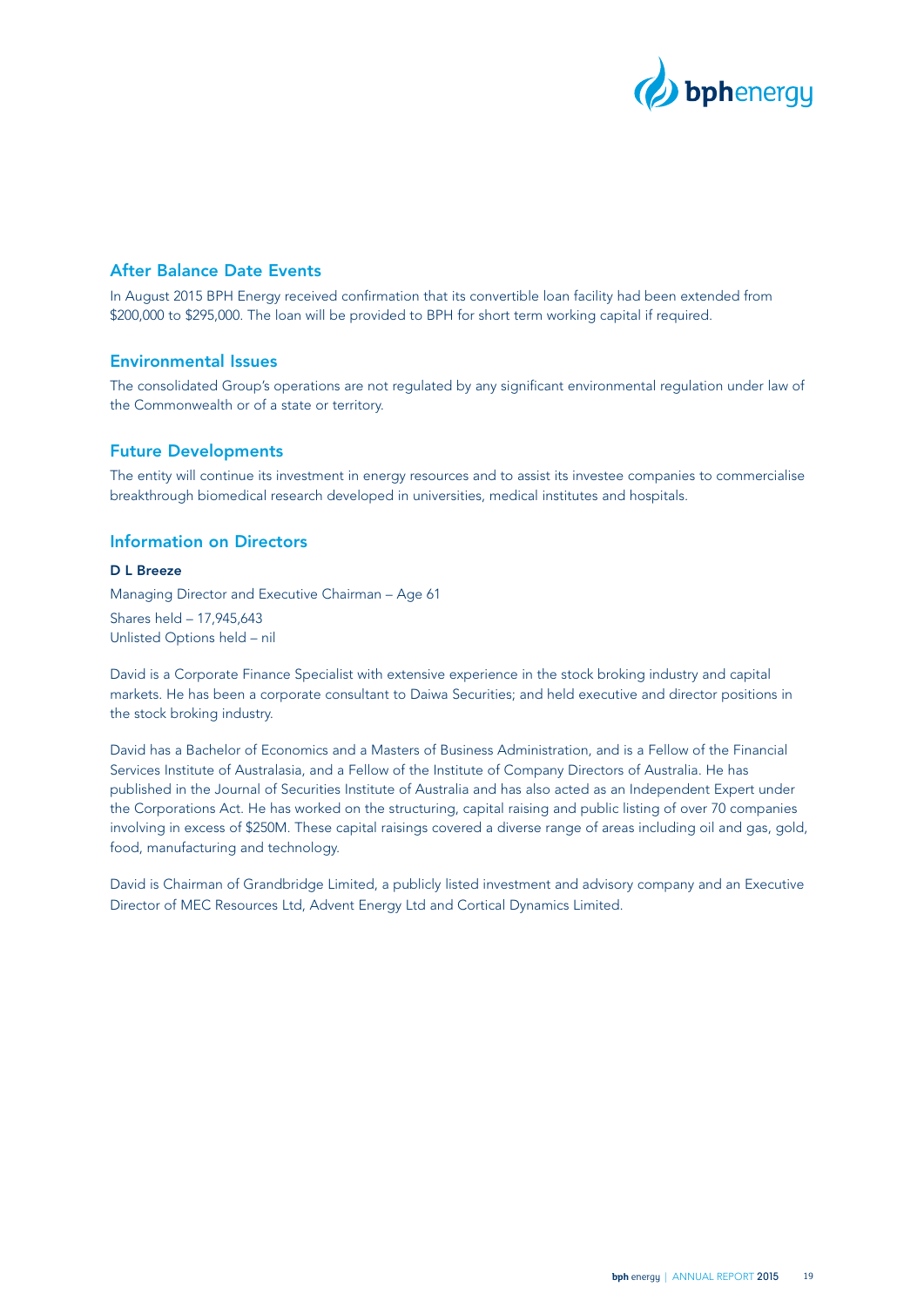## After Balance Date Events

In August 2015 BPH Energy received confirmation that its convertible loan facility had been extended from $200,000 to $295,000. The loan will be provided to BPH for short term working capital if required.

## Environmental Issues

The consolidated Group's operations are not regulated by any significant environmental regulation under law of the Commonwealth or of a state or territory.

## Future Developments

The entity will continue its investment in energy resources and to assist its investee companies to commercialise breakthrough biomedical research developed in universities, medical institutes and hospitals.

## Information on Directors

**D L Breeze**

Managing Director and Executive Chairman – Age 61

Shares held – 17,945,643
Unlisted Options held – nil

David is a Corporate Finance Specialist with extensive experience in the stock broking industry and capital markets. He has been a corporate consultant to Daiwa Securities; and held executive and director positions in the stock broking industry.

David has a Bachelor of Economics and a Masters of Business Administration, and is a Fellow of the Financial Services Institute of Australasia, and a Fellow of the Institute of Company Directors of Australia. He has published in the Journal of Securities Institute of Australia and has also acted as an Independent Expert under the Corporations Act. He has worked on the structuring, capital raising and public listing of over 70 companies involving in excess of $250M. These capital raisings covered a diverse range of areas including oil and gas, gold, food, manufacturing and technology.

David is Chairman of Grandbridge Limited, a publicly listed investment and advisory company and an Executive Director of MEC Resources Ltd, Advent Energy Ltd and Cortical Dynamics Limited.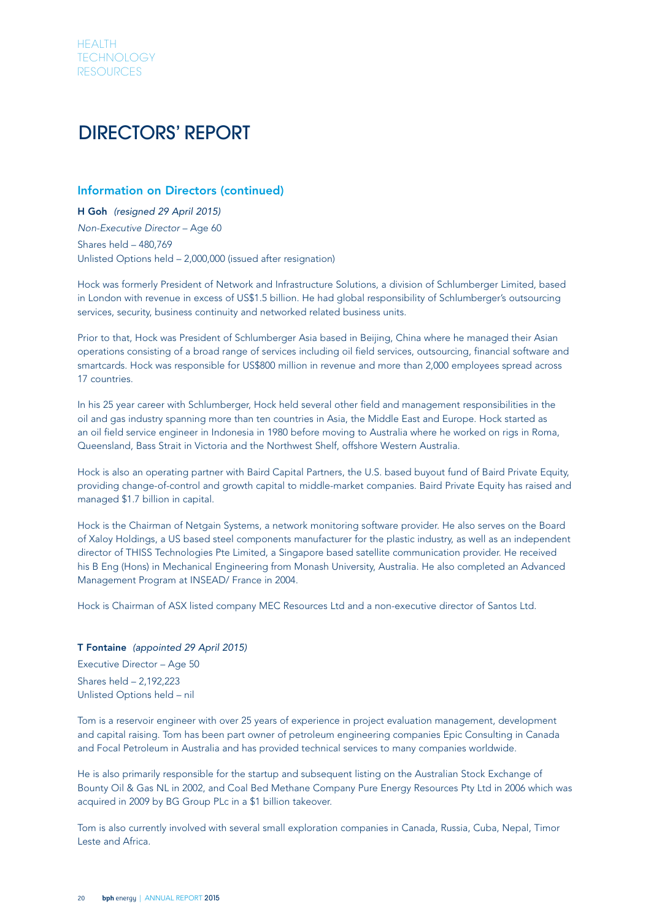# DIRECTORS' REPORT

## Information on Directors (continued)

**H Goh** *(resigned 29 April 2015)*
*Non-Executive Director* – Age 60
Shares held – 480,769
Unlisted Options held – 2,000,000 (issued after resignation)

Hock was formerly President of Network and Infrastructure Solutions, a division of Schlumberger Limited, based in London with revenue in excess of US$1.5 billion. He had global responsibility of Schlumberger's outsourcing services, security, business continuity and networked related business units.

Prior to that, Hock was President of Schlumberger Asia based in Beijing, China where he managed their Asian operations consisting of a broad range of services including oil field services, outsourcing, financial software and smartcards. Hock was responsible for US$800 million in revenue and more than 2,000 employees spread across 17 countries.

In his 25 year career with Schlumberger, Hock held several other field and management responsibilities in the oil and gas industry spanning more than ten countries in Asia, the Middle East and Europe. Hock started as an oil field service engineer in Indonesia in 1980 before moving to Australia where he worked on rigs in Roma, Queensland, Bass Strait in Victoria and the Northwest Shelf, offshore Western Australia.

Hock is also an operating partner with Baird Capital Partners, the U.S. based buyout fund of Baird Private Equity, providing change-of-control and growth capital to middle-market companies. Baird Private Equity has raised and managed $1.7 billion in capital.

Hock is the Chairman of Netgain Systems, a network monitoring software provider. He also serves on the Board of Xaloy Holdings, a US based steel components manufacturer for the plastic industry, as well as an independent director of THISS Technologies Pte Limited, a Singapore based satellite communication provider. He received his B Eng (Hons) in Mechanical Engineering from Monash University, Australia. He also completed an Advanced Management Program at INSEAD/ France in 2004.

Hock is Chairman of ASX listed company MEC Resources Ltd and a non-executive director of Santos Ltd.

**T Fontaine** *(appointed 29 April 2015)*
Executive Director – Age 50
Shares held – 2,192,223
Unlisted Options held – nil

Tom is a reservoir engineer with over 25 years of experience in project evaluation management, development and capital raising. Tom has been part owner of petroleum engineering companies Epic Consulting in Canada and Focal Petroleum in Australia and has provided technical services to many companies worldwide.

He is also primarily responsible for the startup and subsequent listing on the Australian Stock Exchange of Bounty Oil & Gas NL in 2002, and Coal Bed Methane Company Pure Energy Resources Pty Ltd in 2006 which was acquired in 2009 by BG Group PLc in a $1 billion takeover.

Tom is also currently involved with several small exploration companies in Canada, Russia, Cuba, Nepal, Timor Leste and Africa.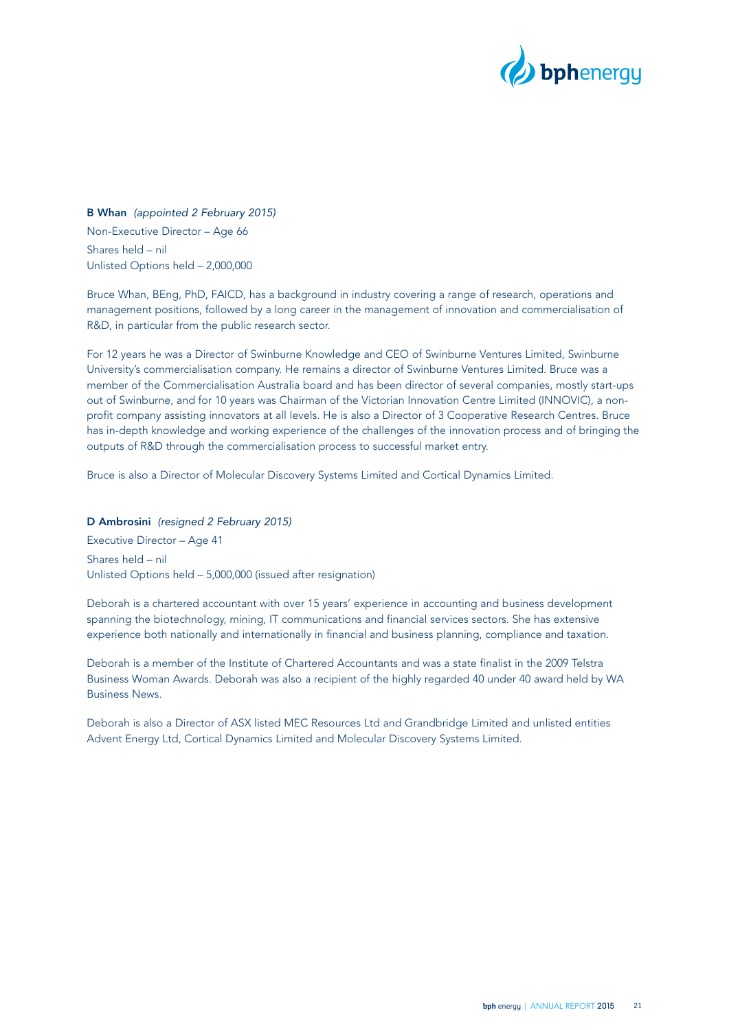**B Whan** *(appointed 2 February 2015)*

Non-Executive Director – Age 66

Shares held – nil
Unlisted Options held – 2,000,000

Bruce Whan, BEng, PhD, FAICD, has a background in industry covering a range of research, operations and management positions, followed by a long career in the management of innovation and commercialisation of R&D, in particular from the public research sector.

For 12 years he was a Director of Swinburne Knowledge and CEO of Swinburne Ventures Limited, Swinburne University's commercialisation company. He remains a director of Swinburne Ventures Limited. Bruce was a member of the Commercialisation Australia board and has been director of several companies, mostly start-ups out of Swinburne, and for 10 years was Chairman of the Victorian Innovation Centre Limited (INNOVIC), a non-profit company assisting innovators at all levels. He is also a Director of 3 Cooperative Research Centres. Bruce has in-depth knowledge and working experience of the challenges of the innovation process and of bringing the outputs of R&D through the commercialisation process to successful market entry.

Bruce is also a Director of Molecular Discovery Systems Limited and Cortical Dynamics Limited.

**D Ambrosini** *(resigned 2 February 2015)*

Executive Director – Age 41

Shares held – nil
Unlisted Options held – 5,000,000 (issued after resignation)

Deborah is a chartered accountant with over 15 years' experience in accounting and business development spanning the biotechnology, mining, IT communications and financial services sectors. She has extensive experience both nationally and internationally in financial and business planning, compliance and taxation.

Deborah is a member of the Institute of Chartered Accountants and was a state finalist in the 2009 Telstra Business Woman Awards. Deborah was also a recipient of the highly regarded 40 under 40 award held by WA Business News.

Deborah is also a Director of ASX listed MEC Resources Ltd and Grandbridge Limited and unlisted entities Advent Energy Ltd, Cortical Dynamics Limited and Molecular Discovery Systems Limited.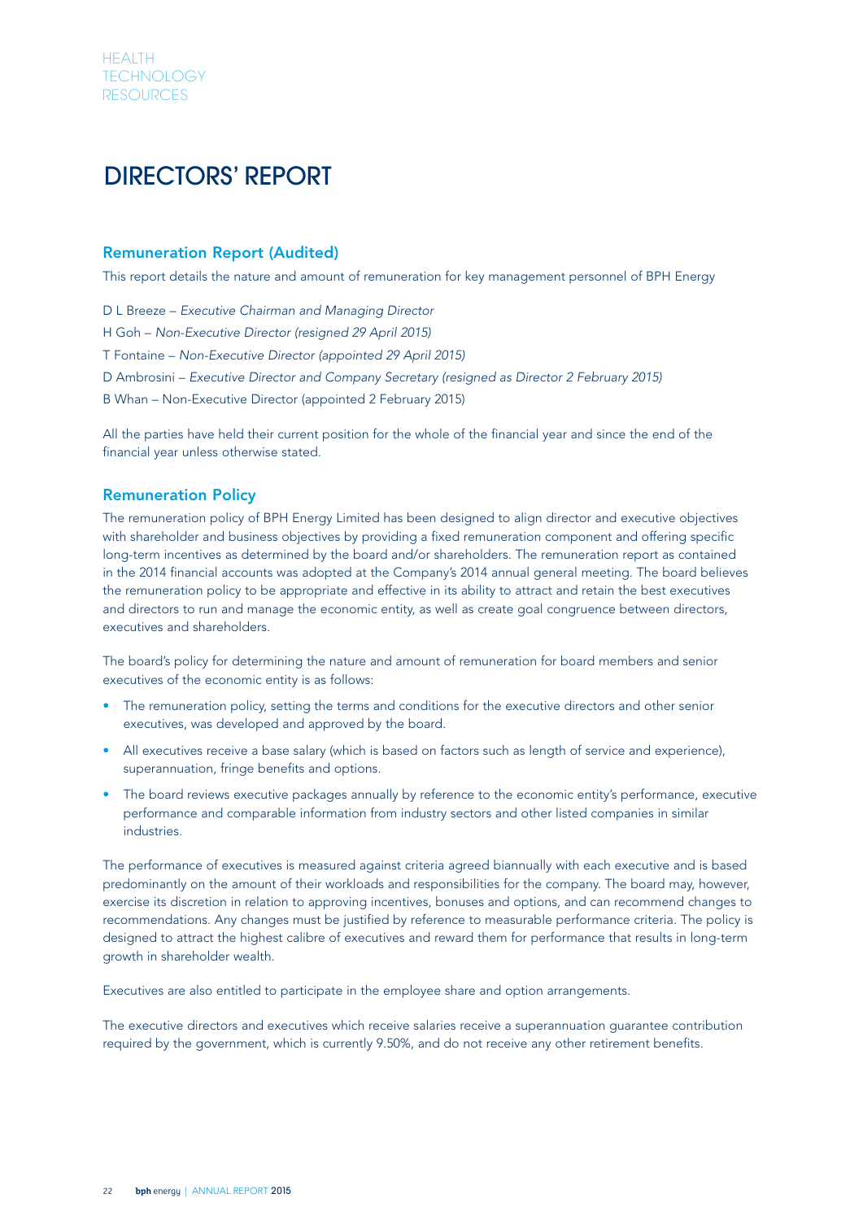# DIRECTORS' REPORT

## Remuneration Report (Audited)

This report details the nature and amount of remuneration for key management personnel of BPH Energy

D L Breeze – *Executive Chairman and Managing Director*

H Goh – *Non-Executive Director (resigned 29 April 2015)*

T Fontaine – *Non-Executive Director (appointed 29 April 2015)*

D Ambrosini – *Executive Director and Company Secretary (resigned as Director 2 February 2015)*

B Whan – Non-Executive Director (appointed 2 February 2015)

All the parties have held their current position for the whole of the financial year and since the end of the financial year unless otherwise stated.

## Remuneration Policy

The remuneration policy of BPH Energy Limited has been designed to align director and executive objectives with shareholder and business objectives by providing a fixed remuneration component and offering specific long-term incentives as determined by the board and/or shareholders. The remuneration report as contained in the 2014 financial accounts was adopted at the Company's 2014 annual general meeting. The board believes the remuneration policy to be appropriate and effective in its ability to attract and retain the best executives and directors to run and manage the economic entity, as well as create goal congruence between directors, executives and shareholders.

The board's policy for determining the nature and amount of remuneration for board members and senior executives of the economic entity is as follows:

- The remuneration policy, setting the terms and conditions for the executive directors and other senior executives, was developed and approved by the board.
- All executives receive a base salary (which is based on factors such as length of service and experience), superannuation, fringe benefits and options.
- The board reviews executive packages annually by reference to the economic entity's performance, executive performance and comparable information from industry sectors and other listed companies in similar industries.

The performance of executives is measured against criteria agreed biannually with each executive and is based predominantly on the amount of their workloads and responsibilities for the company. The board may, however, exercise its discretion in relation to approving incentives, bonuses and options, and can recommend changes to recommendations. Any changes must be justified by reference to measurable performance criteria. The policy is designed to attract the highest calibre of executives and reward them for performance that results in long-term growth in shareholder wealth.

Executives are also entitled to participate in the employee share and option arrangements.

The executive directors and executives which receive salaries receive a superannuation guarantee contribution required by the government, which is currently 9.50%, and do not receive any other retirement benefits.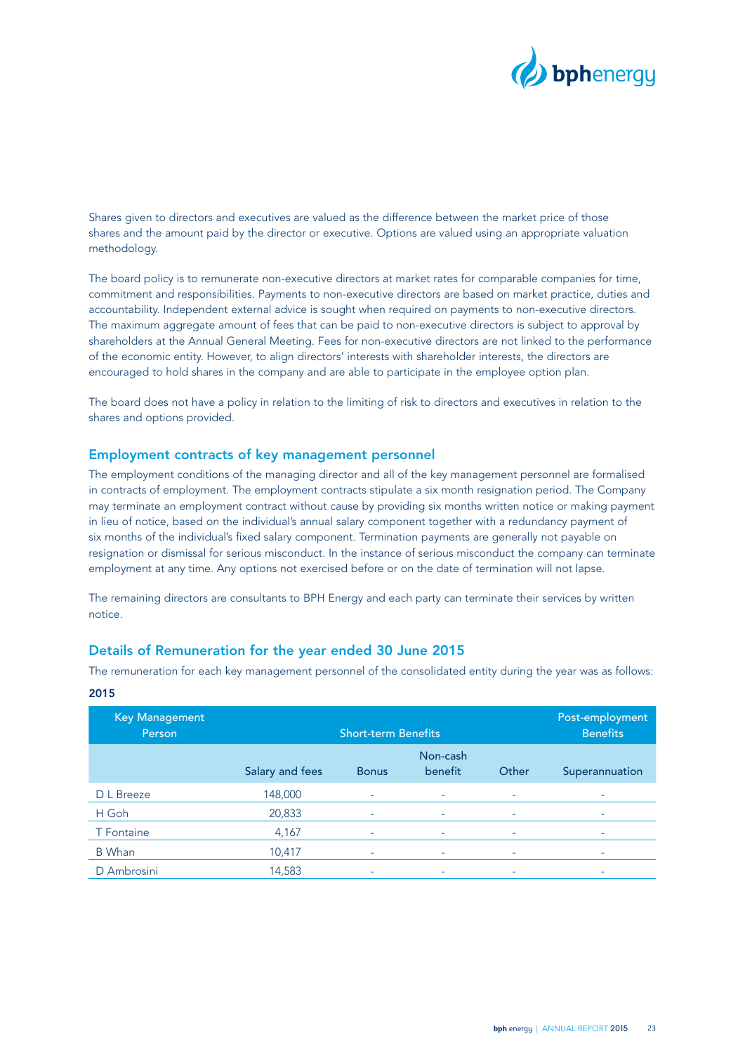Shares given to directors and executives are valued as the difference between the market price of those shares and the amount paid by the director or executive. Options are valued using an appropriate valuation methodology.

The board policy is to remunerate non-executive directors at market rates for comparable companies for time, commitment and responsibilities. Payments to non-executive directors are based on market practice, duties and accountability. Independent external advice is sought when required on payments to non-executive directors. The maximum aggregate amount of fees that can be paid to non-executive directors is subject to approval by shareholders at the Annual General Meeting. Fees for non-executive directors are not linked to the performance of the economic entity. However, to align directors' interests with shareholder interests, the directors are encouraged to hold shares in the company and are able to participate in the employee option plan.

The board does not have a policy in relation to the limiting of risk to directors and executives in relation to the shares and options provided.

## Employment contracts of key management personnel

The employment conditions of the managing director and all of the key management personnel are formalised in contracts of employment. The employment contracts stipulate a six month resignation period. The Company may terminate an employment contract without cause by providing six months written notice or making payment in lieu of notice, based on the individual's annual salary component together with a redundancy payment of six months of the individual's fixed salary component. Termination payments are generally not payable on resignation or dismissal for serious misconduct. In the instance of serious misconduct the company can terminate employment at any time. Any options not exercised before or on the date of termination will not lapse.

The remaining directors are consultants to BPH Energy and each party can terminate their services by written notice.

## Details of Remuneration for the year ended 30 June 2015

The remuneration for each key management personnel of the consolidated entity during the year was as follows:

**2015**

| Key Management Person | Short-term Benefits | | | | Post-employment Benefits |
|---|---|---|---|---|---|
| | Salary and fees | Bonus | Non-cash benefit | Other | Superannuation |
| D L Breeze | 148,000 | - | - | - | - |
| H Goh | 20,833 | - | - | - | - |
| T Fontaine | 4,167 | - | - | - | - |
| B Whan | 10,417 | - | - | - | - |
| D Ambrosini | 14,583 | - | - | - | - |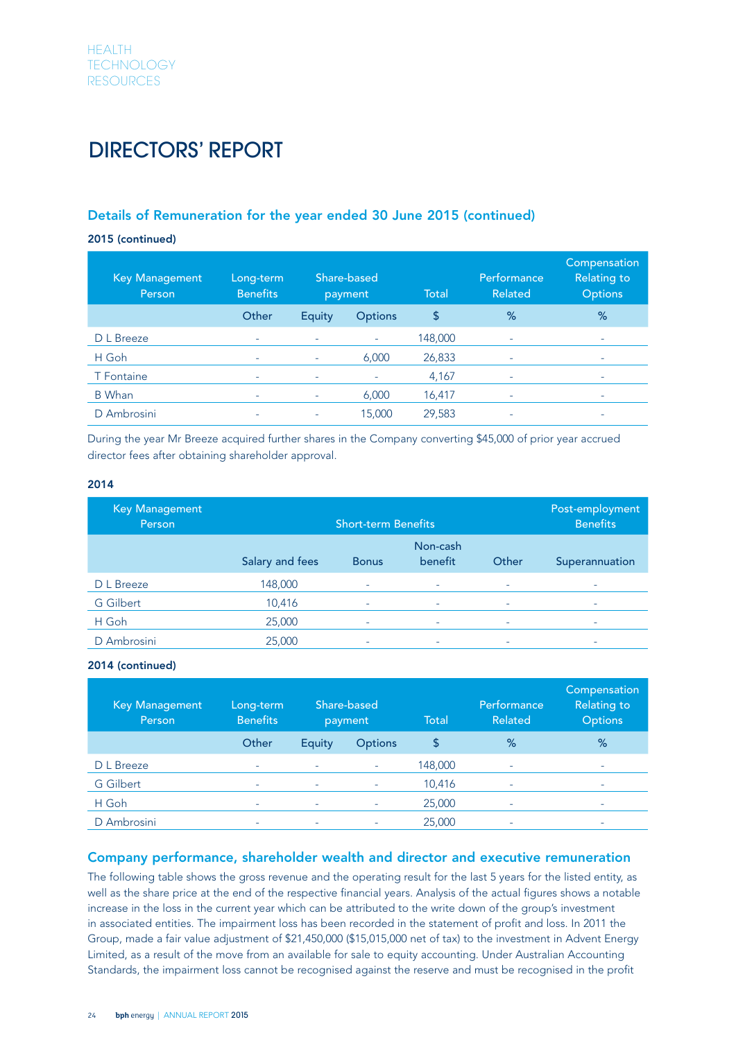# DIRECTORS' REPORT

## Details of Remuneration for the year ended 30 June 2015 (continued)

**2015 (continued)**

| Key Management Person | Long-term Benefits | Share-based payment | | Total | Performance Related | Compensation Relating to Options |
|---|---|---|---|---|---|---|
| | Other | Equity | Options | $ | % | % |
| D L Breeze | - | - | - | 148,000 | - | - |
| H Goh | - | - | 6,000 | 26,833 | - | - |
| T Fontaine | - | - | - | 4,167 | - | - |
| B Whan | - | - | 6,000 | 16,417 | - | - |
| D Ambrosini | - | - | 15,000 | 29,583 | - | - |

During the year Mr Breeze acquired further shares in the Company converting $45,000 of prior year accrued director fees after obtaining shareholder approval.

**2014**

| Key Management Person | Short-term Benefits | | | | Post-employment Benefits |
|---|---|---|---|---|---|
| | Salary and fees | Bonus | Non-cash benefit | Other | Superannuation |
| D L Breeze | 148,000 | - | - | - | - |
| G Gilbert | 10,416 | - | - | - | - |
| H Goh | 25,000 | - | - | - | - |
| D Ambrosini | 25,000 | - | - | - | - |

**2014 (continued)**

| Key Management Person | Long-term Benefits | Share-based payment | | Total | Performance Related | Compensation Relating to Options |
|---|---|---|---|---|---|---|
| | Other | Equity | Options | $ | % | % |
| D L Breeze | - | - | - | 148,000 | - | - |
| G Gilbert | - | - | - | 10,416 | - | - |
| H Goh | - | - | - | 25,000 | - | - |
| D Ambrosini | - | - | - | 25,000 | - | - |

## Company performance, shareholder wealth and director and executive remuneration

The following table shows the gross revenue and the operating result for the last 5 years for the listed entity, as well as the share price at the end of the respective financial years. Analysis of the actual figures shows a notable increase in the loss in the current year which can be attributed to the write down of the group's investment in associated entities. The impairment loss has been recorded in the statement of profit and loss. In 2011 the Group, made a fair value adjustment of $21,450,000 ($15,015,000 net of tax) to the investment in Advent Energy Limited, as a result of the move from an available for sale to equity accounting. Under Australian Accounting Standards, the impairment loss cannot be recognised against the reserve and must be recognised in the profit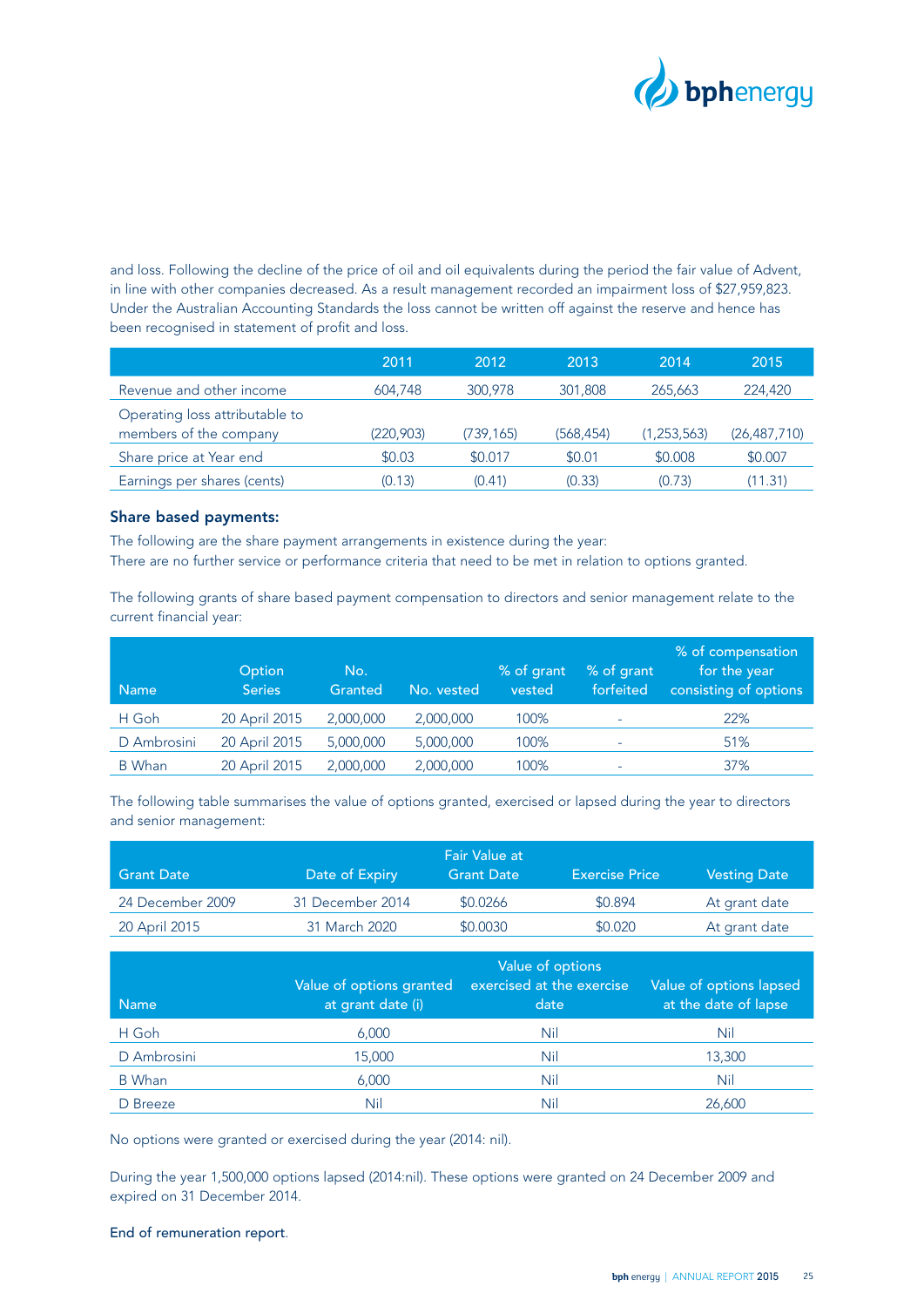and loss. Following the decline of the price of oil and oil equivalents during the period the fair value of Advent, in line with other companies decreased. As a result management recorded an impairment loss of $27,959,823. Under the Australian Accounting Standards the loss cannot be written off against the reserve and hence has been recognised in statement of profit and loss.

| | 2011 | 2012 | 2013 | 2014 | 2015 |
|---|---|---|---|---|---|
| Revenue and other income | 604,748 | 300,978 | 301,808 | 265,663 | 224,420 |
| Operating loss attributable to members of the company | (220,903) | (739,165) | (568,454) | (1,253,563) | (26,487,710) |
| Share price at Year end | $0.03 | $0.017 | $0.01 | $0.008 | $0.007 |
| Earnings per shares (cents) | (0.13) | (0.41) | (0.33) | (0.73) | (11.31) |

### Share based payments:

The following are the share payment arrangements in existence during the year:
There are no further service or performance criteria that need to be met in relation to options granted.

The following grants of share based payment compensation to directors and senior management relate to the current financial year:

| Name | Option Series | No. Granted | No. vested | % of grant vested | % of grant forfeited | % of compensation for the year consisting of options |
|---|---|---|---|---|---|---|
| H Goh | 20 April 2015 | 2,000,000 | 2,000,000 | 100% | - | 22% |
| D Ambrosini | 20 April 2015 | 5,000,000 | 5,000,000 | 100% | - | 51% |
| B Whan | 20 April 2015 | 2,000,000 | 2,000,000 | 100% | - | 37% |

The following table summarises the value of options granted, exercised or lapsed during the year to directors and senior management:

| Grant Date | Date of Expiry | Fair Value at Grant Date | Exercise Price | Vesting Date |
|---|---|---|---|---|
| 24 December 2009 | 31 December 2014 | $0.0266 | $0.894 | At grant date |
| 20 April 2015 | 31 March 2020 | $0.0030 | $0.020 | At grant date |

| Name | Value of options granted at grant date (i) | Value of options exercised at the exercise date | Value of options lapsed at the date of lapse |
|---|---|---|---|
| H Goh | 6,000 | Nil | Nil |
| D Ambrosini | 15,000 | Nil | 13,300 |
| B Whan | 6,000 | Nil | Nil |
| D Breeze | Nil | Nil | 26,600 |

No options were granted or exercised during the year (2014: nil).

During the year 1,500,000 options lapsed (2014:nil). These options were granted on 24 December 2009 and expired on 31 December 2014.

End of remuneration report.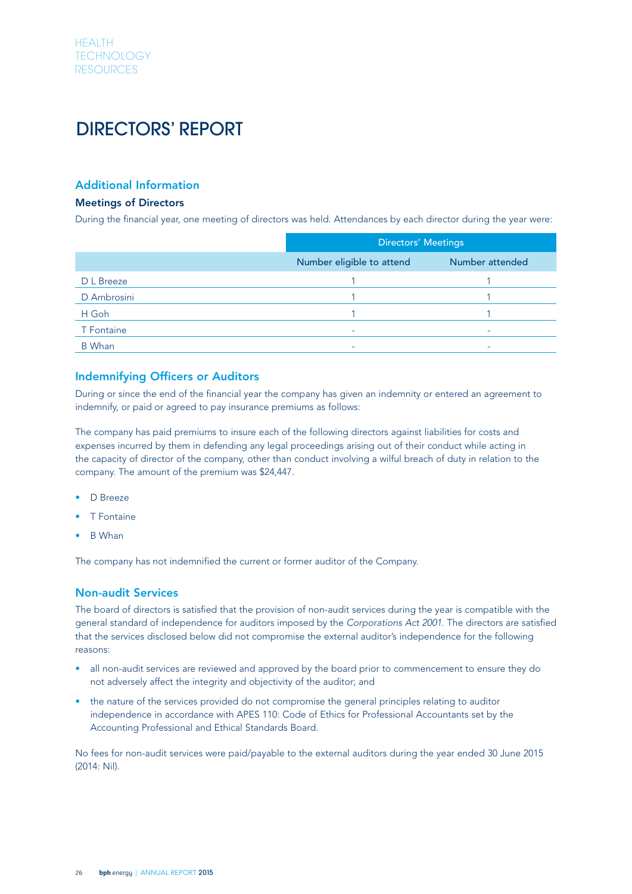# DIRECTORS' REPORT

## Additional Information

### Meetings of Directors

During the financial year, one meeting of directors was held. Attendances by each director during the year were:

| | Directors' Meetings | |
|---|---|---|
| | Number eligible to attend | Number attended |
| D L Breeze | 1 | 1 |
| D Ambrosini | 1 | 1 |
| H Goh | 1 | 1 |
| T Fontaine | - | - |
| B Whan | - | - |

## Indemnifying Officers or Auditors

During or since the end of the financial year the company has given an indemnity or entered an agreement to indemnify, or paid or agreed to pay insurance premiums as follows:

The company has paid premiums to insure each of the following directors against liabilities for costs and expenses incurred by them in defending any legal proceedings arising out of their conduct while acting in the capacity of director of the company, other than conduct involving a wilful breach of duty in relation to the company. The amount of the premium was $24,447.

- D Breeze
- T Fontaine
- B Whan

The company has not indemnified the current or former auditor of the Company.

## Non-audit Services

The board of directors is satisfied that the provision of non-audit services during the year is compatible with the general standard of independence for auditors imposed by the *Corporations Act 2001*. The directors are satisfied that the services disclosed below did not compromise the external auditor's independence for the following reasons:

- all non-audit services are reviewed and approved by the board prior to commencement to ensure they do not adversely affect the integrity and objectivity of the auditor; and
- the nature of the services provided do not compromise the general principles relating to auditor independence in accordance with APES 110: Code of Ethics for Professional Accountants set by the Accounting Professional and Ethical Standards Board.

No fees for non-audit services were paid/payable to the external auditors during the year ended 30 June 2015 (2014: Nil).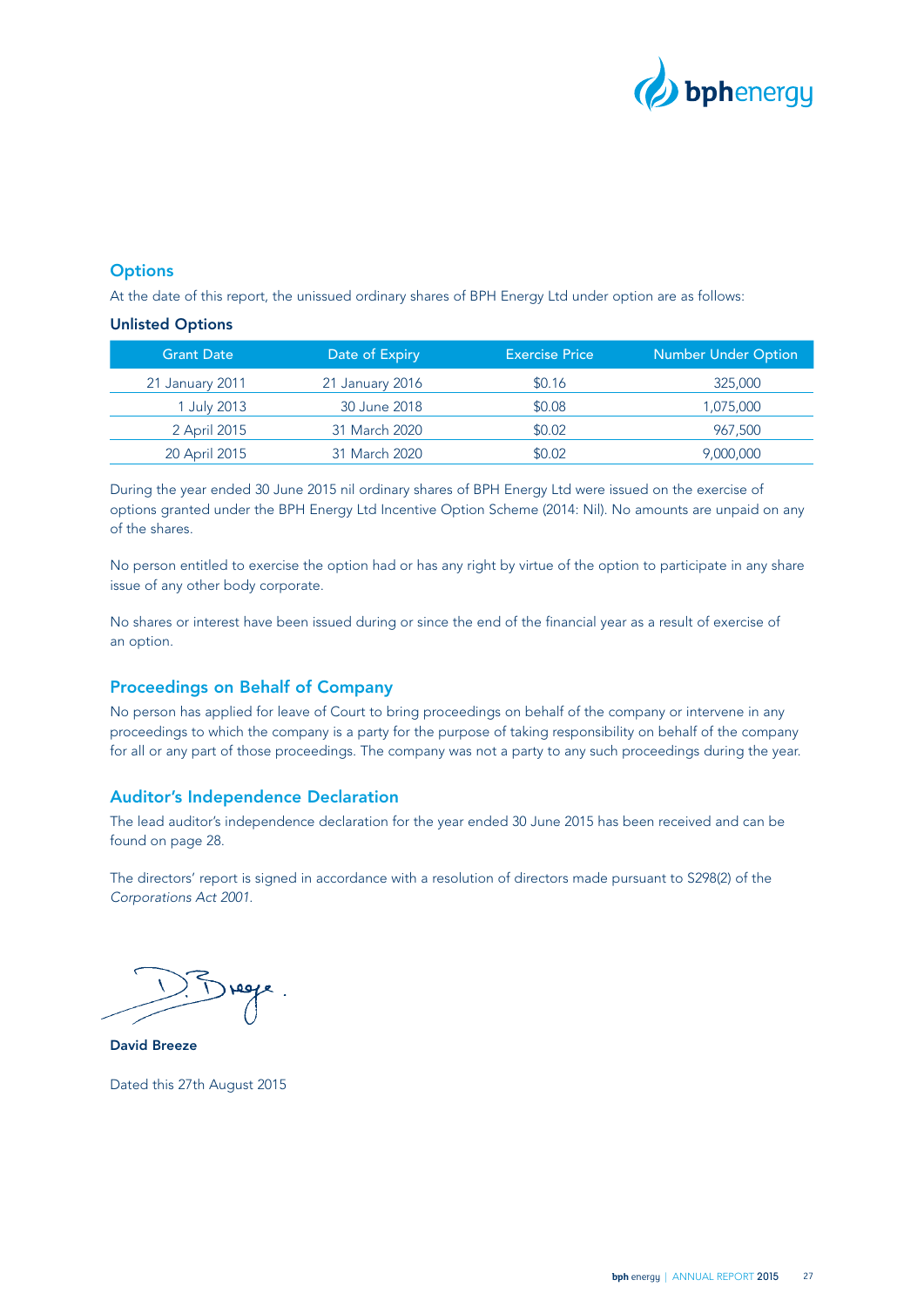## Options

At the date of this report, the unissued ordinary shares of BPH Energy Ltd under option are as follows:

### Unlisted Options

| Grant Date | Date of Expiry | Exercise Price | Number Under Option |
|---|---|---|---|
| 21 January 2011 | 21 January 2016 | $0.16 | 325,000 |
| 1 July 2013 | 30 June 2018 | $0.08 | 1,075,000 |
| 2 April 2015 | 31 March 2020 | $0.02 | 967,500 |
| 20 April 2015 | 31 March 2020 | $0.02 | 9,000,000 |

During the year ended 30 June 2015 nil ordinary shares of BPH Energy Ltd were issued on the exercise of options granted under the BPH Energy Ltd Incentive Option Scheme (2014: Nil). No amounts are unpaid on any of the shares.

No person entitled to exercise the option had or has any right by virtue of the option to participate in any share issue of any other body corporate.

No shares or interest have been issued during or since the end of the financial year as a result of exercise of an option.

## Proceedings on Behalf of Company

No person has applied for leave of Court to bring proceedings on behalf of the company or intervene in any proceedings to which the company is a party for the purpose of taking responsibility on behalf of the company for all or any part of those proceedings. The company was not a party to any such proceedings during the year.

## Auditor's Independence Declaration

The lead auditor's independence declaration for the year ended 30 June 2015 has been received and can be found on page 28.

The directors' report is signed in accordance with a resolution of directors made pursuant to S298(2) of the *Corporations Act 2001*.

**David Breeze**

Dated this 27th August 2015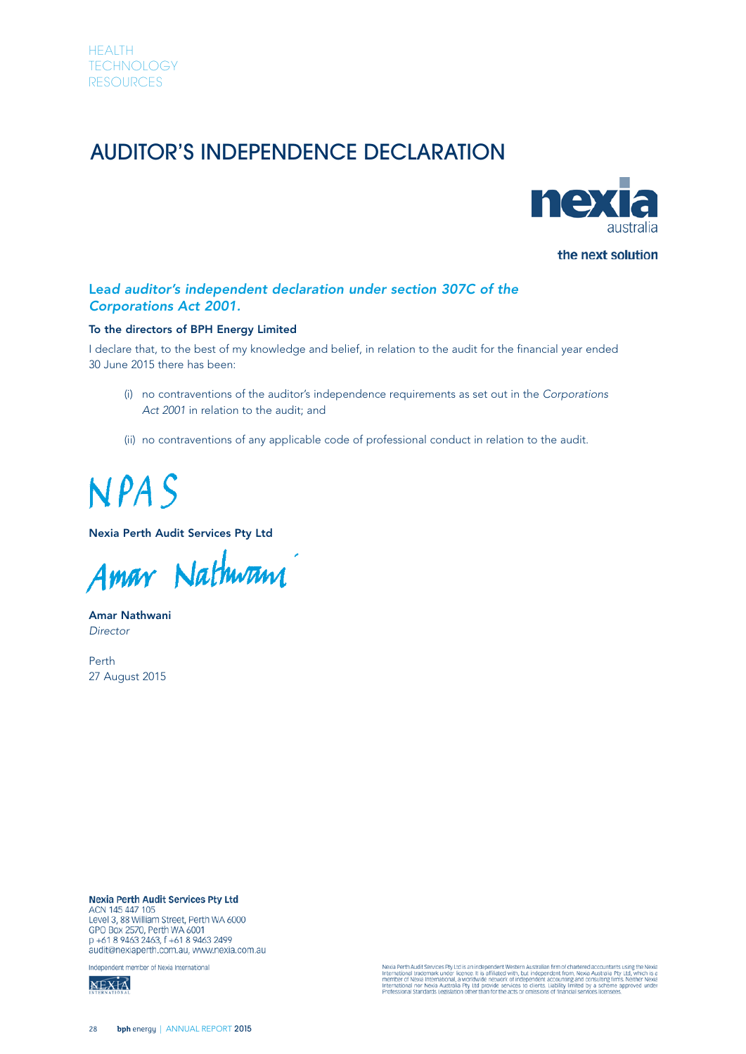# AUDITOR'S INDEPENDENCE DECLARATION

nexia australia

the next solution

### *Lead auditor's independent declaration under section 307C of the Corporations Act 2001.*

**To the directors of BPH Energy Limited**

I declare that, to the best of my knowledge and belief, in relation to the audit for the financial year ended 30 June 2015 there has been:

(i) no contraventions of the auditor's independence requirements as set out in the *Corporations Act 2001* in relation to the audit; and

(ii) no contraventions of any applicable code of professional conduct in relation to the audit.

NPAS

**Nexia Perth Audit Services Pty Ltd**

Amar Nathwani

**Amar Nathwani**
*Director*

Perth
27 August 2015

**Nexia Perth Audit Services Pty Ltd**
ACN 145 447 105
Level 3, 88 William Street, Perth WA 6000
GPO Box 2570, Perth WA 6001
p +61 8 9463 2463, f +61 8 9463 2499
audit@nexiaperth.com.au, www.nexia.com.au

Independent member of Nexia International

Nexia Perth Audit Services Pty Ltd is an independent Western Australian firm of chartered accountants using the Nexia International trademark under licence. It is affiliated with, but independent from, Nexia Australia Pty Ltd, which is a member of Nexia International, a worldwide network of independent accounting and consulting firms. Neither Nexia International nor Nexia Australia Pty Ltd provide services to clients. Liability limited by a scheme approved under Professional Standards Legislation other than for the acts or omissions of financial services licensees.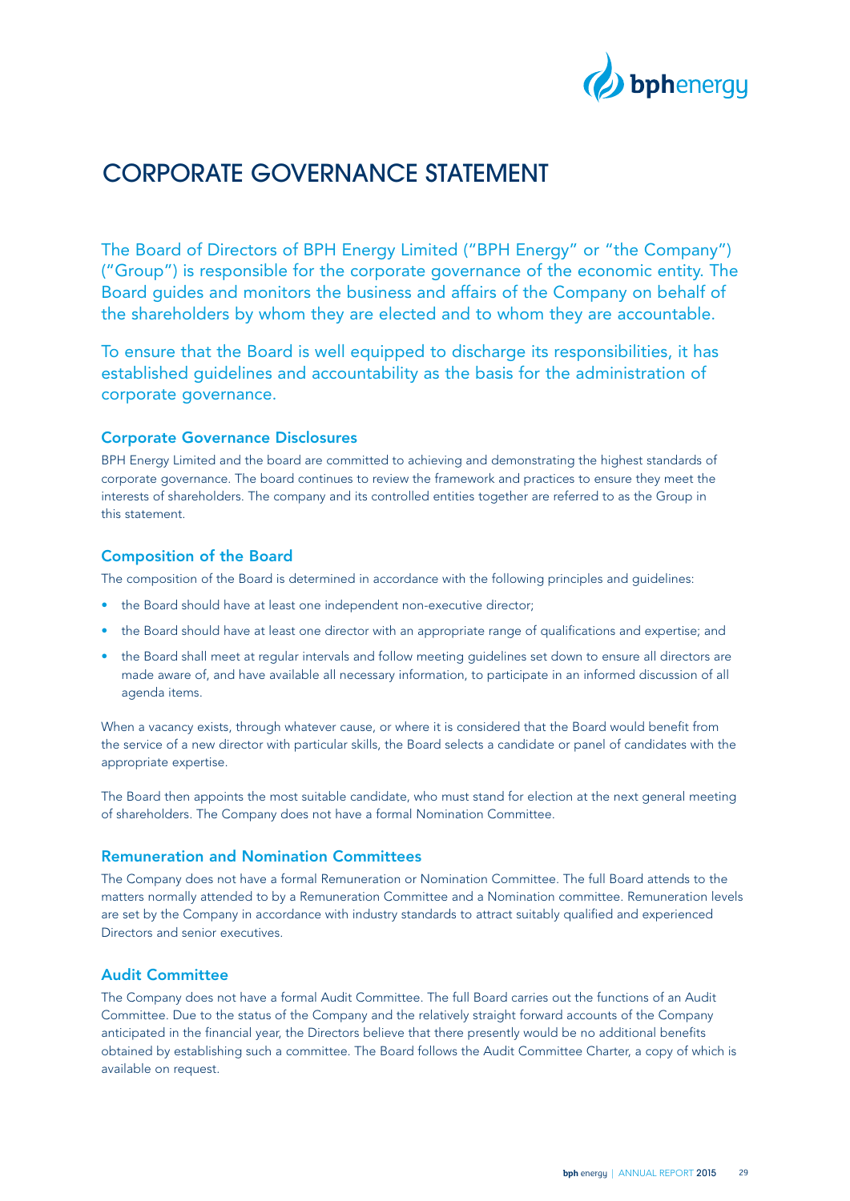# CORPORATE GOVERNANCE STATEMENT

The Board of Directors of BPH Energy Limited ("BPH Energy" or "the Company") ("Group") is responsible for the corporate governance of the economic entity. The Board guides and monitors the business and affairs of the Company on behalf of the shareholders by whom they are elected and to whom they are accountable.

To ensure that the Board is well equipped to discharge its responsibilities, it has established guidelines and accountability as the basis for the administration of corporate governance.

## Corporate Governance Disclosures

BPH Energy Limited and the board are committed to achieving and demonstrating the highest standards of corporate governance. The board continues to review the framework and practices to ensure they meet the interests of shareholders. The company and its controlled entities together are referred to as the Group in this statement.

## Composition of the Board

The composition of the Board is determined in accordance with the following principles and guidelines:

- the Board should have at least one independent non-executive director;
- the Board should have at least one director with an appropriate range of qualifications and expertise; and
- the Board shall meet at regular intervals and follow meeting guidelines set down to ensure all directors are made aware of, and have available all necessary information, to participate in an informed discussion of all agenda items.

When a vacancy exists, through whatever cause, or where it is considered that the Board would benefit from the service of a new director with particular skills, the Board selects a candidate or panel of candidates with the appropriate expertise.

The Board then appoints the most suitable candidate, who must stand for election at the next general meeting of shareholders. The Company does not have a formal Nomination Committee.

## Remuneration and Nomination Committees

The Company does not have a formal Remuneration or Nomination Committee. The full Board attends to the matters normally attended to by a Remuneration Committee and a Nomination committee. Remuneration levels are set by the Company in accordance with industry standards to attract suitably qualified and experienced Directors and senior executives.

## Audit Committee

The Company does not have a formal Audit Committee. The full Board carries out the functions of an Audit Committee. Due to the status of the Company and the relatively straight forward accounts of the Company anticipated in the financial year, the Directors believe that there presently would be no additional benefits obtained by establishing such a committee. The Board follows the Audit Committee Charter, a copy of which is available on request.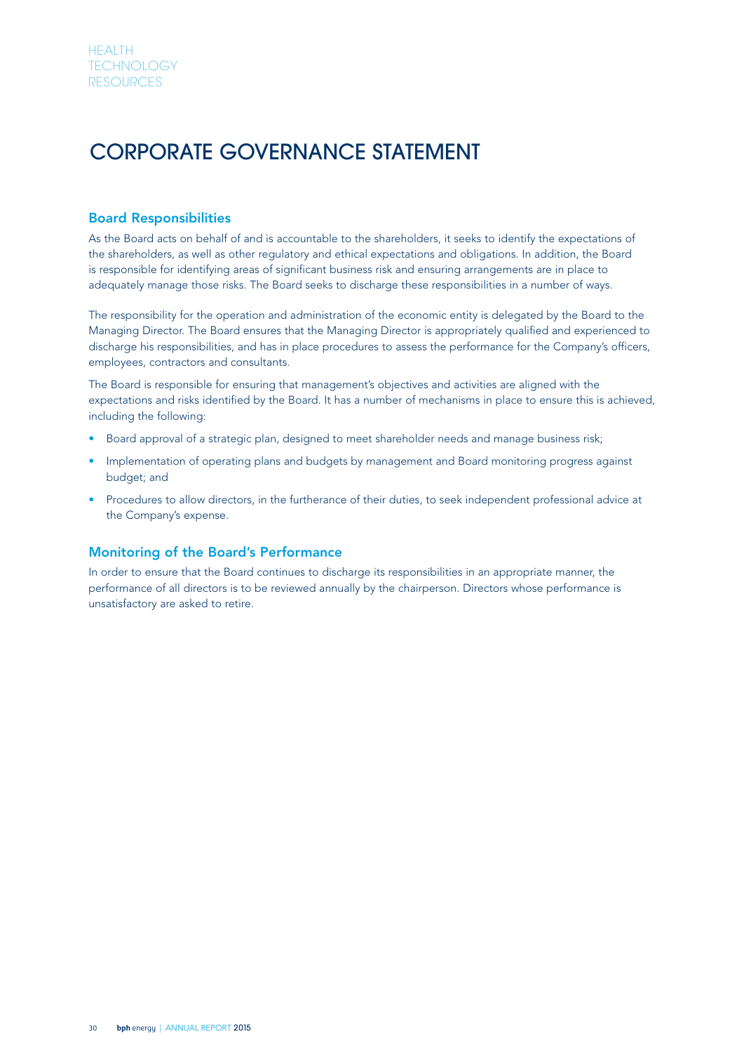# CORPORATE GOVERNANCE STATEMENT

## Board Responsibilities

As the Board acts on behalf of and is accountable to the shareholders, it seeks to identify the expectations of the shareholders, as well as other regulatory and ethical expectations and obligations. In addition, the Board is responsible for identifying areas of significant business risk and ensuring arrangements are in place to adequately manage those risks. The Board seeks to discharge these responsibilities in a number of ways.

The responsibility for the operation and administration of the economic entity is delegated by the Board to the Managing Director. The Board ensures that the Managing Director is appropriately qualified and experienced to discharge his responsibilities, and has in place procedures to assess the performance for the Company's officers, employees, contractors and consultants.

The Board is responsible for ensuring that management's objectives and activities are aligned with the expectations and risks identified by the Board. It has a number of mechanisms in place to ensure this is achieved, including the following:

- Board approval of a strategic plan, designed to meet shareholder needs and manage business risk;
- Implementation of operating plans and budgets by management and Board monitoring progress against budget; and
- Procedures to allow directors, in the furtherance of their duties, to seek independent professional advice at the Company's expense.

## Monitoring of the Board's Performance

In order to ensure that the Board continues to discharge its responsibilities in an appropriate manner, the performance of all directors is to be reviewed annually by the chairperson. Directors whose performance is unsatisfactory are asked to retire.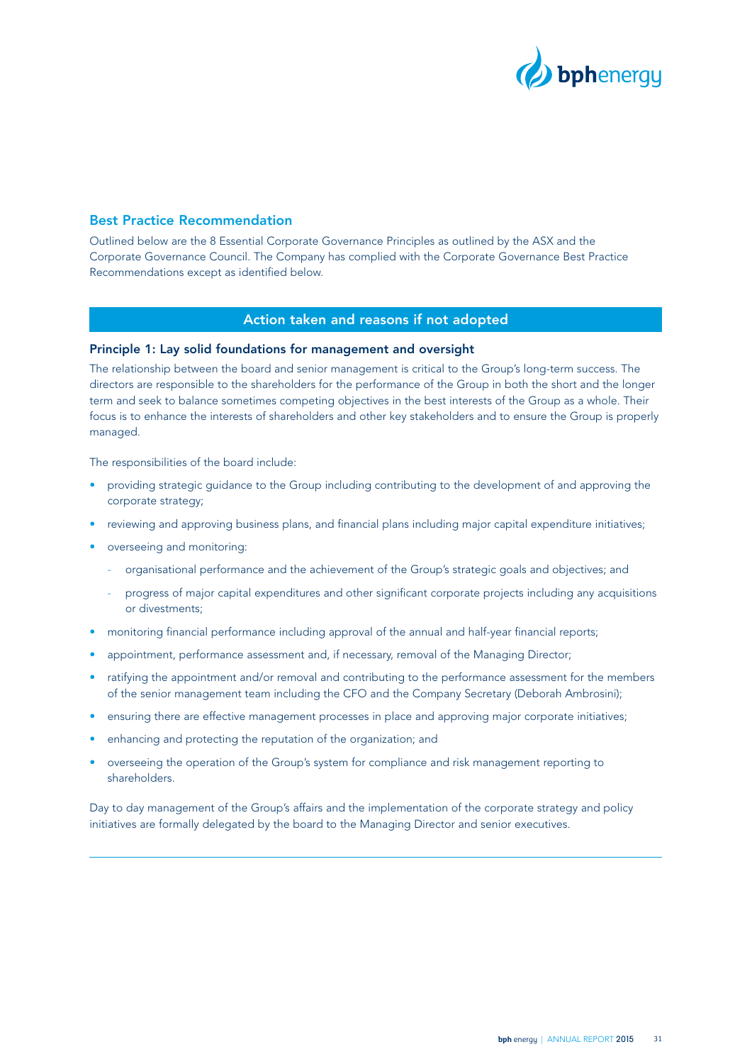## Best Practice Recommendation

Outlined below are the 8 Essential Corporate Governance Principles as outlined by the ASX and the Corporate Governance Council. The Company has complied with the Corporate Governance Best Practice Recommendations except as identified below.

### Action taken and reasons if not adopted

#### Principle 1: Lay solid foundations for management and oversight

The relationship between the board and senior management is critical to the Group's long-term success. The directors are responsible to the shareholders for the performance of the Group in both the short and the longer term and seek to balance sometimes competing objectives in the best interests of the Group as a whole. Their focus is to enhance the interests of shareholders and other key stakeholders and to ensure the Group is properly managed.

The responsibilities of the board include:

- providing strategic guidance to the Group including contributing to the development of and approving the corporate strategy;
- reviewing and approving business plans, and financial plans including major capital expenditure initiatives;
- overseeing and monitoring:
  - organisational performance and the achievement of the Group's strategic goals and objectives; and
  - progress of major capital expenditures and other significant corporate projects including any acquisitions or divestments;
- monitoring financial performance including approval of the annual and half-year financial reports;
- appointment, performance assessment and, if necessary, removal of the Managing Director;
- ratifying the appointment and/or removal and contributing to the performance assessment for the members of the senior management team including the CFO and the Company Secretary (Deborah Ambrosini);
- ensuring there are effective management processes in place and approving major corporate initiatives;
- enhancing and protecting the reputation of the organization; and
- overseeing the operation of the Group's system for compliance and risk management reporting to shareholders.

Day to day management of the Group's affairs and the implementation of the corporate strategy and policy initiatives are formally delegated by the board to the Managing Director and senior executives.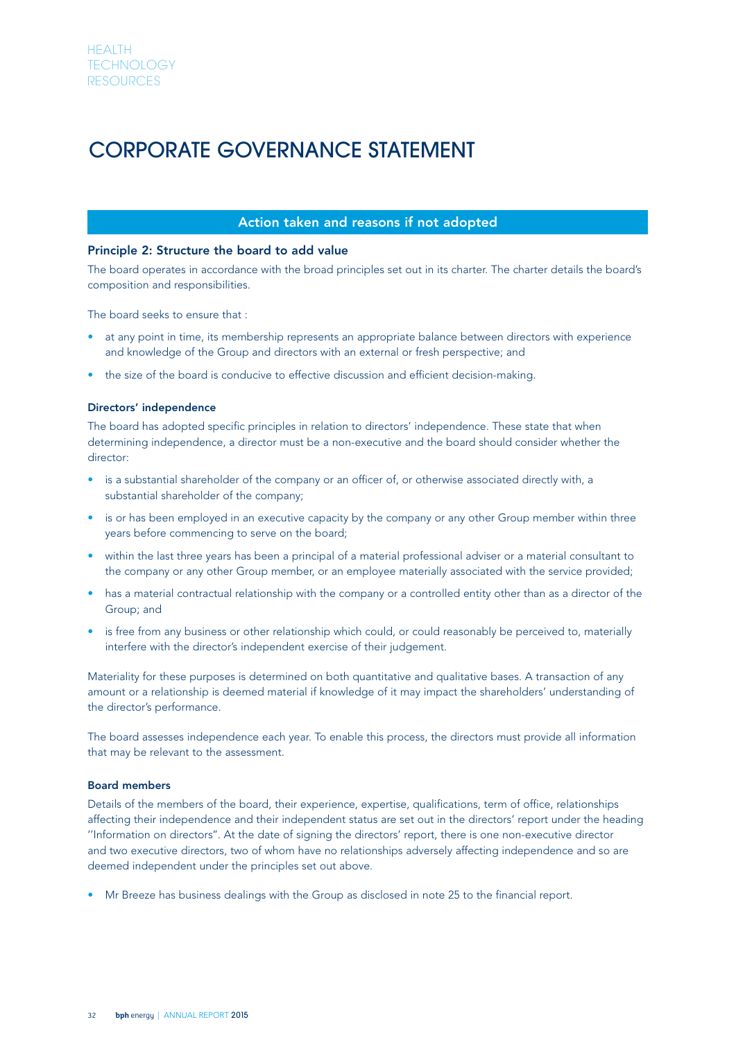# CORPORATE GOVERNANCE STATEMENT

## Action taken and reasons if not adopted

### Principle 2: Structure the board to add value

The board operates in accordance with the broad principles set out in its charter. The charter details the board's composition and responsibilities.

The board seeks to ensure that :

- at any point in time, its membership represents an appropriate balance between directors with experience and knowledge of the Group and directors with an external or fresh perspective; and
- the size of the board is conducive to effective discussion and efficient decision-making.

#### Directors' independence

The board has adopted specific principles in relation to directors' independence. These state that when determining independence, a director must be a non-executive and the board should consider whether the director:

- is a substantial shareholder of the company or an officer of, or otherwise associated directly with, a substantial shareholder of the company;
- is or has been employed in an executive capacity by the company or any other Group member within three years before commencing to serve on the board;
- within the last three years has been a principal of a material professional adviser or a material consultant to the company or any other Group member, or an employee materially associated with the service provided;
- has a material contractual relationship with the company or a controlled entity other than as a director of the Group; and
- is free from any business or other relationship which could, or could reasonably be perceived to, materially interfere with the director's independent exercise of their judgement.

Materiality for these purposes is determined on both quantitative and qualitative bases. A transaction of any amount or a relationship is deemed material if knowledge of it may impact the shareholders' understanding of the director's performance.

The board assesses independence each year. To enable this process, the directors must provide all information that may be relevant to the assessment.

#### Board members

Details of the members of the board, their experience, expertise, qualifications, term of office, relationships affecting their independence and their independent status are set out in the directors' report under the heading "Information on directors". At the date of signing the directors' report, there is one non-executive director and two executive directors, two of whom have no relationships adversely affecting independence and so are deemed independent under the principles set out above.

- Mr Breeze has business dealings with the Group as disclosed in note 25 to the financial report.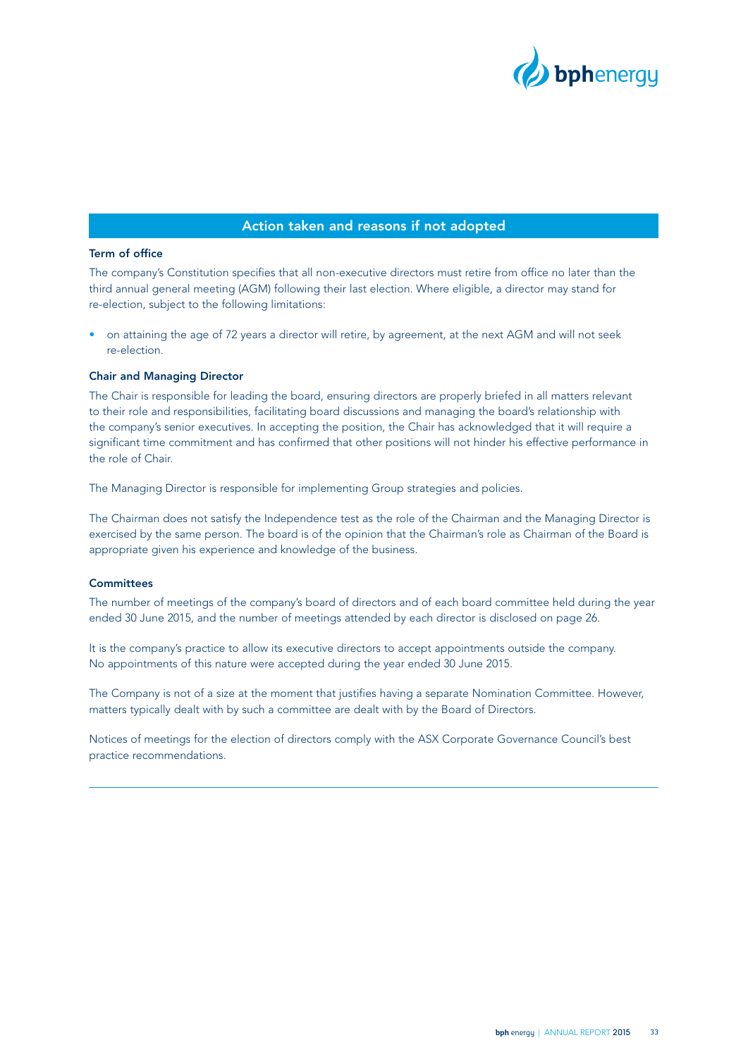## Action taken and reasons if not adopted

### Term of office

The company's Constitution specifies that all non-executive directors must retire from office no later than the third annual general meeting (AGM) following their last election. Where eligible, a director may stand for re-election, subject to the following limitations:

- on attaining the age of 72 years a director will retire, by agreement, at the next AGM and will not seek re-election.

### Chair and Managing Director

The Chair is responsible for leading the board, ensuring directors are properly briefed in all matters relevant to their role and responsibilities, facilitating board discussions and managing the board's relationship with the company's senior executives. In accepting the position, the Chair has acknowledged that it will require a significant time commitment and has confirmed that other positions will not hinder his effective performance in the role of Chair.

The Managing Director is responsible for implementing Group strategies and policies.

The Chairman does not satisfy the Independence test as the role of the Chairman and the Managing Director is exercised by the same person. The board is of the opinion that the Chairman's role as Chairman of the Board is appropriate given his experience and knowledge of the business.

### Committees

The number of meetings of the company's board of directors and of each board committee held during the year ended 30 June 2015, and the number of meetings attended by each director is disclosed on page 26.

It is the company's practice to allow its executive directors to accept appointments outside the company. No appointments of this nature were accepted during the year ended 30 June 2015.

The Company is not of a size at the moment that justifies having a separate Nomination Committee. However, matters typically dealt with by such a committee are dealt with by the Board of Directors.

Notices of meetings for the election of directors comply with the ASX Corporate Governance Council's best practice recommendations.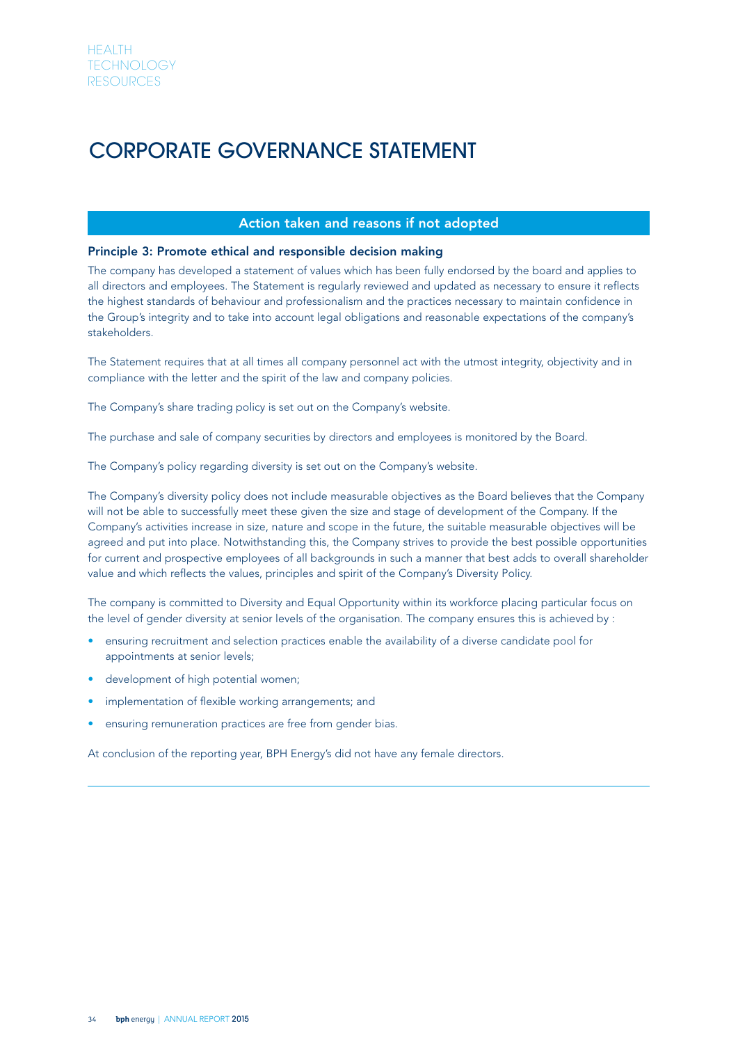# CORPORATE GOVERNANCE STATEMENT

## Action taken and reasons if not adopted

### Principle 3: Promote ethical and responsible decision making

The company has developed a statement of values which has been fully endorsed by the board and applies to all directors and employees. The Statement is regularly reviewed and updated as necessary to ensure it reflects the highest standards of behaviour and professionalism and the practices necessary to maintain confidence in the Group's integrity and to take into account legal obligations and reasonable expectations of the company's stakeholders.

The Statement requires that at all times all company personnel act with the utmost integrity, objectivity and in compliance with the letter and the spirit of the law and company policies.

The Company's share trading policy is set out on the Company's website.

The purchase and sale of company securities by directors and employees is monitored by the Board.

The Company's policy regarding diversity is set out on the Company's website.

The Company's diversity policy does not include measurable objectives as the Board believes that the Company will not be able to successfully meet these given the size and stage of development of the Company. If the Company's activities increase in size, nature and scope in the future, the suitable measurable objectives will be agreed and put into place. Notwithstanding this, the Company strives to provide the best possible opportunities for current and prospective employees of all backgrounds in such a manner that best adds to overall shareholder value and which reflects the values, principles and spirit of the Company's Diversity Policy.

The company is committed to Diversity and Equal Opportunity within its workforce placing particular focus on the level of gender diversity at senior levels of the organisation. The company ensures this is achieved by :

- ensuring recruitment and selection practices enable the availability of a diverse candidate pool for appointments at senior levels;
- development of high potential women;
- implementation of flexible working arrangements; and
- ensuring remuneration practices are free from gender bias.

At conclusion of the reporting year, BPH Energy's did not have any female directors.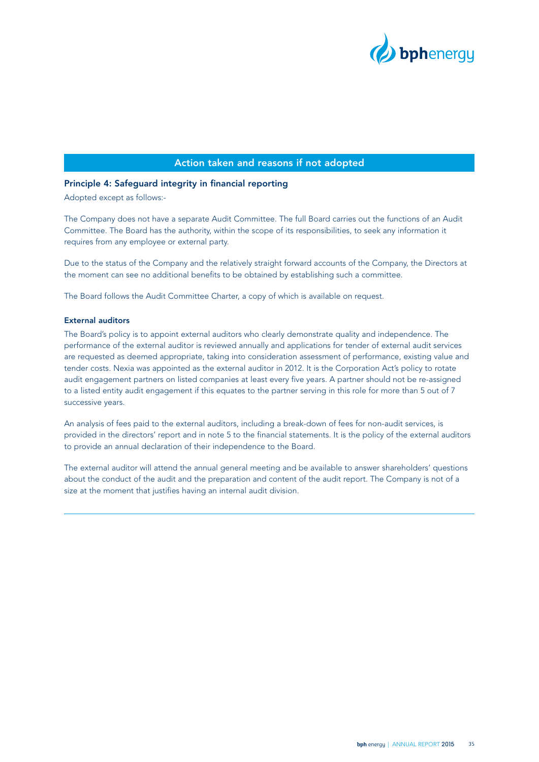## Action taken and reasons if not adopted

### Principle 4: Safeguard integrity in financial reporting

Adopted except as follows:-

The Company does not have a separate Audit Committee. The full Board carries out the functions of an Audit Committee. The Board has the authority, within the scope of its responsibilities, to seek any information it requires from any employee or external party.

Due to the status of the Company and the relatively straight forward accounts of the Company, the Directors at the moment can see no additional benefits to be obtained by establishing such a committee.

The Board follows the Audit Committee Charter, a copy of which is available on request.

#### External auditors

The Board's policy is to appoint external auditors who clearly demonstrate quality and independence. The performance of the external auditor is reviewed annually and applications for tender of external audit services are requested as deemed appropriate, taking into consideration assessment of performance, existing value and tender costs. Nexia was appointed as the external auditor in 2012. It is the Corporation Act's policy to rotate audit engagement partners on listed companies at least every five years. A partner should not be re-assigned to a listed entity audit engagement if this equates to the partner serving in this role for more than 5 out of 7 successive years.

An analysis of fees paid to the external auditors, including a break-down of fees for non-audit services, is provided in the directors' report and in note 5 to the financial statements. It is the policy of the external auditors to provide an annual declaration of their independence to the Board.

The external auditor will attend the annual general meeting and be available to answer shareholders' questions about the conduct of the audit and the preparation and content of the audit report. The Company is not of a size at the moment that justifies having an internal audit division.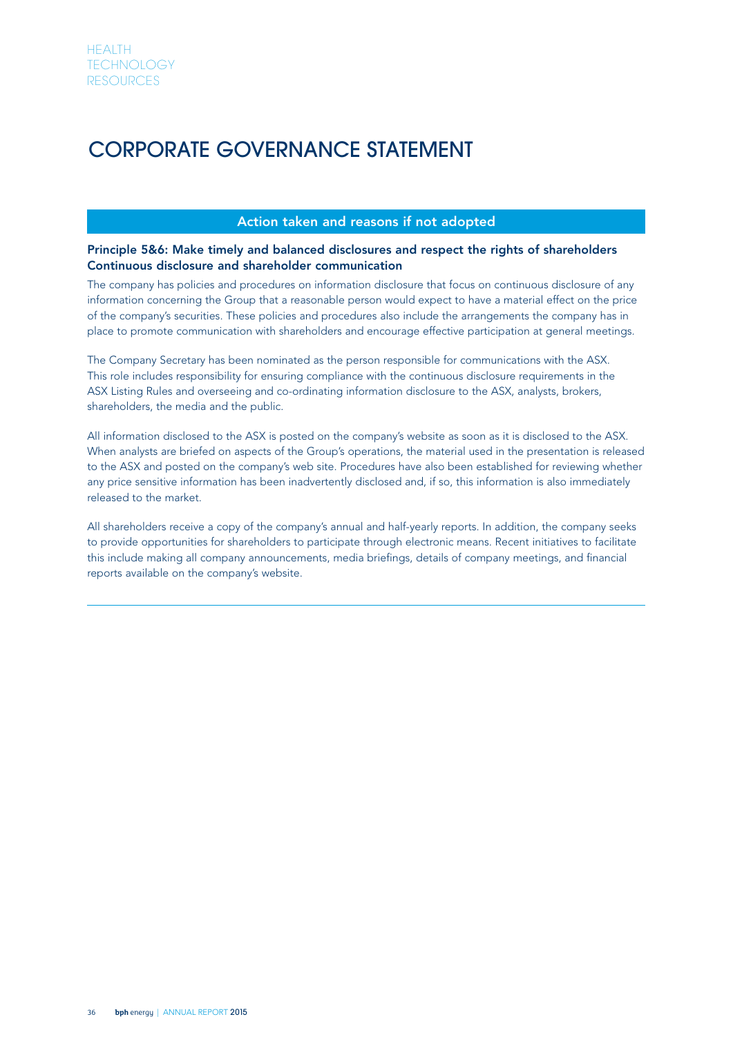# CORPORATE GOVERNANCE STATEMENT

## Action taken and reasons if not adopted

**Principle 5&6: Make timely and balanced disclosures and respect the rights of shareholders**
**Continuous disclosure and shareholder communication**

The company has policies and procedures on information disclosure that focus on continuous disclosure of any information concerning the Group that a reasonable person would expect to have a material effect on the price of the company's securities. These policies and procedures also include the arrangements the company has in place to promote communication with shareholders and encourage effective participation at general meetings.

The Company Secretary has been nominated as the person responsible for communications with the ASX. This role includes responsibility for ensuring compliance with the continuous disclosure requirements in the ASX Listing Rules and overseeing and co-ordinating information disclosure to the ASX, analysts, brokers, shareholders, the media and the public.

All information disclosed to the ASX is posted on the company's website as soon as it is disclosed to the ASX. When analysts are briefed on aspects of the Group's operations, the material used in the presentation is released to the ASX and posted on the company's web site. Procedures have also been established for reviewing whether any price sensitive information has been inadvertently disclosed and, if so, this information is also immediately released to the market.

All shareholders receive a copy of the company's annual and half-yearly reports. In addition, the company seeks to provide opportunities for shareholders to participate through electronic means. Recent initiatives to facilitate this include making all company announcements, media briefings, details of company meetings, and financial reports available on the company's website.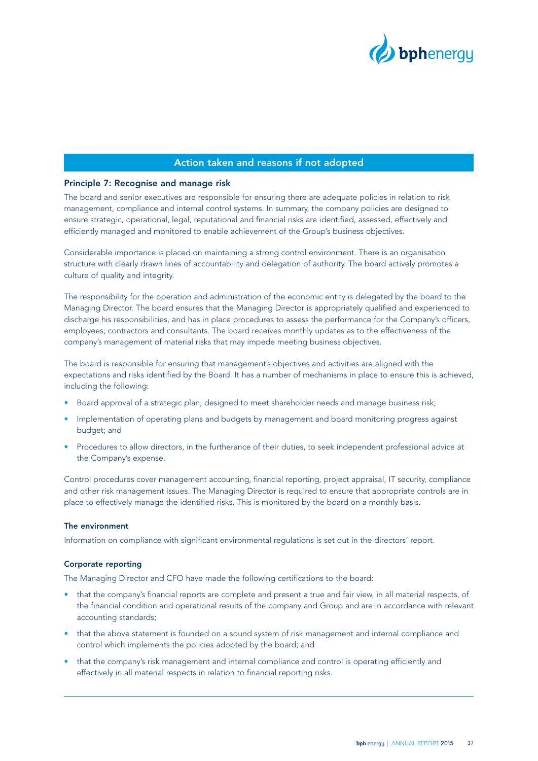## Action taken and reasons if not adopted

### Principle 7: Recognise and manage risk

The board and senior executives are responsible for ensuring there are adequate policies in relation to risk management, compliance and internal control systems. In summary, the company policies are designed to ensure strategic, operational, legal, reputational and financial risks are identified, assessed, effectively and efficiently managed and monitored to enable achievement of the Group's business objectives.

Considerable importance is placed on maintaining a strong control environment. There is an organisation structure with clearly drawn lines of accountability and delegation of authority. The board actively promotes a culture of quality and integrity.

The responsibility for the operation and administration of the economic entity is delegated by the board to the Managing Director. The board ensures that the Managing Director is appropriately qualified and experienced to discharge his responsibilities, and has in place procedures to assess the performance for the Company's officers, employees, contractors and consultants. The board receives monthly updates as to the effectiveness of the company's management of material risks that may impede meeting business objectives.

The board is responsible for ensuring that management's objectives and activities are aligned with the expectations and risks identified by the Board. It has a number of mechanisms in place to ensure this is achieved, including the following:

- Board approval of a strategic plan, designed to meet shareholder needs and manage business risk;
- Implementation of operating plans and budgets by management and board monitoring progress against budget; and
- Procedures to allow directors, in the furtherance of their duties, to seek independent professional advice at the Company's expense.

Control procedures cover management accounting, financial reporting, project appraisal, IT security, compliance and other risk management issues. The Managing Director is required to ensure that appropriate controls are in place to effectively manage the identified risks. This is monitored by the board on a monthly basis.

#### The environment

Information on compliance with significant environmental regulations is set out in the directors' report.

#### Corporate reporting

The Managing Director and CFO have made the following certifications to the board:

- that the company's financial reports are complete and present a true and fair view, in all material respects, of the financial condition and operational results of the company and Group and are in accordance with relevant accounting standards;
- that the above statement is founded on a sound system of risk management and internal compliance and control which implements the policies adopted by the board; and
- that the company's risk management and internal compliance and control is operating efficiently and effectively in all material respects in relation to financial reporting risks.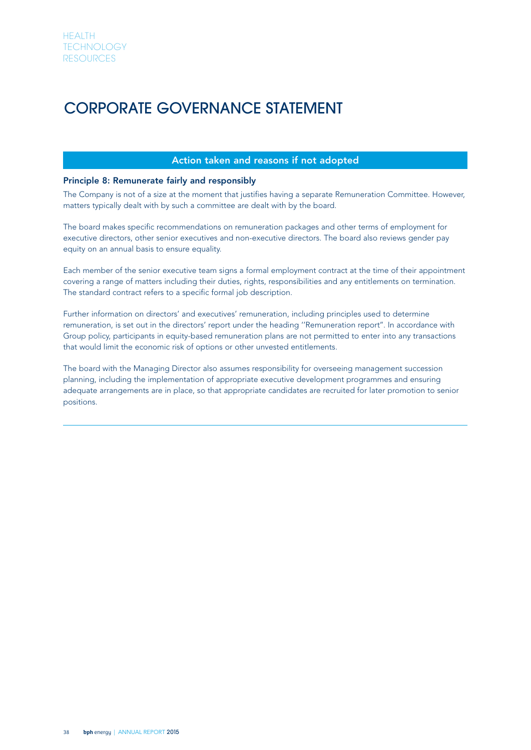# CORPORATE GOVERNANCE STATEMENT

## Action taken and reasons if not adopted

### Principle 8: Remunerate fairly and responsibly

The Company is not of a size at the moment that justifies having a separate Remuneration Committee. However, matters typically dealt with by such a committee are dealt with by the board.

The board makes specific recommendations on remuneration packages and other terms of employment for executive directors, other senior executives and non-executive directors. The board also reviews gender pay equity on an annual basis to ensure equality.

Each member of the senior executive team signs a formal employment contract at the time of their appointment covering a range of matters including their duties, rights, responsibilities and any entitlements on termination. The standard contract refers to a specific formal job description.

Further information on directors' and executives' remuneration, including principles used to determine remuneration, is set out in the directors' report under the heading ''Remuneration report". In accordance with Group policy, participants in equity-based remuneration plans are not permitted to enter into any transactions that would limit the economic risk of options or other unvested entitlements.

The board with the Managing Director also assumes responsibility for overseeing management succession planning, including the implementation of appropriate executive development programmes and ensuring adequate arrangements are in place, so that appropriate candidates are recruited for later promotion to senior positions.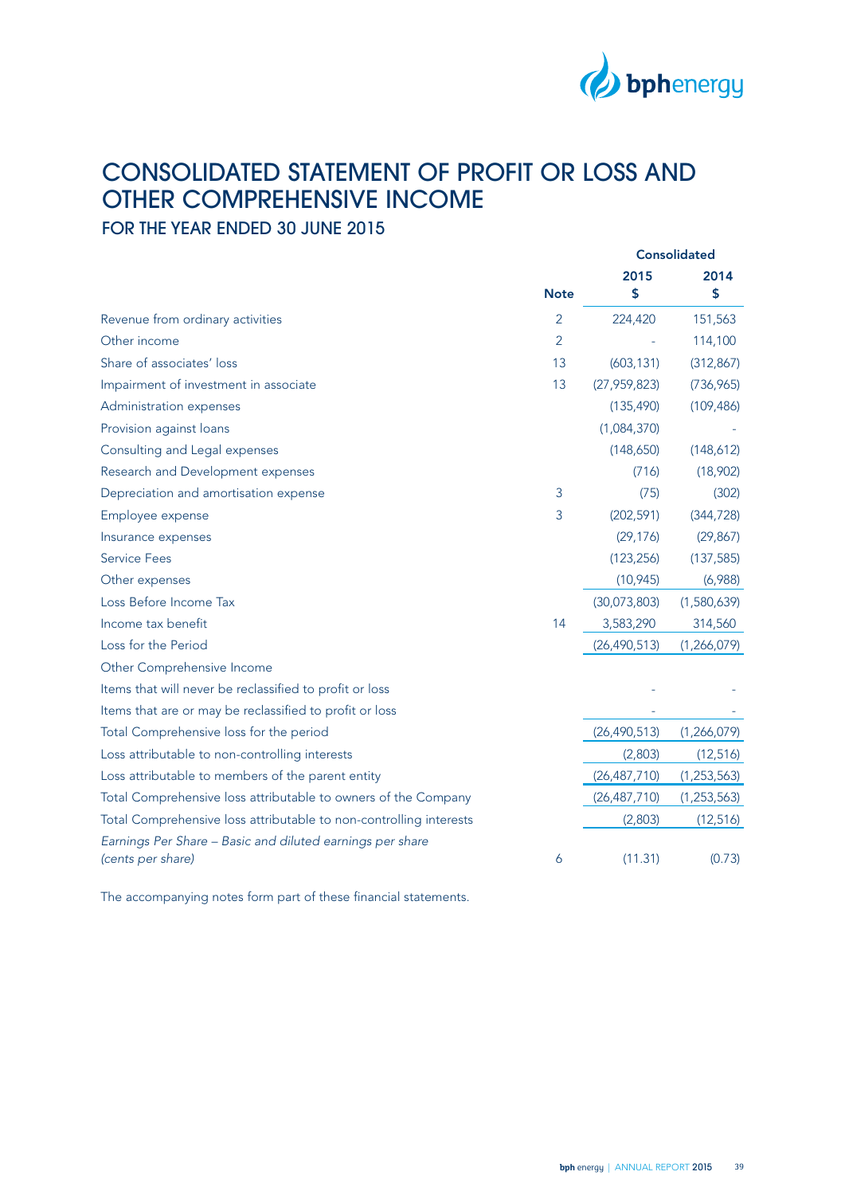# CONSOLIDATED STATEMENT OF PROFIT OR LOSS AND OTHER COMPREHENSIVE INCOME

## FOR THE YEAR ENDED 30 JUNE 2015

| | Note | Consolidated 2015 $ | 2014 $ |
|---|---|---|---|
| Revenue from ordinary activities | 2 | 224,420 | 151,563 |
| Other income | 2 | - | 114,100 |
| Share of associates' loss | 13 | (603,131) | (312,867) |
| Impairment of investment in associate | 13 | (27,959,823) | (736,965) |
| Administration expenses | | (135,490) | (109,486) |
| Provision against loans | | (1,084,370) | - |
| Consulting and Legal expenses | | (148,650) | (148,612) |
| Research and Development expenses | | (716) | (18,902) |
| Depreciation and amortisation expense | 3 | (75) | (302) |
| Employee expense | 3 | (202,591) | (344,728) |
| Insurance expenses | | (29,176) | (29,867) |
| Service Fees | | (123,256) | (137,585) |
| Other expenses | | (10,945) | (6,988) |
| Loss Before Income Tax | | (30,073,803) | (1,580,639) |
| Income tax benefit | 14 | 3,583,290 | 314,560 |
| Loss for the Period | | (26,490,513) | (1,266,079) |
| Other Comprehensive Income | | | |
| Items that will never be reclassified to profit or loss | | - | - |
| Items that are or may be reclassified to profit or loss | | - | - |
| Total Comprehensive loss for the period | | (26,490,513) | (1,266,079) |
| Loss attributable to non-controlling interests | | (2,803) | (12,516) |
| Loss attributable to members of the parent entity | | (26,487,710) | (1,253,563) |
| Total Comprehensive loss attributable to owners of the Company | | (26,487,710) | (1,253,563) |
| Total Comprehensive loss attributable to non-controlling interests | | (2,803) | (12,516) |
| *Earnings Per Share – Basic and diluted earnings per share (cents per share)* | 6 | (11.31) | (0.73) |

The accompanying notes form part of these financial statements.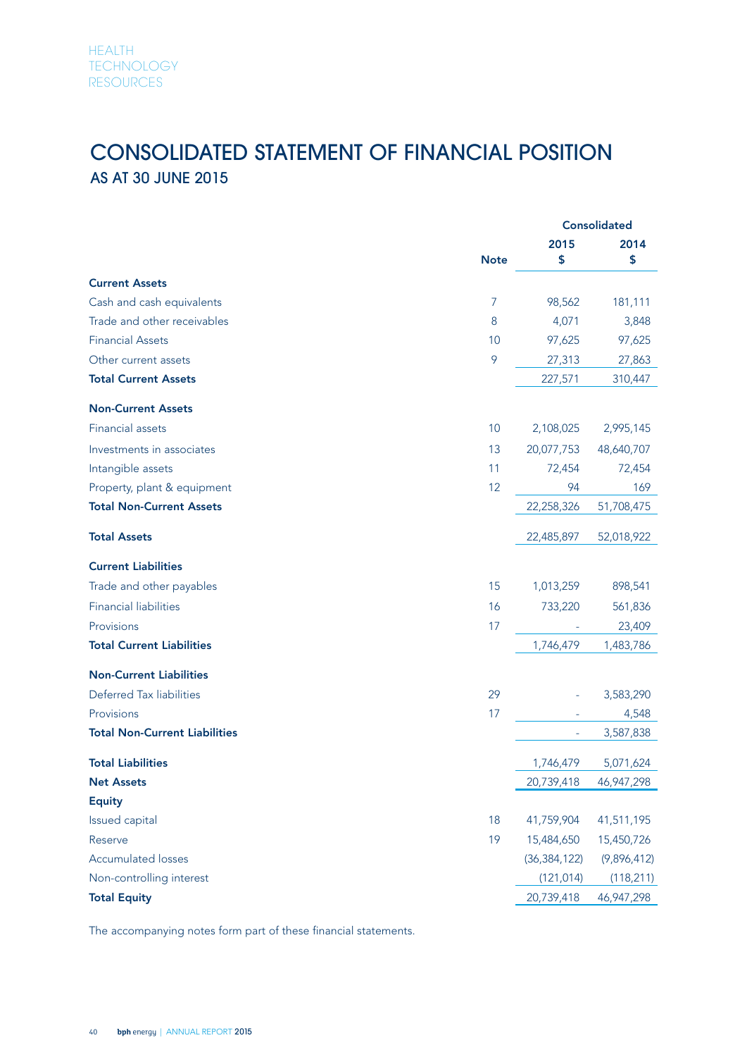# CONSOLIDATED STATEMENT OF FINANCIAL POSITION

## AS AT 30 JUNE 2015

| | Note | Consolidated 2015 $ | Consolidated 2014 $ |
|---|---|---|---|
| **Current Assets** | | | |
| Cash and cash equivalents | 7 | 98,562 | 181,111 |
| Trade and other receivables | 8 | 4,071 | 3,848 |
| Financial Assets | 10 | 97,625 | 97,625 |
| Other current assets | 9 | 27,313 | 27,863 |
| **Total Current Assets** | | 227,571 | 310,447 |
| **Non-Current Assets** | | | |
| Financial assets | 10 | 2,108,025 | 2,995,145 |
| Investments in associates | 13 | 20,077,753 | 48,640,707 |
| Intangible assets | 11 | 72,454 | 72,454 |
| Property, plant & equipment | 12 | 94 | 169 |
| **Total Non-Current Assets** | | 22,258,326 | 51,708,475 |
| **Total Assets** | | 22,485,897 | 52,018,922 |
| **Current Liabilities** | | | |
| Trade and other payables | 15 | 1,013,259 | 898,541 |
| Financial liabilities | 16 | 733,220 | 561,836 |
| Provisions | 17 | - | 23,409 |
| **Total Current Liabilities** | | 1,746,479 | 1,483,786 |
| **Non-Current Liabilities** | | | |
| Deferred Tax liabilities | 29 | - | 3,583,290 |
| Provisions | 17 | - | 4,548 |
| **Total Non-Current Liabilities** | | - | 3,587,838 |
| **Total Liabilities** | | 1,746,479 | 5,071,624 |
| **Net Assets** | | 20,739,418 | 46,947,298 |
| **Equity** | | | |
| Issued capital | 18 | 41,759,904 | 41,511,195 |
| Reserve | 19 | 15,484,650 | 15,450,726 |
| Accumulated losses | | (36,384,122) | (9,896,412) |
| Non-controlling interest | | (121,014) | (118,211) |
| **Total Equity** | | 20,739,418 | 46,947,298 |

The accompanying notes form part of these financial statements.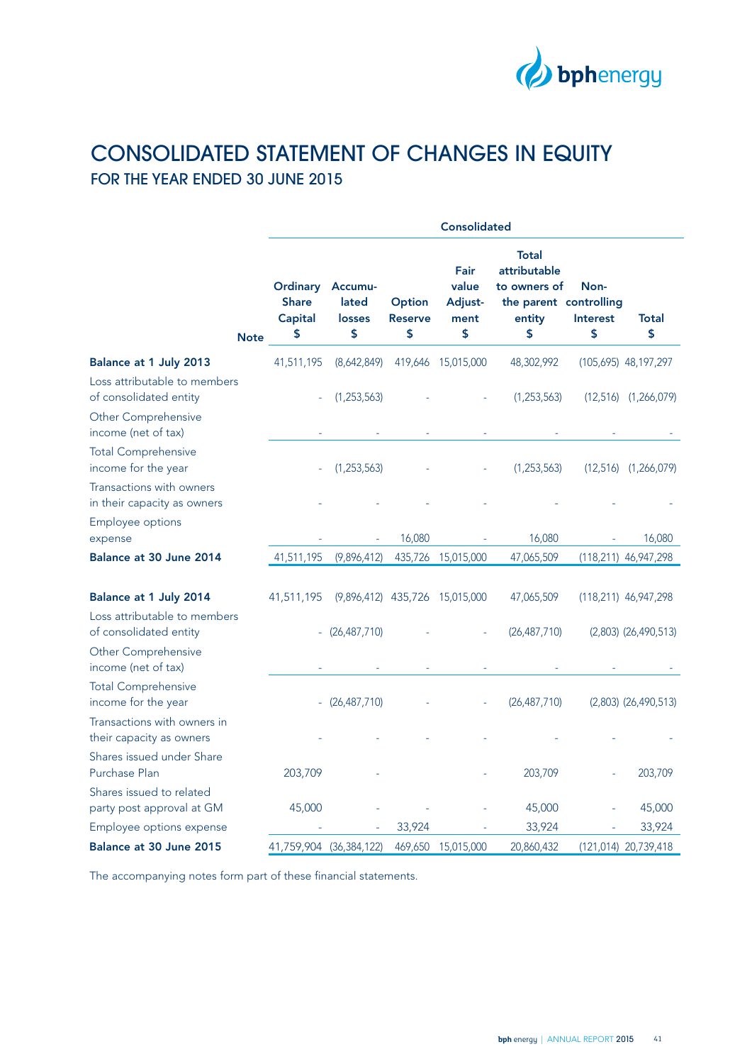# CONSOLIDATED STATEMENT OF CHANGES IN EQUITY

## FOR THE YEAR ENDED 30 JUNE 2015

| | Note | Consolidated | | | | | | |
|---|---|---|---|---|---|---|---|---|
| | | Ordinary Share Capital $ | Accumu-lated losses $ | Option Reserve $ | Fair value Adjust-ment $ | Total attributable to owners of the parent entity $ | Non-controlling Interest $ | Total $ |
| **Balance at 1 July 2013** | | 41,511,195 | (8,642,849) | 419,646 | 15,015,000 | 48,302,992 | (105,695) | 48,197,297 |
| Loss attributable to members of consolidated entity | | - | (1,253,563) | - | - | (1,253,563) | (12,516) | (1,266,079) |
| Other Comprehensive income (net of tax) | | - | - | - | - | - | - | - |
| Total Comprehensive income for the year | | - | (1,253,563) | - | - | (1,253,563) | (12,516) | (1,266,079) |
| Transactions with owners in their capacity as owners | | - | - | - | - | - | - | - |
| Employee options expense | | - | - | 16,080 | - | 16,080 | - | 16,080 |
| **Balance at 30 June 2014** | | 41,511,195 | (9,896,412) | 435,726 | 15,015,000 | 47,065,509 | (118,211) | 46,947,298 |
| | | | | | | | | |
| **Balance at 1 July 2014** | | 41,511,195 | (9,896,412) | 435,726 | 15,015,000 | 47,065,509 | (118,211) | 46,947,298 |
| Loss attributable to members of consolidated entity | | - | (26,487,710) | - | - | (26,487,710) | (2,803) | (26,490,513) |
| Other Comprehensive income (net of tax) | | - | - | - | - | - | - | - |
| Total Comprehensive income for the year | | - | (26,487,710) | - | - | (26,487,710) | (2,803) | (26,490,513) |
| Transactions with owners in their capacity as owners | | - | - | - | - | - | - | - |
| Shares issued under Share Purchase Plan | | 203,709 | - | | - | 203,709 | - | 203,709 |
| Shares issued to related party post approval at GM | | 45,000 | - | - | - | 45,000 | - | 45,000 |
| Employee options expense | | - | - | 33,924 | - | 33,924 | - | 33,924 |
| **Balance at 30 June 2015** | | 41,759,904 | (36,384,122) | 469,650 | 15,015,000 | 20,860,432 | (121,014) | 20,739,418 |

The accompanying notes form part of these financial statements.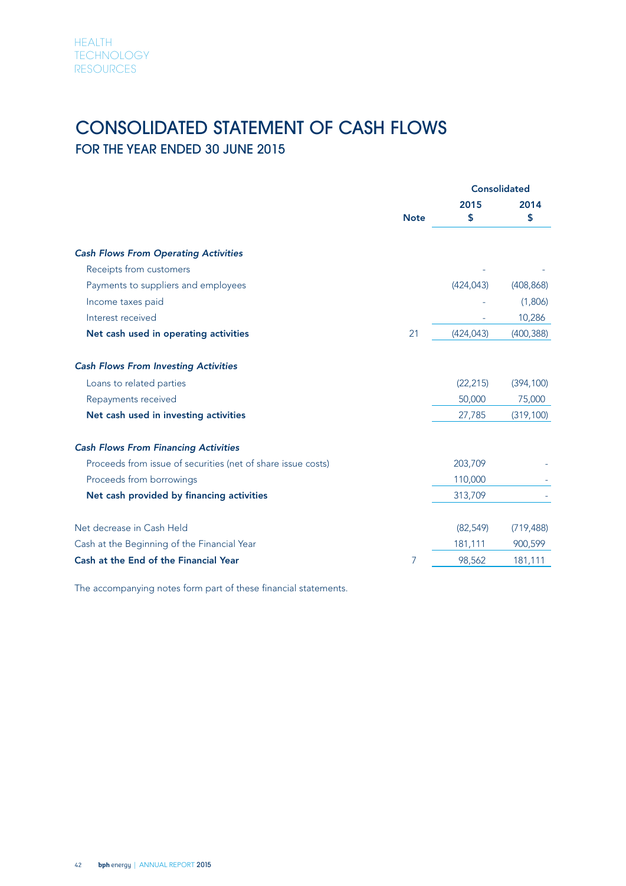# CONSOLIDATED STATEMENT OF CASH FLOWS

## FOR THE YEAR ENDED 30 JUNE 2015

| | Note | Consolidated 2015 $ | 2014 $ |
|---|---|---|---|
| ***Cash Flows From Operating Activities*** | | | |
| Receipts from customers | | - | - |
| Payments to suppliers and employees | | (424,043) | (408,868) |
| Income taxes paid | | - | (1,806) |
| Interest received | | - | 10,286 |
| **Net cash used in operating activities** | 21 | (424,043) | (400,388) |
| ***Cash Flows From Investing Activities*** | | | |
| Loans to related parties | | (22,215) | (394,100) |
| Repayments received | | 50,000 | 75,000 |
| **Net cash used in investing activities** | | 27,785 | (319,100) |
| ***Cash Flows From Financing Activities*** | | | |
| Proceeds from issue of securities (net of share issue costs) | | 203,709 | - |
| Proceeds from borrowings | | 110,000 | - |
| **Net cash provided by financing activities** | | 313,709 | - |
| Net decrease in Cash Held | | (82,549) | (719,488) |
| Cash at the Beginning of the Financial Year | | 181,111 | 900,599 |
| **Cash at the End of the Financial Year** | 7 | 98,562 | 181,111 |

The accompanying notes form part of these financial statements.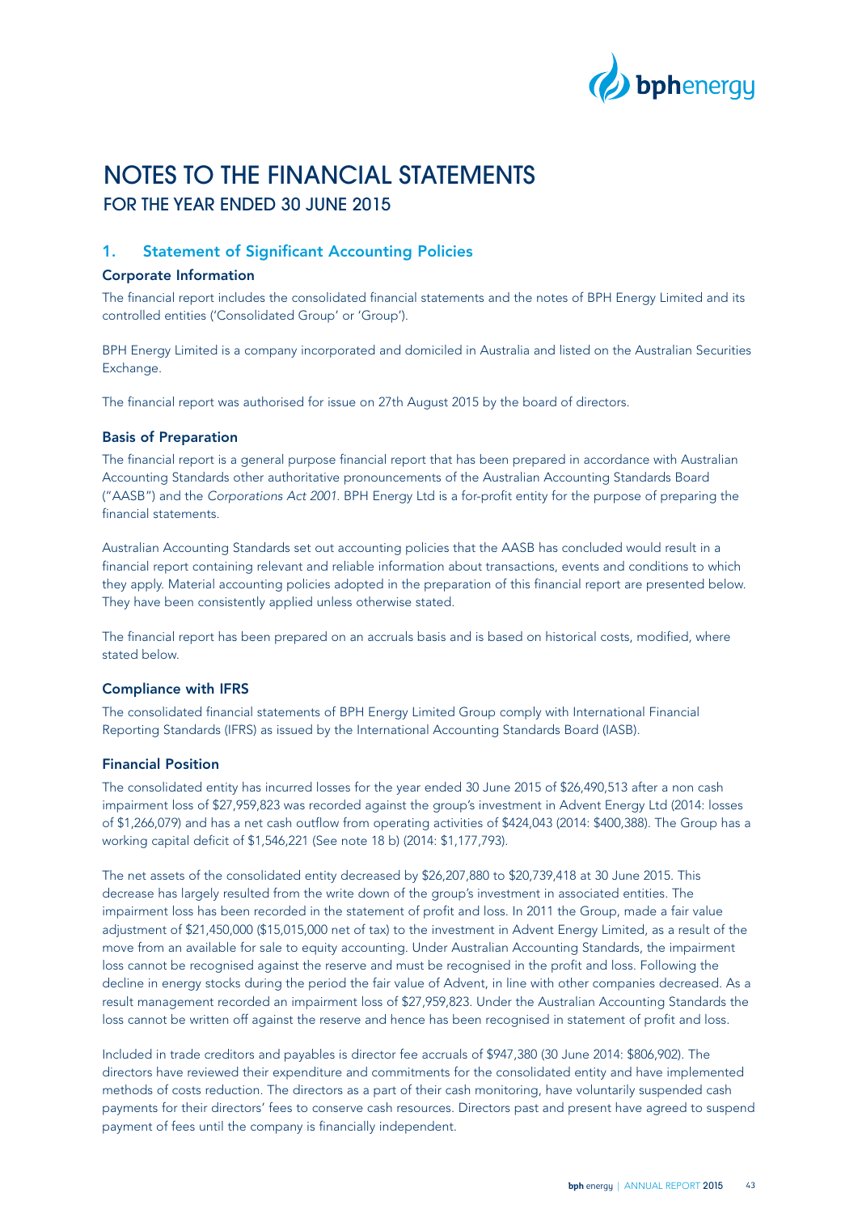# NOTES TO THE FINANCIAL STATEMENTS

## FOR THE YEAR ENDED 30 JUNE 2015

### 1. Statement of Significant Accounting Policies

#### Corporate Information

The financial report includes the consolidated financial statements and the notes of BPH Energy Limited and its controlled entities ('Consolidated Group' or 'Group').

BPH Energy Limited is a company incorporated and domiciled in Australia and listed on the Australian Securities Exchange.

The financial report was authorised for issue on 27th August 2015 by the board of directors.

#### Basis of Preparation

The financial report is a general purpose financial report that has been prepared in accordance with Australian Accounting Standards other authoritative pronouncements of the Australian Accounting Standards Board ("AASB") and the *Corporations Act 2001*. BPH Energy Ltd is a for-profit entity for the purpose of preparing the financial statements.

Australian Accounting Standards set out accounting policies that the AASB has concluded would result in a financial report containing relevant and reliable information about transactions, events and conditions to which they apply. Material accounting policies adopted in the preparation of this financial report are presented below. They have been consistently applied unless otherwise stated.

The financial report has been prepared on an accruals basis and is based on historical costs, modified, where stated below.

#### Compliance with IFRS

The consolidated financial statements of BPH Energy Limited Group comply with International Financial Reporting Standards (IFRS) as issued by the International Accounting Standards Board (IASB).

#### Financial Position

The consolidated entity has incurred losses for the year ended 30 June 2015 of $26,490,513 after a non cash impairment loss of $27,959,823 was recorded against the group's investment in Advent Energy Ltd (2014: losses of $1,266,079) and has a net cash outflow from operating activities of $424,043 (2014: $400,388). The Group has a working capital deficit of $1,546,221 (See note 18 b) (2014: $1,177,793).

The net assets of the consolidated entity decreased by $26,207,880 to $20,739,418 at 30 June 2015. This decrease has largely resulted from the write down of the group's investment in associated entities. The impairment loss has been recorded in the statement of profit and loss. In 2011 the Group, made a fair value adjustment of $21,450,000 ($15,015,000 net of tax) to the investment in Advent Energy Limited, as a result of the move from an available for sale to equity accounting. Under Australian Accounting Standards, the impairment loss cannot be recognised against the reserve and must be recognised in the profit and loss. Following the decline in energy stocks during the period the fair value of Advent, in line with other companies decreased. As a result management recorded an impairment loss of $27,959,823. Under the Australian Accounting Standards the loss cannot be written off against the reserve and hence has been recognised in statement of profit and loss.

Included in trade creditors and payables is director fee accruals of $947,380 (30 June 2014: $806,902). The directors have reviewed their expenditure and commitments for the consolidated entity and have implemented methods of costs reduction. The directors as a part of their cash monitoring, have voluntarily suspended cash payments for their directors' fees to conserve cash resources. Directors past and present have agreed to suspend payment of fees until the company is financially independent.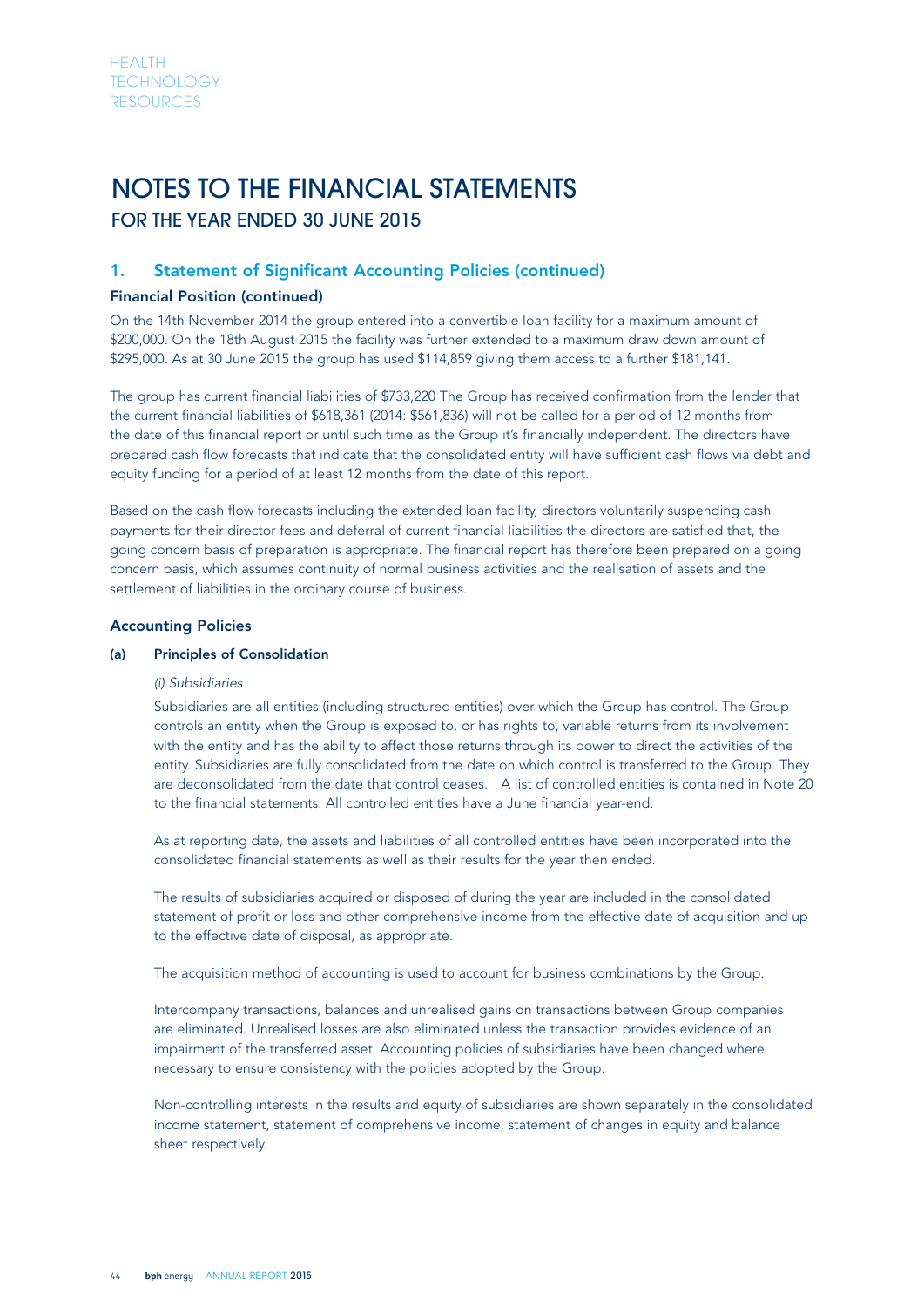# NOTES TO THE FINANCIAL STATEMENTS

## FOR THE YEAR ENDED 30 JUNE 2015

### 1. Statement of Significant Accounting Policies (continued)

#### Financial Position (continued)

On the 14th November 2014 the group entered into a convertible loan facility for a maximum amount of $200,000. On the 18th August 2015 the facility was further extended to a maximum draw down amount of $295,000. As at 30 June 2015 the group has used $114,859 giving them access to a further $181,141.

The group has current financial liabilities of $733,220 The Group has received confirmation from the lender that the current financial liabilities of $618,361 (2014: $561,836) will not be called for a period of 12 months from the date of this financial report or until such time as the Group it's financially independent. The directors have prepared cash flow forecasts that indicate that the consolidated entity will have sufficient cash flows via debt and equity funding for a period of at least 12 months from the date of this report.

Based on the cash flow forecasts including the extended loan facility, directors voluntarily suspending cash payments for their director fees and deferral of current financial liabilities the directors are satisfied that, the going concern basis of preparation is appropriate. The financial report has therefore been prepared on a going concern basis, which assumes continuity of normal business activities and the realisation of assets and the settlement of liabilities in the ordinary course of business.

#### Accounting Policies

**(a) Principles of Consolidation**

*(i) Subsidiaries*

Subsidiaries are all entities (including structured entities) over which the Group has control. The Group controls an entity when the Group is exposed to, or has rights to, variable returns from its involvement with the entity and has the ability to affect those returns through its power to direct the activities of the entity. Subsidiaries are fully consolidated from the date on which control is transferred to the Group. They are deconsolidated from the date that control ceases. A list of controlled entities is contained in Note 20 to the financial statements. All controlled entities have a June financial year-end.

As at reporting date, the assets and liabilities of all controlled entities have been incorporated into the consolidated financial statements as well as their results for the year then ended.

The results of subsidiaries acquired or disposed of during the year are included in the consolidated statement of profit or loss and other comprehensive income from the effective date of acquisition and up to the effective date of disposal, as appropriate.

The acquisition method of accounting is used to account for business combinations by the Group.

Intercompany transactions, balances and unrealised gains on transactions between Group companies are eliminated. Unrealised losses are also eliminated unless the transaction provides evidence of an impairment of the transferred asset. Accounting policies of subsidiaries have been changed where necessary to ensure consistency with the policies adopted by the Group.

Non-controlling interests in the results and equity of subsidiaries are shown separately in the consolidated income statement, statement of comprehensive income, statement of changes in equity and balance sheet respectively.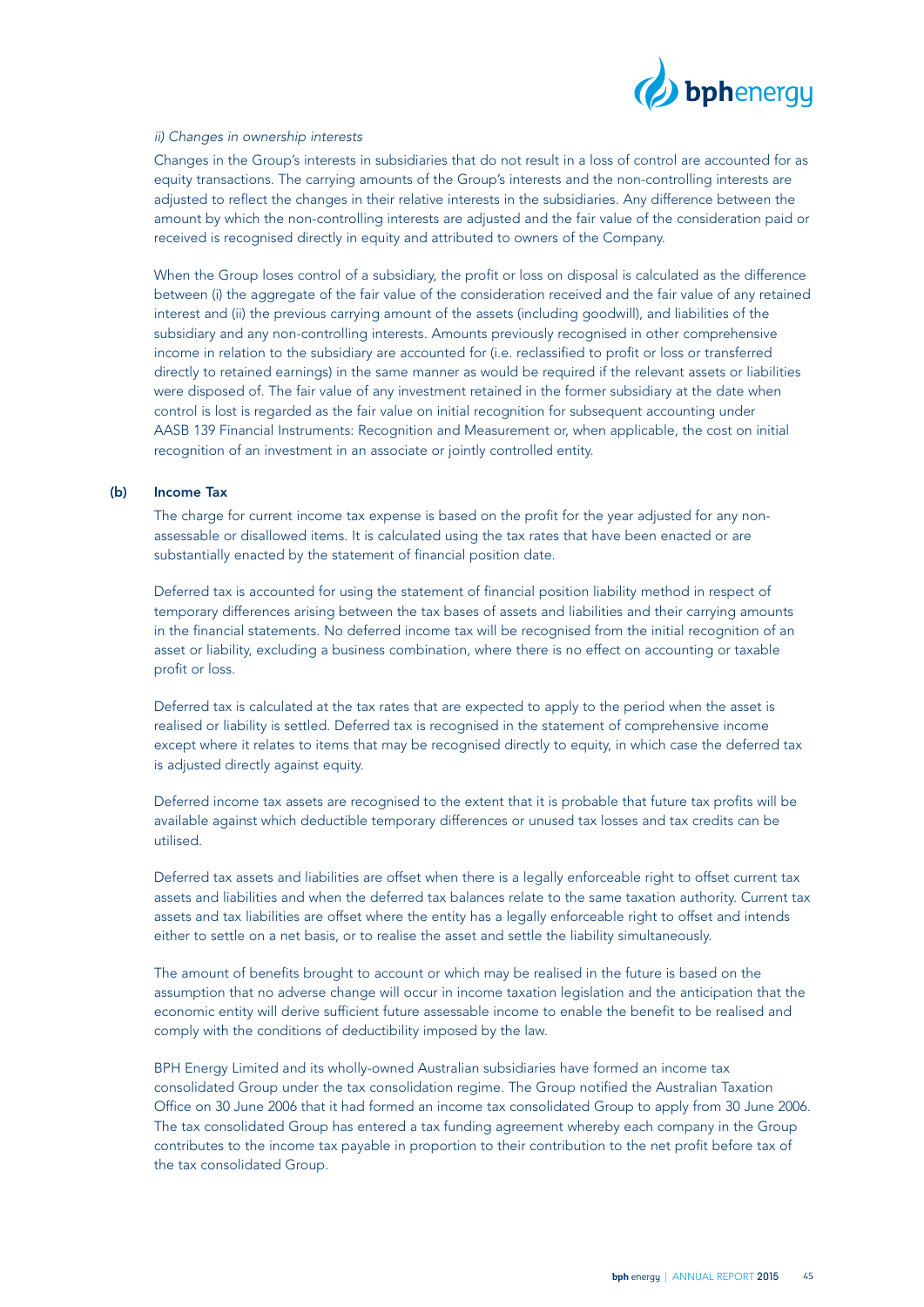*ii) Changes in ownership interests*

Changes in the Group's interests in subsidiaries that do not result in a loss of control are accounted for as equity transactions. The carrying amounts of the Group's interests and the non-controlling interests are adjusted to reflect the changes in their relative interests in the subsidiaries. Any difference between the amount by which the non-controlling interests are adjusted and the fair value of the consideration paid or received is recognised directly in equity and attributed to owners of the Company.

When the Group loses control of a subsidiary, the profit or loss on disposal is calculated as the difference between (i) the aggregate of the fair value of the consideration received and the fair value of any retained interest and (ii) the previous carrying amount of the assets (including goodwill), and liabilities of the subsidiary and any non-controlling interests. Amounts previously recognised in other comprehensive income in relation to the subsidiary are accounted for (i.e. reclassified to profit or loss or transferred directly to retained earnings) in the same manner as would be required if the relevant assets or liabilities were disposed of. The fair value of any investment retained in the former subsidiary at the date when control is lost is regarded as the fair value on initial recognition for subsequent accounting under AASB 139 Financial Instruments: Recognition and Measurement or, when applicable, the cost on initial recognition of an investment in an associate or jointly controlled entity.

**(b) Income Tax**

The charge for current income tax expense is based on the profit for the year adjusted for any non-assessable or disallowed items. It is calculated using the tax rates that have been enacted or are substantially enacted by the statement of financial position date.

Deferred tax is accounted for using the statement of financial position liability method in respect of temporary differences arising between the tax bases of assets and liabilities and their carrying amounts in the financial statements. No deferred income tax will be recognised from the initial recognition of an asset or liability, excluding a business combination, where there is no effect on accounting or taxable profit or loss.

Deferred tax is calculated at the tax rates that are expected to apply to the period when the asset is realised or liability is settled. Deferred tax is recognised in the statement of comprehensive income except where it relates to items that may be recognised directly to equity, in which case the deferred tax is adjusted directly against equity.

Deferred income tax assets are recognised to the extent that it is probable that future tax profits will be available against which deductible temporary differences or unused tax losses and tax credits can be utilised.

Deferred tax assets and liabilities are offset when there is a legally enforceable right to offset current tax assets and liabilities and when the deferred tax balances relate to the same taxation authority. Current tax assets and tax liabilities are offset where the entity has a legally enforceable right to offset and intends either to settle on a net basis, or to realise the asset and settle the liability simultaneously.

The amount of benefits brought to account or which may be realised in the future is based on the assumption that no adverse change will occur in income taxation legislation and the anticipation that the economic entity will derive sufficient future assessable income to enable the benefit to be realised and comply with the conditions of deductibility imposed by the law.

BPH Energy Limited and its wholly-owned Australian subsidiaries have formed an income tax consolidated Group under the tax consolidation regime. The Group notified the Australian Taxation Office on 30 June 2006 that it had formed an income tax consolidated Group to apply from 30 June 2006. The tax consolidated Group has entered a tax funding agreement whereby each company in the Group contributes to the income tax payable in proportion to their contribution to the net profit before tax of the tax consolidated Group.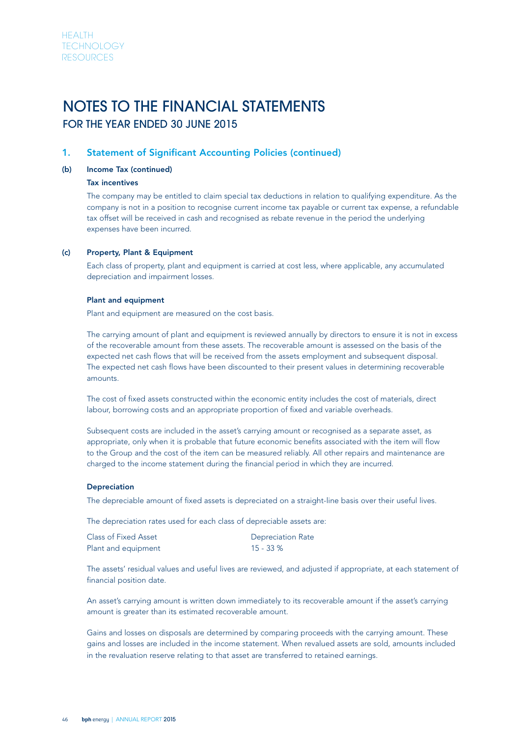# NOTES TO THE FINANCIAL STATEMENTS
## FOR THE YEAR ENDED 30 JUNE 2015

### 1. Statement of Significant Accounting Policies (continued)

**(b) Income Tax (continued)**

**Tax incentives**

The company may be entitled to claim special tax deductions in relation to qualifying expenditure. As the company is not in a position to recognise current income tax payable or current tax expense, a refundable tax offset will be received in cash and recognised as rebate revenue in the period the underlying expenses have been incurred.

**(c) Property, Plant & Equipment**

Each class of property, plant and equipment is carried at cost less, where applicable, any accumulated depreciation and impairment losses.

**Plant and equipment**

Plant and equipment are measured on the cost basis.

The carrying amount of plant and equipment is reviewed annually by directors to ensure it is not in excess of the recoverable amount from these assets. The recoverable amount is assessed on the basis of the expected net cash flows that will be received from the assets employment and subsequent disposal. The expected net cash flows have been discounted to their present values in determining recoverable amounts.

The cost of fixed assets constructed within the economic entity includes the cost of materials, direct labour, borrowing costs and an appropriate proportion of fixed and variable overheads.

Subsequent costs are included in the asset's carrying amount or recognised as a separate asset, as appropriate, only when it is probable that future economic benefits associated with the item will flow to the Group and the cost of the item can be measured reliably. All other repairs and maintenance are charged to the income statement during the financial period in which they are incurred.

**Depreciation**

The depreciable amount of fixed assets is depreciated on a straight-line basis over their useful lives.

The depreciation rates used for each class of depreciable assets are:

| Class of Fixed Asset | Depreciation Rate |
| --- | --- |
| Plant and equipment | 15 - 33 % |

The assets' residual values and useful lives are reviewed, and adjusted if appropriate, at each statement of financial position date.

An asset's carrying amount is written down immediately to its recoverable amount if the asset's carrying amount is greater than its estimated recoverable amount.

Gains and losses on disposals are determined by comparing proceeds with the carrying amount. These gains and losses are included in the income statement. When revalued assets are sold, amounts included in the revaluation reserve relating to that asset are transferred to retained earnings.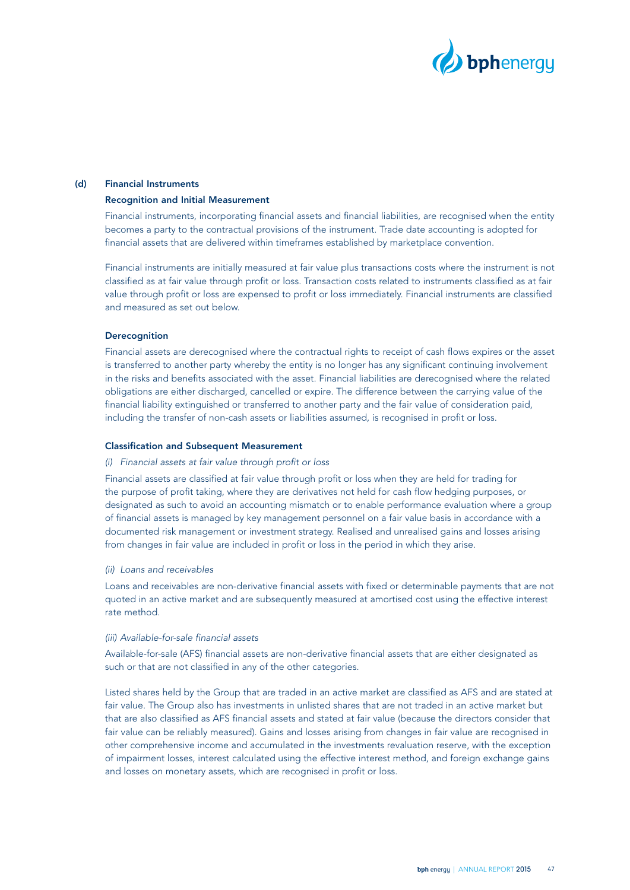### (d) Financial Instruments

#### Recognition and Initial Measurement

Financial instruments, incorporating financial assets and financial liabilities, are recognised when the entity becomes a party to the contractual provisions of the instrument. Trade date accounting is adopted for financial assets that are delivered within timeframes established by marketplace convention.

Financial instruments are initially measured at fair value plus transactions costs where the instrument is not classified as at fair value through profit or loss. Transaction costs related to instruments classified as at fair value through profit or loss are expensed to profit or loss immediately. Financial instruments are classified and measured as set out below.

#### Derecognition

Financial assets are derecognised where the contractual rights to receipt of cash flows expires or the asset is transferred to another party whereby the entity is no longer has any significant continuing involvement in the risks and benefits associated with the asset. Financial liabilities are derecognised where the related obligations are either discharged, cancelled or expire. The difference between the carrying value of the financial liability extinguished or transferred to another party and the fair value of consideration paid, including the transfer of non-cash assets or liabilities assumed, is recognised in profit or loss.

#### Classification and Subsequent Measurement

*(i) Financial assets at fair value through profit or loss*

Financial assets are classified at fair value through profit or loss when they are held for trading for the purpose of profit taking, where they are derivatives not held for cash flow hedging purposes, or designated as such to avoid an accounting mismatch or to enable performance evaluation where a group of financial assets is managed by key management personnel on a fair value basis in accordance with a documented risk management or investment strategy. Realised and unrealised gains and losses arising from changes in fair value are included in profit or loss in the period in which they arise.

*(ii) Loans and receivables*

Loans and receivables are non-derivative financial assets with fixed or determinable payments that are not quoted in an active market and are subsequently measured at amortised cost using the effective interest rate method.

*(iii) Available-for-sale financial assets*

Available-for-sale (AFS) financial assets are non-derivative financial assets that are either designated as such or that are not classified in any of the other categories.

Listed shares held by the Group that are traded in an active market are classified as AFS and are stated at fair value. The Group also has investments in unlisted shares that are not traded in an active market but that are also classified as AFS financial assets and stated at fair value (because the directors consider that fair value can be reliably measured). Gains and losses arising from changes in fair value are recognised in other comprehensive income and accumulated in the investments revaluation reserve, with the exception of impairment losses, interest calculated using the effective interest method, and foreign exchange gains and losses on monetary assets, which are recognised in profit or loss.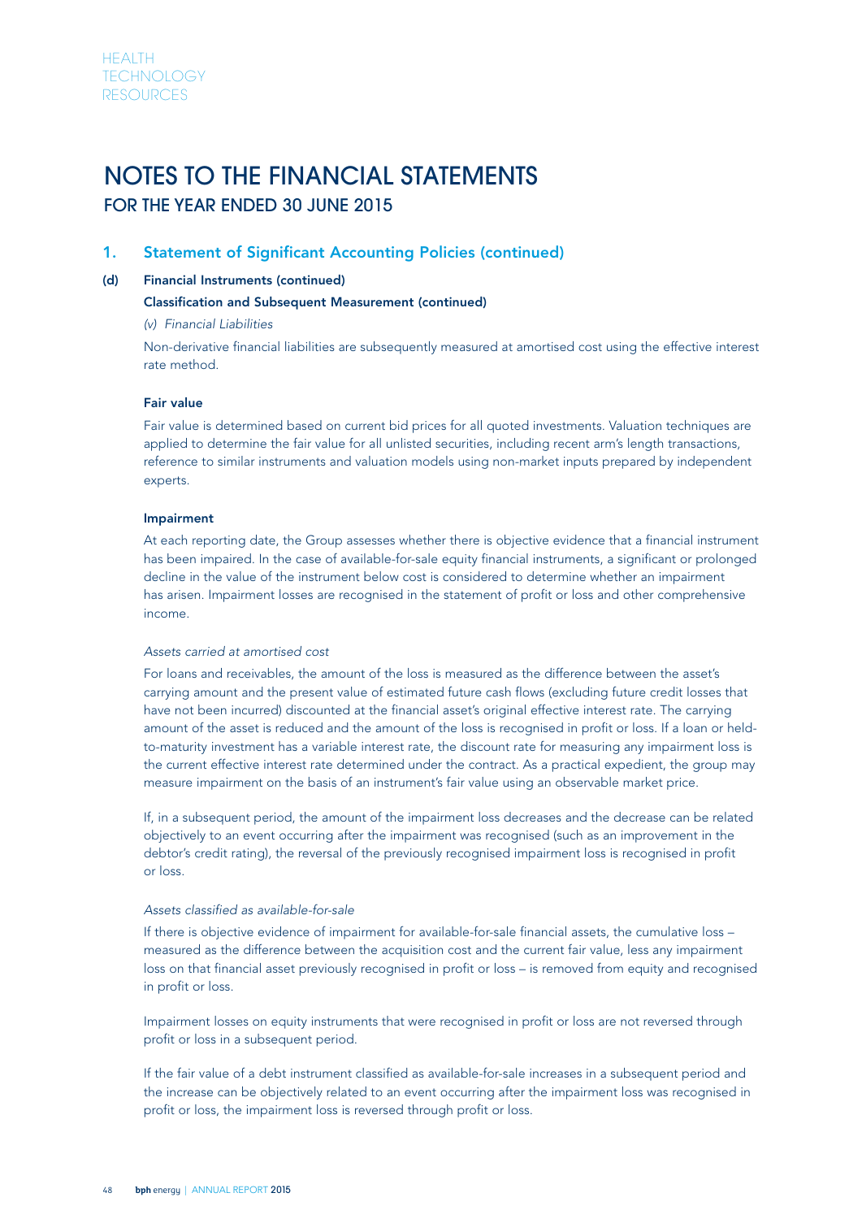# NOTES TO THE FINANCIAL STATEMENTS
## FOR THE YEAR ENDED 30 JUNE 2015

### 1. Statement of Significant Accounting Policies (continued)

**(d) Financial Instruments (continued)**

**Classification and Subsequent Measurement (continued)**

*(v) Financial Liabilities*

Non-derivative financial liabilities are subsequently measured at amortised cost using the effective interest rate method.

**Fair value**

Fair value is determined based on current bid prices for all quoted investments. Valuation techniques are applied to determine the fair value for all unlisted securities, including recent arm's length transactions, reference to similar instruments and valuation models using non-market inputs prepared by independent experts.

**Impairment**

At each reporting date, the Group assesses whether there is objective evidence that a financial instrument has been impaired. In the case of available-for-sale equity financial instruments, a significant or prolonged decline in the value of the instrument below cost is considered to determine whether an impairment has arisen. Impairment losses are recognised in the statement of profit or loss and other comprehensive income.

*Assets carried at amortised cost*

For loans and receivables, the amount of the loss is measured as the difference between the asset's carrying amount and the present value of estimated future cash flows (excluding future credit losses that have not been incurred) discounted at the financial asset's original effective interest rate. The carrying amount of the asset is reduced and the amount of the loss is recognised in profit or loss. If a loan or held-to-maturity investment has a variable interest rate, the discount rate for measuring any impairment loss is the current effective interest rate determined under the contract. As a practical expedient, the group may measure impairment on the basis of an instrument's fair value using an observable market price.

If, in a subsequent period, the amount of the impairment loss decreases and the decrease can be related objectively to an event occurring after the impairment was recognised (such as an improvement in the debtor's credit rating), the reversal of the previously recognised impairment loss is recognised in profit or loss.

*Assets classified as available-for-sale*

If there is objective evidence of impairment for available-for-sale financial assets, the cumulative loss – measured as the difference between the acquisition cost and the current fair value, less any impairment loss on that financial asset previously recognised in profit or loss – is removed from equity and recognised in profit or loss.

Impairment losses on equity instruments that were recognised in profit or loss are not reversed through profit or loss in a subsequent period.

If the fair value of a debt instrument classified as available-for-sale increases in a subsequent period and the increase can be objectively related to an event occurring after the impairment loss was recognised in profit or loss, the impairment loss is reversed through profit or loss.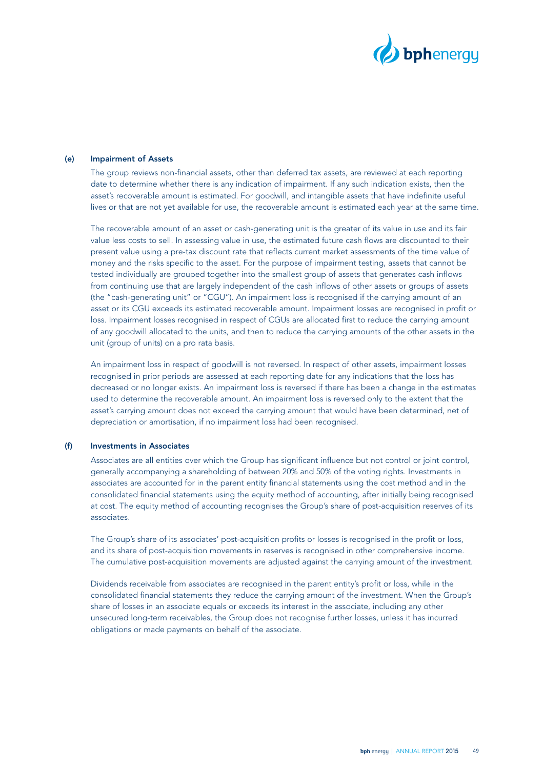### (e) Impairment of Assets

The group reviews non-financial assets, other than deferred tax assets, are reviewed at each reporting date to determine whether there is any indication of impairment. If any such indication exists, then the asset's recoverable amount is estimated. For goodwill, and intangible assets that have indefinite useful lives or that are not yet available for use, the recoverable amount is estimated each year at the same time.

The recoverable amount of an asset or cash-generating unit is the greater of its value in use and its fair value less costs to sell. In assessing value in use, the estimated future cash flows are discounted to their present value using a pre-tax discount rate that reflects current market assessments of the time value of money and the risks specific to the asset. For the purpose of impairment testing, assets that cannot be tested individually are grouped together into the smallest group of assets that generates cash inflows from continuing use that are largely independent of the cash inflows of other assets or groups of assets (the "cash-generating unit" or "CGU"). An impairment loss is recognised if the carrying amount of an asset or its CGU exceeds its estimated recoverable amount. Impairment losses are recognised in profit or loss. Impairment losses recognised in respect of CGUs are allocated first to reduce the carrying amount of any goodwill allocated to the units, and then to reduce the carrying amounts of the other assets in the unit (group of units) on a pro rata basis.

An impairment loss in respect of goodwill is not reversed. In respect of other assets, impairment losses recognised in prior periods are assessed at each reporting date for any indications that the loss has decreased or no longer exists. An impairment loss is reversed if there has been a change in the estimates used to determine the recoverable amount. An impairment loss is reversed only to the extent that the asset's carrying amount does not exceed the carrying amount that would have been determined, net of depreciation or amortisation, if no impairment loss had been recognised.

### (f) Investments in Associates

Associates are all entities over which the Group has significant influence but not control or joint control, generally accompanying a shareholding of between 20% and 50% of the voting rights. Investments in associates are accounted for in the parent entity financial statements using the cost method and in the consolidated financial statements using the equity method of accounting, after initially being recognised at cost. The equity method of accounting recognises the Group's share of post-acquisition reserves of its associates.

The Group's share of its associates' post-acquisition profits or losses is recognised in the profit or loss, and its share of post-acquisition movements in reserves is recognised in other comprehensive income. The cumulative post-acquisition movements are adjusted against the carrying amount of the investment.

Dividends receivable from associates are recognised in the parent entity's profit or loss, while in the consolidated financial statements they reduce the carrying amount of the investment. When the Group's share of losses in an associate equals or exceeds its interest in the associate, including any other unsecured long-term receivables, the Group does not recognise further losses, unless it has incurred obligations or made payments on behalf of the associate.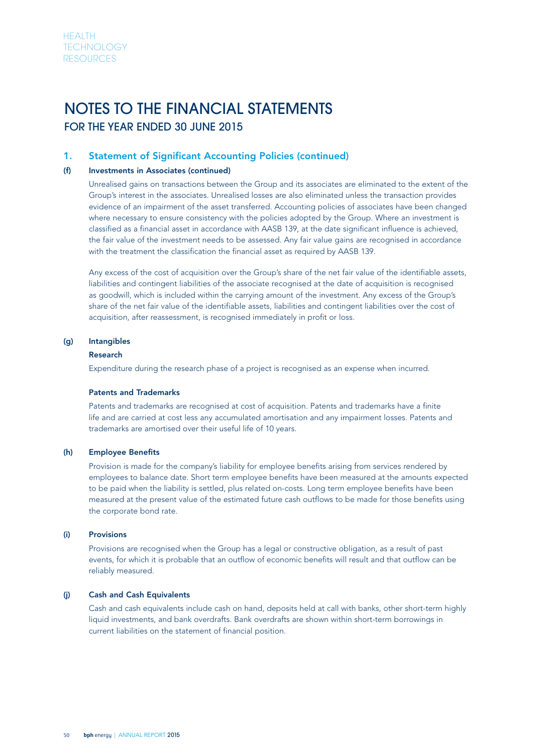# NOTES TO THE FINANCIAL STATEMENTS

## FOR THE YEAR ENDED 30 JUNE 2015

### 1. Statement of Significant Accounting Policies (continued)

#### (f) Investments in Associates (continued)

Unrealised gains on transactions between the Group and its associates are eliminated to the extent of the Group's interest in the associates. Unrealised losses are also eliminated unless the transaction provides evidence of an impairment of the asset transferred. Accounting policies of associates have been changed where necessary to ensure consistency with the policies adopted by the Group. Where an investment is classified as a financial asset in accordance with AASB 139, at the date significant influence is achieved, the fair value of the investment needs to be assessed. Any fair value gains are recognised in accordance with the treatment the classification the financial asset as required by AASB 139.

Any excess of the cost of acquisition over the Group's share of the net fair value of the identifiable assets, liabilities and contingent liabilities of the associate recognised at the date of acquisition is recognised as goodwill, which is included within the carrying amount of the investment. Any excess of the Group's share of the net fair value of the identifiable assets, liabilities and contingent liabilities over the cost of acquisition, after reassessment, is recognised immediately in profit or loss.

#### (g) Intangibles

**Research**

Expenditure during the research phase of a project is recognised as an expense when incurred.

**Patents and Trademarks**

Patents and trademarks are recognised at cost of acquisition. Patents and trademarks have a finite life and are carried at cost less any accumulated amortisation and any impairment losses. Patents and trademarks are amortised over their useful life of 10 years.

#### (h) Employee Benefits

Provision is made for the company's liability for employee benefits arising from services rendered by employees to balance date. Short term employee benefits have been measured at the amounts expected to be paid when the liability is settled, plus related on-costs. Long term employee benefits have been measured at the present value of the estimated future cash outflows to be made for those benefits using the corporate bond rate.

#### (i) Provisions

Provisions are recognised when the Group has a legal or constructive obligation, as a result of past events, for which it is probable that an outflow of economic benefits will result and that outflow can be reliably measured.

#### (j) Cash and Cash Equivalents

Cash and cash equivalents include cash on hand, deposits held at call with banks, other short-term highly liquid investments, and bank overdrafts. Bank overdrafts are shown within short-term borrowings in current liabilities on the statement of financial position.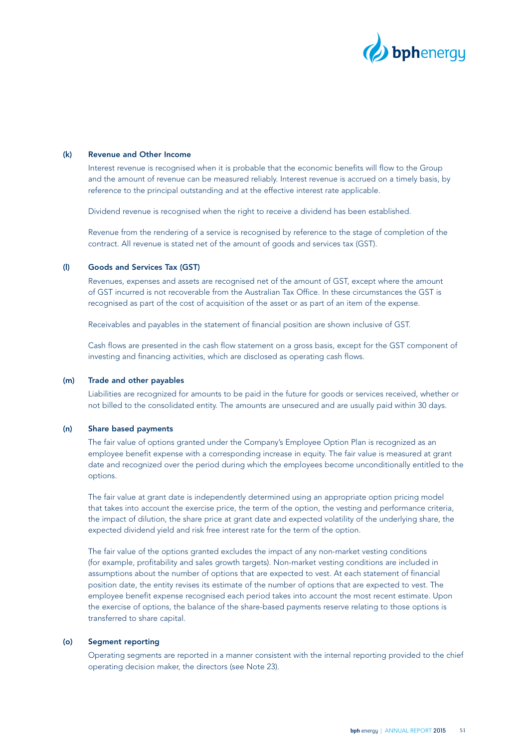### (k) Revenue and Other Income

Interest revenue is recognised when it is probable that the economic benefits will flow to the Group and the amount of revenue can be measured reliably. Interest revenue is accrued on a timely basis, by reference to the principal outstanding and at the effective interest rate applicable.

Dividend revenue is recognised when the right to receive a dividend has been established.

Revenue from the rendering of a service is recognised by reference to the stage of completion of the contract. All revenue is stated net of the amount of goods and services tax (GST).

### (l) Goods and Services Tax (GST)

Revenues, expenses and assets are recognised net of the amount of GST, except where the amount of GST incurred is not recoverable from the Australian Tax Office. In these circumstances the GST is recognised as part of the cost of acquisition of the asset or as part of an item of the expense.

Receivables and payables in the statement of financial position are shown inclusive of GST.

Cash flows are presented in the cash flow statement on a gross basis, except for the GST component of investing and financing activities, which are disclosed as operating cash flows.

### (m) Trade and other payables

Liabilities are recognized for amounts to be paid in the future for goods or services received, whether or not billed to the consolidated entity. The amounts are unsecured and are usually paid within 30 days.

### (n) Share based payments

The fair value of options granted under the Company's Employee Option Plan is recognized as an employee benefit expense with a corresponding increase in equity. The fair value is measured at grant date and recognized over the period during which the employees become unconditionally entitled to the options.

The fair value at grant date is independently determined using an appropriate option pricing model that takes into account the exercise price, the term of the option, the vesting and performance criteria, the impact of dilution, the share price at grant date and expected volatility of the underlying share, the expected dividend yield and risk free interest rate for the term of the option.

The fair value of the options granted excludes the impact of any non-market vesting conditions (for example, profitability and sales growth targets). Non-market vesting conditions are included in assumptions about the number of options that are expected to vest. At each statement of financial position date, the entity revises its estimate of the number of options that are expected to vest. The employee benefit expense recognised each period takes into account the most recent estimate. Upon the exercise of options, the balance of the share-based payments reserve relating to those options is transferred to share capital.

### (o) Segment reporting

Operating segments are reported in a manner consistent with the internal reporting provided to the chief operating decision maker, the directors (see Note 23).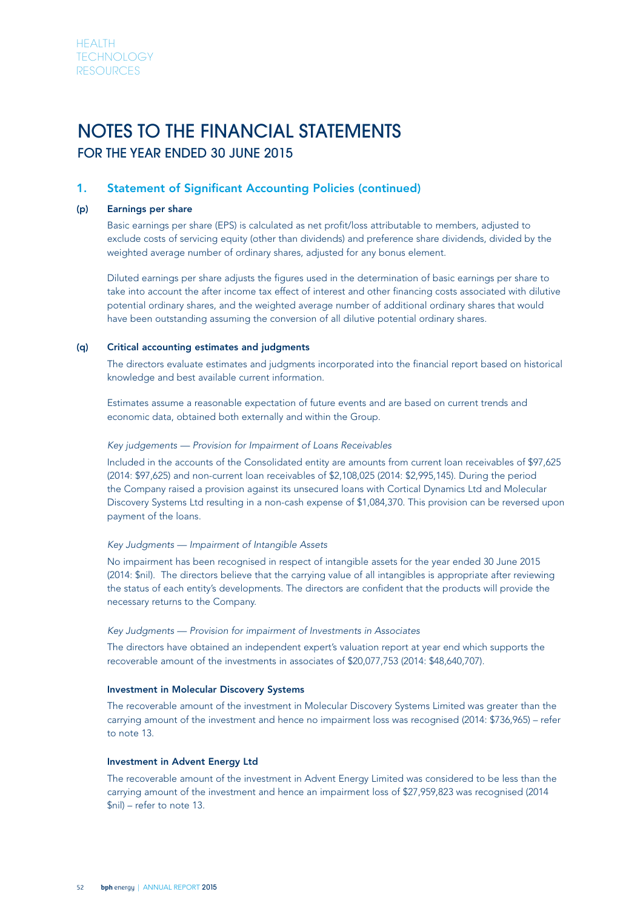# NOTES TO THE FINANCIAL STATEMENTS
## FOR THE YEAR ENDED 30 JUNE 2015

### 1. Statement of Significant Accounting Policies (continued)

**(p) Earnings per share**

Basic earnings per share (EPS) is calculated as net profit/loss attributable to members, adjusted to exclude costs of servicing equity (other than dividends) and preference share dividends, divided by the weighted average number of ordinary shares, adjusted for any bonus element.

Diluted earnings per share adjusts the figures used in the determination of basic earnings per share to take into account the after income tax effect of interest and other financing costs associated with dilutive potential ordinary shares, and the weighted average number of additional ordinary shares that would have been outstanding assuming the conversion of all dilutive potential ordinary shares.

**(q) Critical accounting estimates and judgments**

The directors evaluate estimates and judgments incorporated into the financial report based on historical knowledge and best available current information.

Estimates assume a reasonable expectation of future events and are based on current trends and economic data, obtained both externally and within the Group.

*Key judgements — Provision for Impairment of Loans Receivables*

Included in the accounts of the Consolidated entity are amounts from current loan receivables of $97,625 (2014: $97,625) and non-current loan receivables of $2,108,025 (2014: $2,995,145). During the period the Company raised a provision against its unsecured loans with Cortical Dynamics Ltd and Molecular Discovery Systems Ltd resulting in a non-cash expense of $1,084,370. This provision can be reversed upon payment of the loans.

*Key Judgments — Impairment of Intangible Assets*

No impairment has been recognised in respect of intangible assets for the year ended 30 June 2015 (2014: $nil). The directors believe that the carrying value of all intangibles is appropriate after reviewing the status of each entity's developments. The directors are confident that the products will provide the necessary returns to the Company.

*Key Judgments — Provision for impairment of Investments in Associates*

The directors have obtained an independent expert's valuation report at year end which supports the recoverable amount of the investments in associates of $20,077,753 (2014: $48,640,707).

**Investment in Molecular Discovery Systems**

The recoverable amount of the investment in Molecular Discovery Systems Limited was greater than the carrying amount of the investment and hence no impairment loss was recognised (2014: $736,965) – refer to note 13.

**Investment in Advent Energy Ltd**

The recoverable amount of the investment in Advent Energy Limited was considered to be less than the carrying amount of the investment and hence an impairment loss of $27,959,823 was recognised (2014 $nil) – refer to note 13.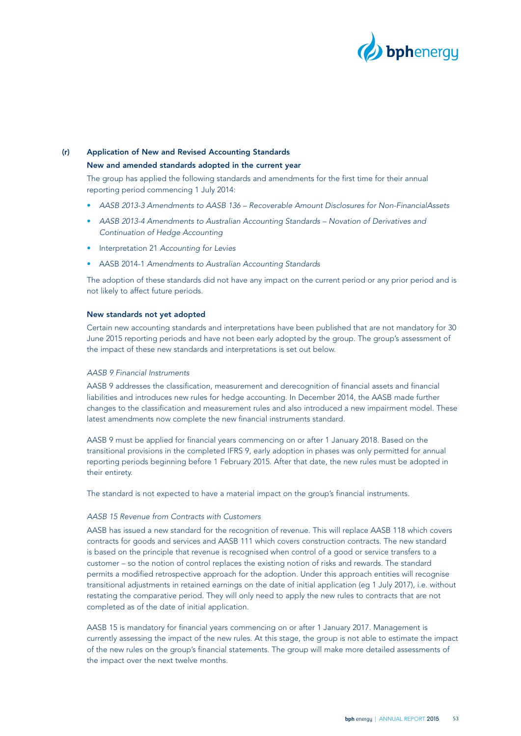## (r) Application of New and Revised Accounting Standards

### New and amended standards adopted in the current year

The group has applied the following standards and amendments for the first time for their annual reporting period commencing 1 July 2014:

- *AASB 2013-3 Amendments to AASB 136 – Recoverable Amount Disclosures for Non-FinancialAssets*
- *AASB 2013-4 Amendments to Australian Accounting Standards – Novation of Derivatives and Continuation of Hedge Accounting*
- Interpretation 21 *Accounting for Levies*
- AASB 2014-1 *Amendments to Australian Accounting Standards*

The adoption of these standards did not have any impact on the current period or any prior period and is not likely to affect future periods.

### New standards not yet adopted

Certain new accounting standards and interpretations have been published that are not mandatory for 30 June 2015 reporting periods and have not been early adopted by the group. The group's assessment of the impact of these new standards and interpretations is set out below.

*AASB 9 Financial Instruments*

AASB 9 addresses the classification, measurement and derecognition of financial assets and financial liabilities and introduces new rules for hedge accounting. In December 2014, the AASB made further changes to the classification and measurement rules and also introduced a new impairment model. These latest amendments now complete the new financial instruments standard.

AASB 9 must be applied for financial years commencing on or after 1 January 2018. Based on the transitional provisions in the completed IFRS 9, early adoption in phases was only permitted for annual reporting periods beginning before 1 February 2015. After that date, the new rules must be adopted in their entirety.

The standard is not expected to have a material impact on the group's financial instruments.

*AASB 15 Revenue from Contracts with Customers*

AASB has issued a new standard for the recognition of revenue. This will replace AASB 118 which covers contracts for goods and services and AASB 111 which covers construction contracts. The new standard is based on the principle that revenue is recognised when control of a good or service transfers to a customer – so the notion of control replaces the existing notion of risks and rewards. The standard permits a modified retrospective approach for the adoption. Under this approach entities will recognise transitional adjustments in retained earnings on the date of initial application (eg 1 July 2017), i.e. without restating the comparative period. They will only need to apply the new rules to contracts that are not completed as of the date of initial application.

AASB 15 is mandatory for financial years commencing on or after 1 January 2017. Management is currently assessing the impact of the new rules. At this stage, the group is not able to estimate the impact of the new rules on the group's financial statements. The group will make more detailed assessments of the impact over the next twelve months.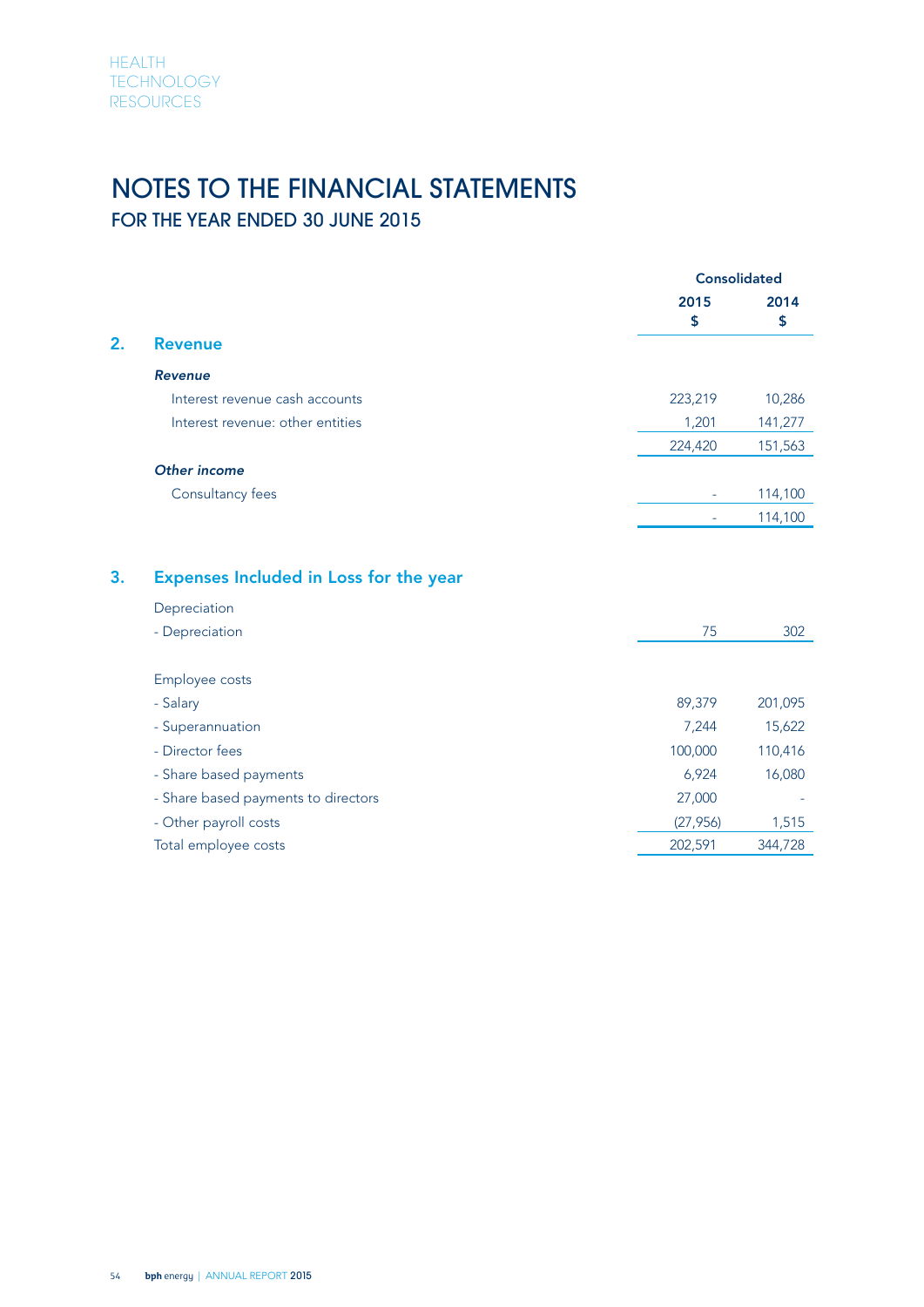# NOTES TO THE FINANCIAL STATEMENTS

## FOR THE YEAR ENDED 30 JUNE 2015

| | Consolidated | |
|---|---|---|
| | 2015 $ | 2014 $ |
| **2. Revenue** | | |
| ***Revenue*** | | |
| Interest revenue cash accounts | 223,219 | 10,286 |
| Interest revenue: other entities | 1,201 | 141,277 |
| | 224,420 | 151,563 |
| ***Other income*** | | |
| Consultancy fees | - | 114,100 |
| | - | 114,100 |
| **3. Expenses Included in Loss for the year** | | |
| Depreciation | | |
| - Depreciation | 75 | 302 |
| Employee costs | | |
| - Salary | 89,379 | 201,095 |
| - Superannuation | 7,244 | 15,622 |
| - Director fees | 100,000 | 110,416 |
| - Share based payments | 6,924 | 16,080 |
| - Share based payments to directors | 27,000 | - |
| - Other payroll costs | (27,956) | 1,515 |
| Total employee costs | 202,591 | 344,728 |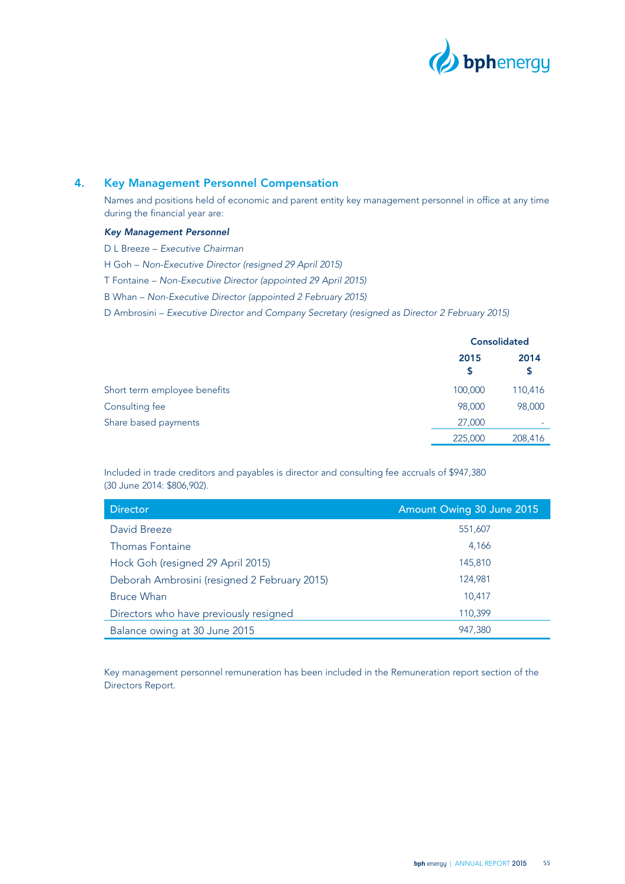## 4. Key Management Personnel Compensation

Names and positions held of economic and parent entity key management personnel in office at any time during the financial year are:

***Key Management Personnel***

D L Breeze – *Executive Chairman*

H Goh – *Non-Executive Director (resigned 29 April 2015)*

T Fontaine – *Non-Executive Director (appointed 29 April 2015)*

B Whan – *Non-Executive Director (appointed 2 February 2015)*

D Ambrosini – *Executive Director and Company Secretary (resigned as Director 2 February 2015)*

| | Consolidated | |
|---|---|---|
| | **2015 $** | **2014 $** |
| Short term employee benefits | 100,000 | 110,416 |
| Consulting fee | 98,000 | 98,000 |
| Share based payments | 27,000 | - |
| | 225,000 | 208,416 |

Included in trade creditors and payables is director and consulting fee accruals of $947,380 (30 June 2014: $806,902).

| Director | Amount Owing 30 June 2015 |
|---|---|
| David Breeze | 551,607 |
| Thomas Fontaine | 4,166 |
| Hock Goh (resigned 29 April 2015) | 145,810 |
| Deborah Ambrosini (resigned 2 February 2015) | 124,981 |
| Bruce Whan | 10,417 |
| Directors who have previously resigned | 110,399 |
| Balance owing at 30 June 2015 | 947,380 |

Key management personnel remuneration has been included in the Remuneration report section of the Directors Report.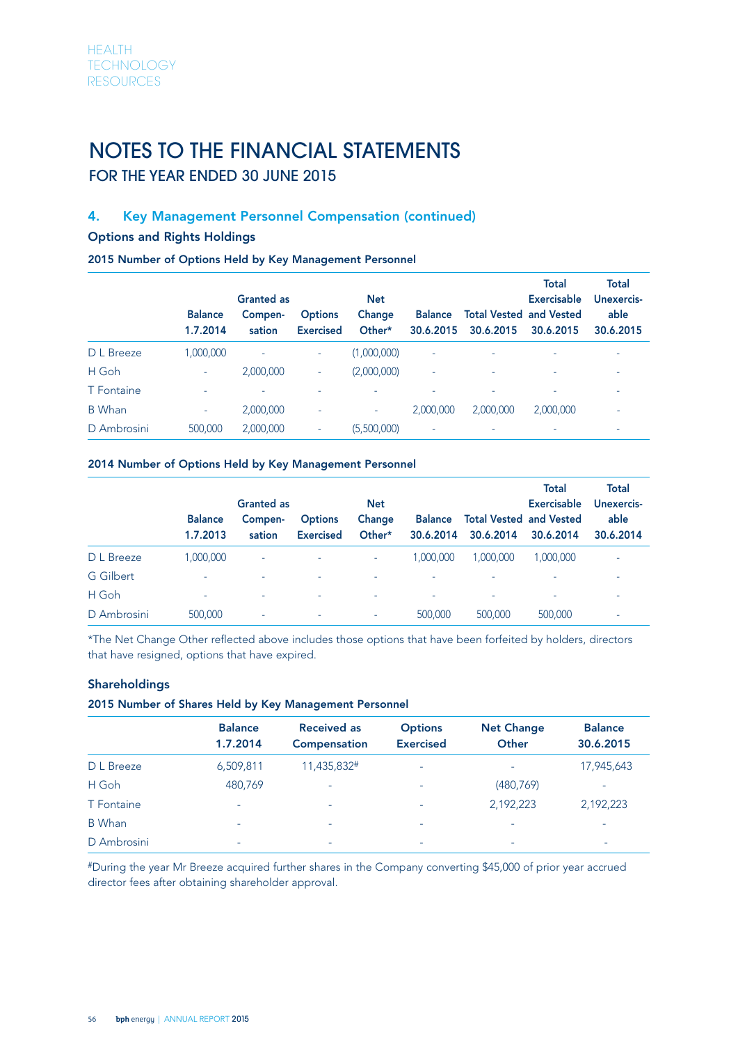# NOTES TO THE FINANCIAL STATEMENTS

## FOR THE YEAR ENDED 30 JUNE 2015

### 4. Key Management Personnel Compensation (continued)

**Options and Rights Holdings**

**2015 Number of Options Held by Key Management Personnel**

| | Balance 1.7.2014 | Granted as Compen-sation | Options Exercised | Net Change Other* | Balance 30.6.2015 | Total Vested 30.6.2015 | Total Exercisable and Vested 30.6.2015 | Total Unexercis-able 30.6.2015 |
|---|---|---|---|---|---|---|---|---|
| D L Breeze | 1,000,000 | - | - | (1,000,000) | - | - | - | - |
| H Goh | - | 2,000,000 | - | (2,000,000) | - | - | - | - |
| T Fontaine | - | - | - | - | - | - | - | - |
| B Whan | - | 2,000,000 | - | - | 2,000,000 | 2,000,000 | 2,000,000 | - |
| D Ambrosini | 500,000 | 2,000,000 | - | (5,500,000) | - | - | - | - |

**2014 Number of Options Held by Key Management Personnel**

| | Balance 1.7.2013 | Granted as Compen-sation | Options Exercised | Net Change Other* | Balance 30.6.2014 | Total Vested 30.6.2014 | Total Exercisable and Vested 30.6.2014 | Total Unexercis-able 30.6.2014 |
|---|---|---|---|---|---|---|---|---|
| D L Breeze | 1,000,000 | - | - | - | 1,000,000 | 1,000,000 | 1,000,000 | - |
| G Gilbert | - | - | - | - | - | - | - | - |
| H Goh | - | - | - | - | - | - | - | - |
| D Ambrosini | 500,000 | - | - | - | 500,000 | 500,000 | 500,000 | - |

*The Net Change Other reflected above includes those options that have been forfeited by holders, directors that have resigned, options that have expired.

**Shareholdings**

**2015 Number of Shares Held by Key Management Personnel**

| | Balance 1.7.2014 | Received as Compensation | Options Exercised | Net Change Other | Balance 30.6.2015 |
|---|---|---|---|---|---|
| D L Breeze | 6,509,811 | 11,435,832# | - | - | 17,945,643 |
| H Goh | 480,769 | - | - | (480,769) | - |
| T Fontaine | - | - | - | 2,192,223 | 2,192,223 |
| B Whan | - | - | - | - | - |
| D Ambrosini | - | - | - | - | - |

#During the year Mr Breeze acquired further shares in the Company converting $45,000 of prior year accrued director fees after obtaining shareholder approval.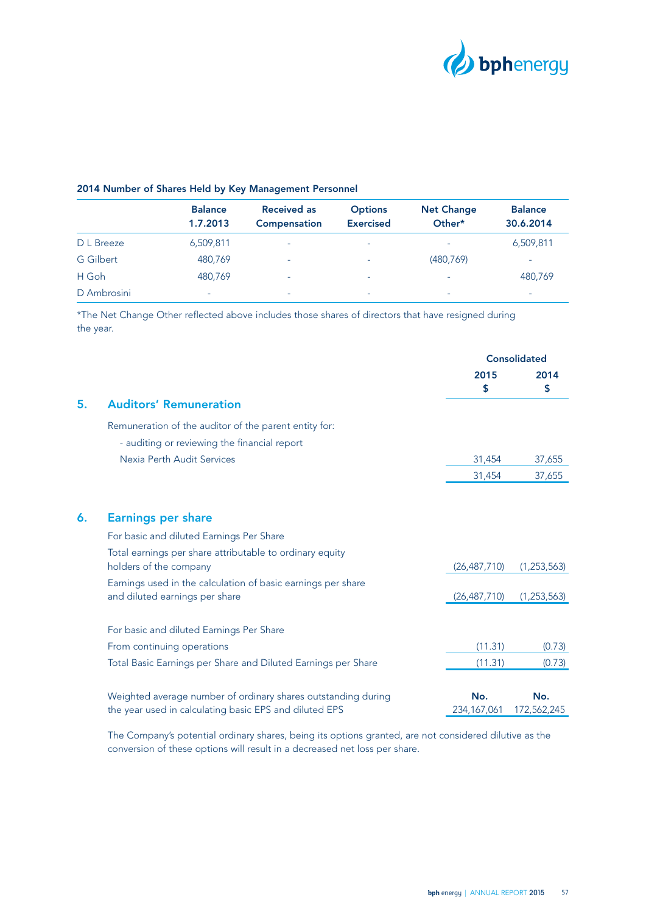#### 2014 Number of Shares Held by Key Management Personnel

| | Balance 1.7.2013 | Received as Compensation | Options Exercised | Net Change Other* | Balance 30.6.2014 |
|---|---|---|---|---|---|
| D L Breeze | 6,509,811 | - | - | - | 6,509,811 |
| G Gilbert | 480,769 | - | - | (480,769) | - |
| H Goh | 480,769 | - | - | - | 480,769 |
| D Ambrosini | - | - | - | - | - |

*The Net Change Other reflected above includes those shares of directors that have resigned during the year.

| | Consolidated 2015 $ | Consolidated 2014 $ |
|---|---|---|

## 5. Auditors' Remuneration

| | 2015 $ | 2014 $ |
|---|---|---|
| Remuneration of the auditor of the parent entity for: | | |
| - auditing or reviewing the financial report | | |
| Nexia Perth Audit Services | 31,454 | 37,655 |
| | 31,454 | 37,655 |

## 6. Earnings per share

| | 2015 $ | 2014 $ |
|---|---|---|
| For basic and diluted Earnings Per Share | | |
| Total earnings per share attributable to ordinary equity holders of the company | (26,487,710) | (1,253,563) |
| Earnings used in the calculation of basic earnings per share and diluted earnings per share | (26,487,710) | (1,253,563) |
| | | |
| For basic and diluted Earnings Per Share | | |
| From continuing operations | (11.31) | (0.73) |
| Total Basic Earnings per Share and Diluted Earnings per Share | (11.31) | (0.73) |
| | **No.** | **No.** |
| Weighted average number of ordinary shares outstanding during the year used in calculating basic EPS and diluted EPS | 234,167,061 | 172,562,245 |

The Company's potential ordinary shares, being its options granted, are not considered dilutive as the conversion of these options will result in a decreased net loss per share.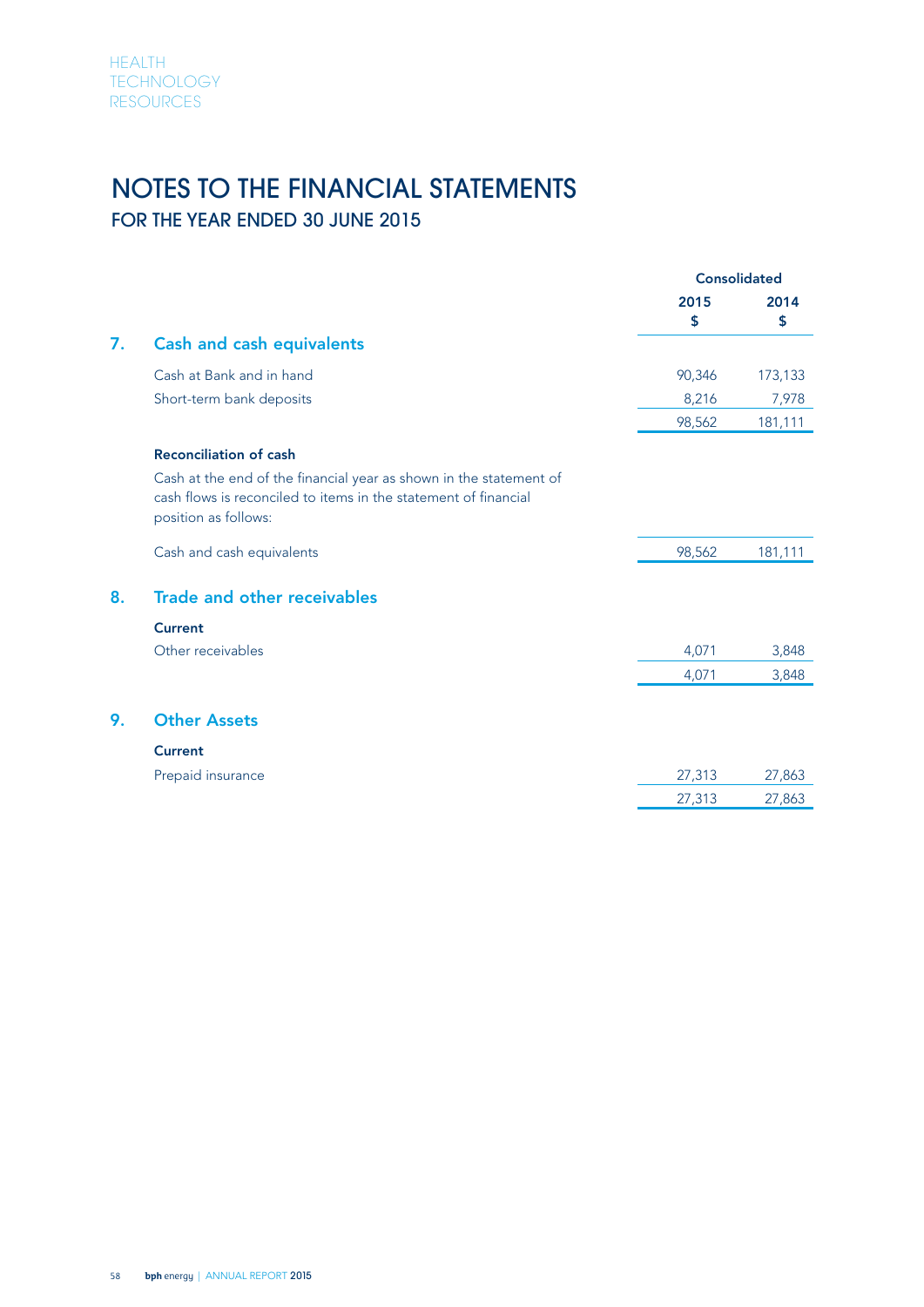# NOTES TO THE FINANCIAL STATEMENTS
## FOR THE YEAR ENDED 30 JUNE 2015

| | Consolidated | |
|---|---|---|
| | 2015 $ | 2014 $ |
| **7. Cash and cash equivalents** | | |
| Cash at Bank and in hand | 90,346 | 173,133 |
| Short-term bank deposits | 8,216 | 7,978 |
| | 98,562 | 181,111 |
| **Reconciliation of cash** | | |
| Cash at the end of the financial year as shown in the statement of cash flows is reconciled to items in the statement of financial position as follows: | | |
| Cash and cash equivalents | 98,562 | 181,111 |
| **8. Trade and other receivables** | | |
| **Current** | | |
| Other receivables | 4,071 | 3,848 |
| | 4,071 | 3,848 |
| **9. Other Assets** | | |
| **Current** | | |
| Prepaid insurance | 27,313 | 27,863 |
| | 27,313 | 27,863 |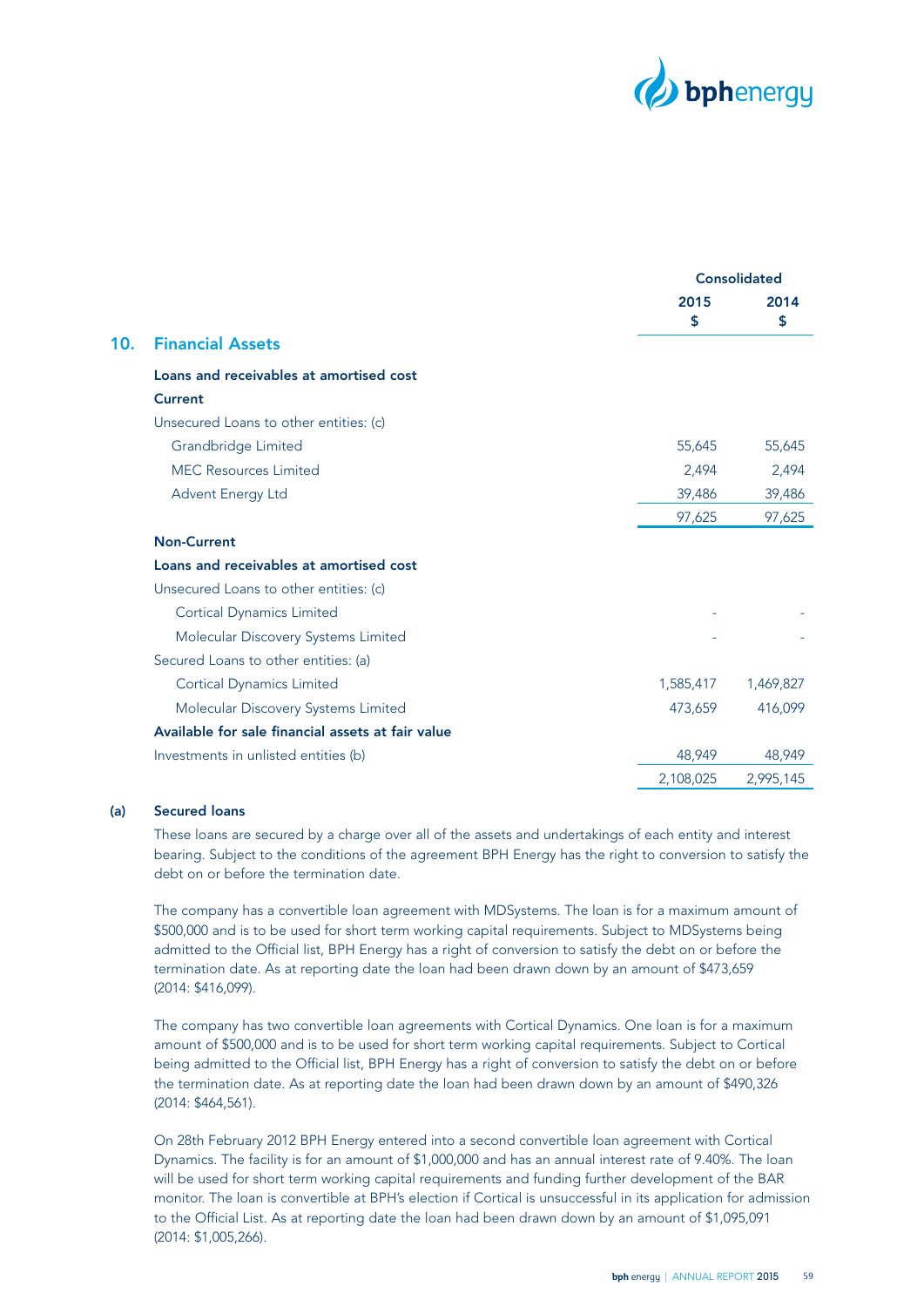| | Consolidated | |
|---|---|---|
| | 2015<br>$ | 2014<br>$ |

## 10. Financial Assets

| | 2015 $ | 2014 $ |
|---|---|---|
| **Loans and receivables at amortised cost** | | |
| **Current** | | |
| Unsecured Loans to other entities: (c) | | |
| Grandbridge Limited | 55,645 | 55,645 |
| MEC Resources Limited | 2,494 | 2,494 |
| Advent Energy Ltd | 39,486 | 39,486 |
| | 97,625 | 97,625 |
| **Non-Current** | | |
| **Loans and receivables at amortised cost** | | |
| Unsecured Loans to other entities: (c) | | |
| Cortical Dynamics Limited | - | - |
| Molecular Discovery Systems Limited | - | - |
| Secured Loans to other entities: (a) | | |
| Cortical Dynamics Limited | 1,585,417 | 1,469,827 |
| Molecular Discovery Systems Limited | 473,659 | 416,099 |
| **Available for sale financial assets at fair value** | | |
| Investments in unlisted entities (b) | 48,949 | 48,949 |
| | 2,108,025 | 2,995,145 |

### (a) Secured loans

These loans are secured by a charge over all of the assets and undertakings of each entity and interest bearing. Subject to the conditions of the agreement BPH Energy has the right to conversion to satisfy the debt on or before the termination date.

The company has a convertible loan agreement with MDSystems. The loan is for a maximum amount of $500,000 and is to be used for short term working capital requirements. Subject to MDSystems being admitted to the Official list, BPH Energy has a right of conversion to satisfy the debt on or before the termination date. As at reporting date the loan had been drawn down by an amount of $473,659 (2014: $416,099).

The company has two convertible loan agreements with Cortical Dynamics. One loan is for a maximum amount of $500,000 and is to be used for short term working capital requirements. Subject to Cortical being admitted to the Official list, BPH Energy has a right of conversion to satisfy the debt on or before the termination date. As at reporting date the loan had been drawn down by an amount of $490,326 (2014: $464,561).

On 28th February 2012 BPH Energy entered into a second convertible loan agreement with Cortical Dynamics. The facility is for an amount of $1,000,000 and has an annual interest rate of 9.40%. The loan will be used for short term working capital requirements and funding further development of the BAR monitor. The loan is convertible at BPH's election if Cortical is unsuccessful in its application for admission to the Official List. As at reporting date the loan had been drawn down by an amount of $1,095,091 (2014: $1,005,266).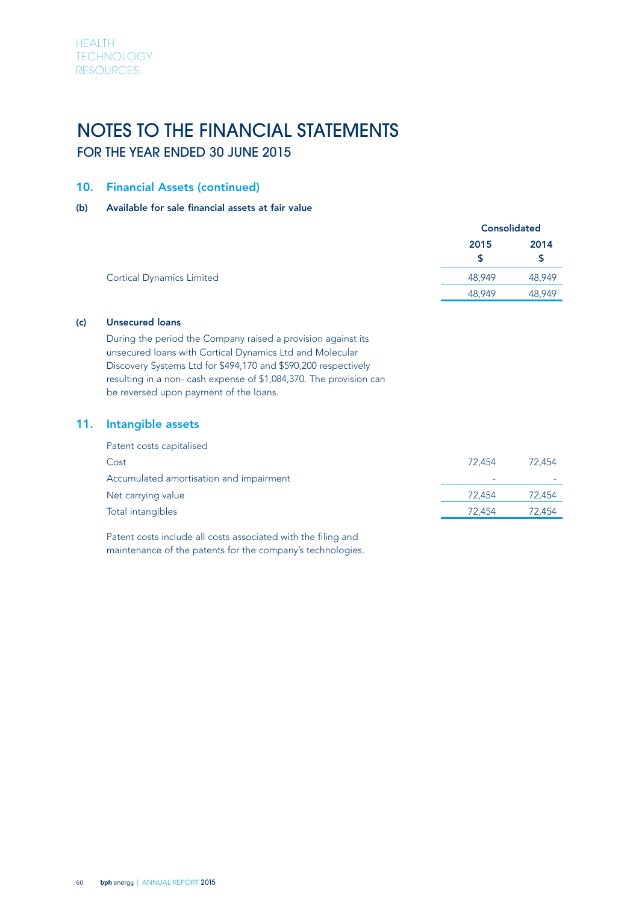# NOTES TO THE FINANCIAL STATEMENTS
## FOR THE YEAR ENDED 30 JUNE 2015

### 10. Financial Assets (continued)

**(b) Available for sale financial assets at fair value**

| | Consolidated | |
|---|---|---|
| | 2015 $ | 2014 $ |
| Cortical Dynamics Limited | 48,949 | 48,949 |
| | 48,949 | 48,949 |

**(c) Unsecured loans**

During the period the Company raised a provision against its unsecured loans with Cortical Dynamics Ltd and Molecular Discovery Systems Ltd for $494,170 and $590,200 respectively resulting in a non- cash expense of $1,084,370. The provision can be reversed upon payment of the loans.

### 11. Intangible assets

| | 2015 $ | 2014 $ |
|---|---|---|
| Patent costs capitalised | | |
| Cost | 72,454 | 72,454 |
| Accumulated amortisation and impairment | - | - |
| Net carrying value | 72,454 | 72,454 |
| Total intangibles | 72,454 | 72,454 |

Patent costs include all costs associated with the filing and maintenance of the patents for the company's technologies.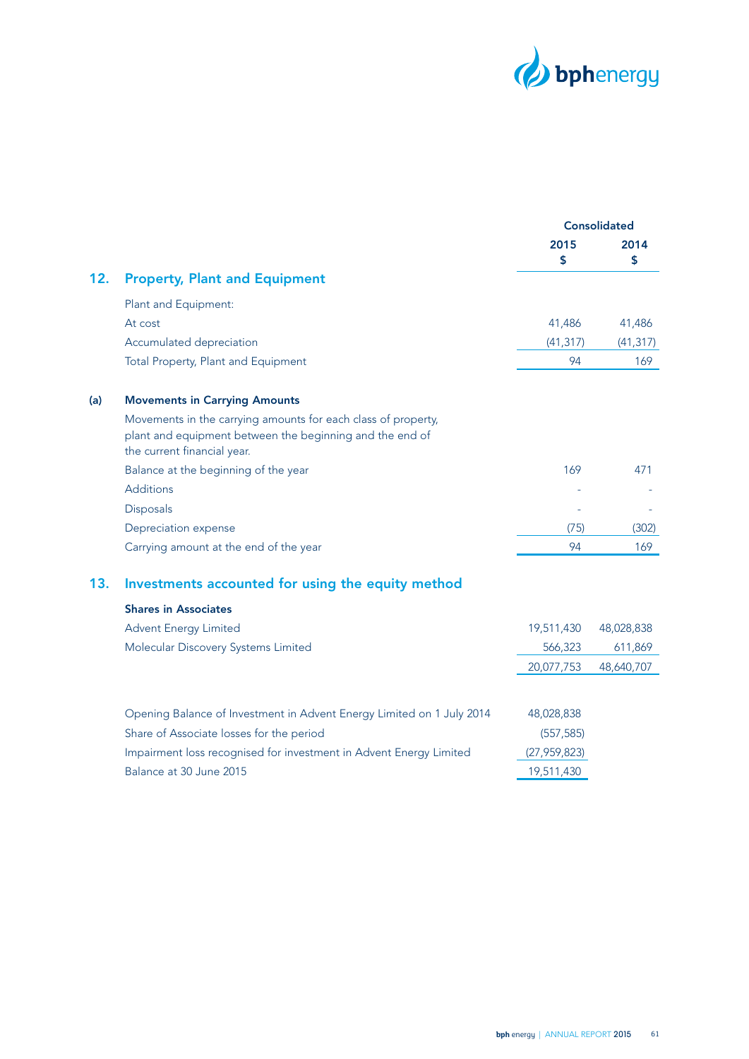| | | Consolidated | |
|---|---|---|---|
| | | 2015 $ | 2014 $ |

## 12. Property, Plant and Equipment

| | 2015 $ | 2014 $ |
|---|---|---|
| Plant and Equipment: | | |
| At cost | 41,486 | 41,486 |
| Accumulated depreciation | (41,317) | (41,317) |
| Total Property, Plant and Equipment | 94 | 169 |

### (a) Movements in Carrying Amounts

Movements in the carrying amounts for each class of property, plant and equipment between the beginning and the end of the current financial year.

| | 2015 $ | 2014 $ |
|---|---|---|
| Balance at the beginning of the year | 169 | 471 |
| Additions | - | - |
| Disposals | - | - |
| Depreciation expense | (75) | (302) |
| Carrying amount at the end of the year | 94 | 169 |

## 13. Investments accounted for using the equity method

**Shares in Associates**

| | 2015 $ | 2014 $ |
|---|---|---|
| Advent Energy Limited | 19,511,430 | 48,028,838 |
| Molecular Discovery Systems Limited | 566,323 | 611,869 |
| | 20,077,753 | 48,640,707 |

| | |
|---|---|
| Opening Balance of Investment in Advent Energy Limited on 1 July 2014 | 48,028,838 |
| Share of Associate losses for the period | (557,585) |
| Impairment loss recognised for investment in Advent Energy Limited | (27,959,823) |
| Balance at 30 June 2015 | 19,511,430 |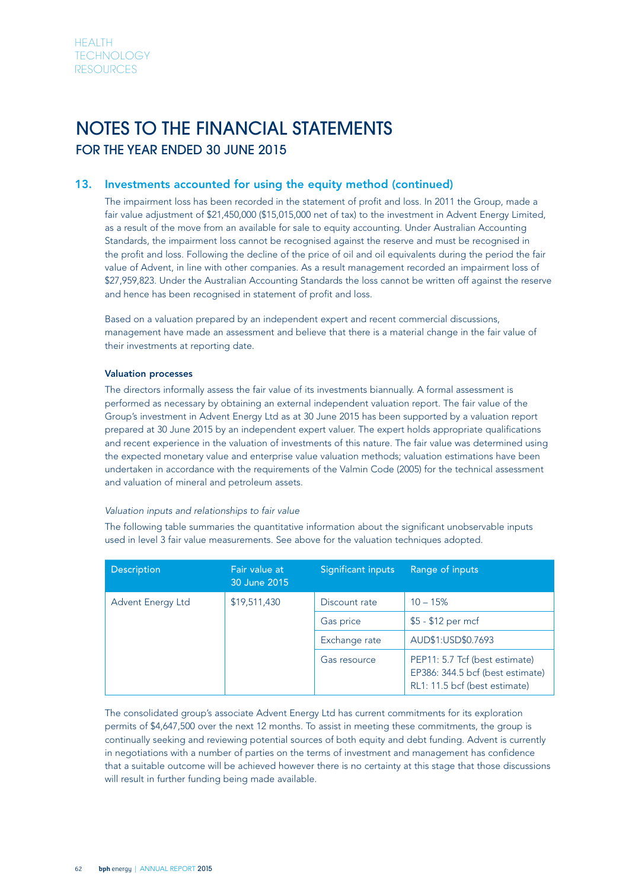# NOTES TO THE FINANCIAL STATEMENTS
## FOR THE YEAR ENDED 30 JUNE 2015

### 13. Investments accounted for using the equity method (continued)

The impairment loss has been recorded in the statement of profit and loss. In 2011 the Group, made a fair value adjustment of $21,450,000 ($15,015,000 net of tax) to the investment in Advent Energy Limited, as a result of the move from an available for sale to equity accounting. Under Australian Accounting Standards, the impairment loss cannot be recognised against the reserve and must be recognised in the profit and loss. Following the decline of the price of oil and oil equivalents during the period the fair value of Advent, in line with other companies. As a result management recorded an impairment loss of $27,959,823. Under the Australian Accounting Standards the loss cannot be written off against the reserve and hence has been recognised in statement of profit and loss.

Based on a valuation prepared by an independent expert and recent commercial discussions, management have made an assessment and believe that there is a material change in the fair value of their investments at reporting date.

**Valuation processes**

The directors informally assess the fair value of its investments biannually. A formal assessment is performed as necessary by obtaining an external independent valuation report. The fair value of the Group's investment in Advent Energy Ltd as at 30 June 2015 has been supported by a valuation report prepared at 30 June 2015 by an independent expert valuer. The expert holds appropriate qualifications and recent experience in the valuation of investments of this nature. The fair value was determined using the expected monetary value and enterprise value valuation methods; valuation estimations have been undertaken in accordance with the requirements of the Valmin Code (2005) for the technical assessment and valuation of mineral and petroleum assets.

*Valuation inputs and relationships to fair value*

The following table summaries the quantitative information about the significant unobservable inputs used in level 3 fair value measurements. See above for the valuation techniques adopted.

| Description | Fair value at 30 June 2015 | Significant inputs | Range of inputs |
|---|---|---|---|
| Advent Energy Ltd | $19,511,430 | Discount rate | 10 – 15% |
| | | Gas price | $5 - $12 per mcf |
| | | Exchange rate | AUD$1:USD$0.7693 |
| | | Gas resource | PEP11: 5.7 Tcf (best estimate)<br>EP386: 344.5 bcf (best estimate)<br>RL1: 11.5 bcf (best estimate) |

The consolidated group's associate Advent Energy Ltd has current commitments for its exploration permits of $4,647,500 over the next 12 months. To assist in meeting these commitments, the group is continually seeking and reviewing potential sources of both equity and debt funding. Advent is currently in negotiations with a number of parties on the terms of investment and management has confidence that a suitable outcome will be achieved however there is no certainty at this stage that those discussions will result in further funding being made available.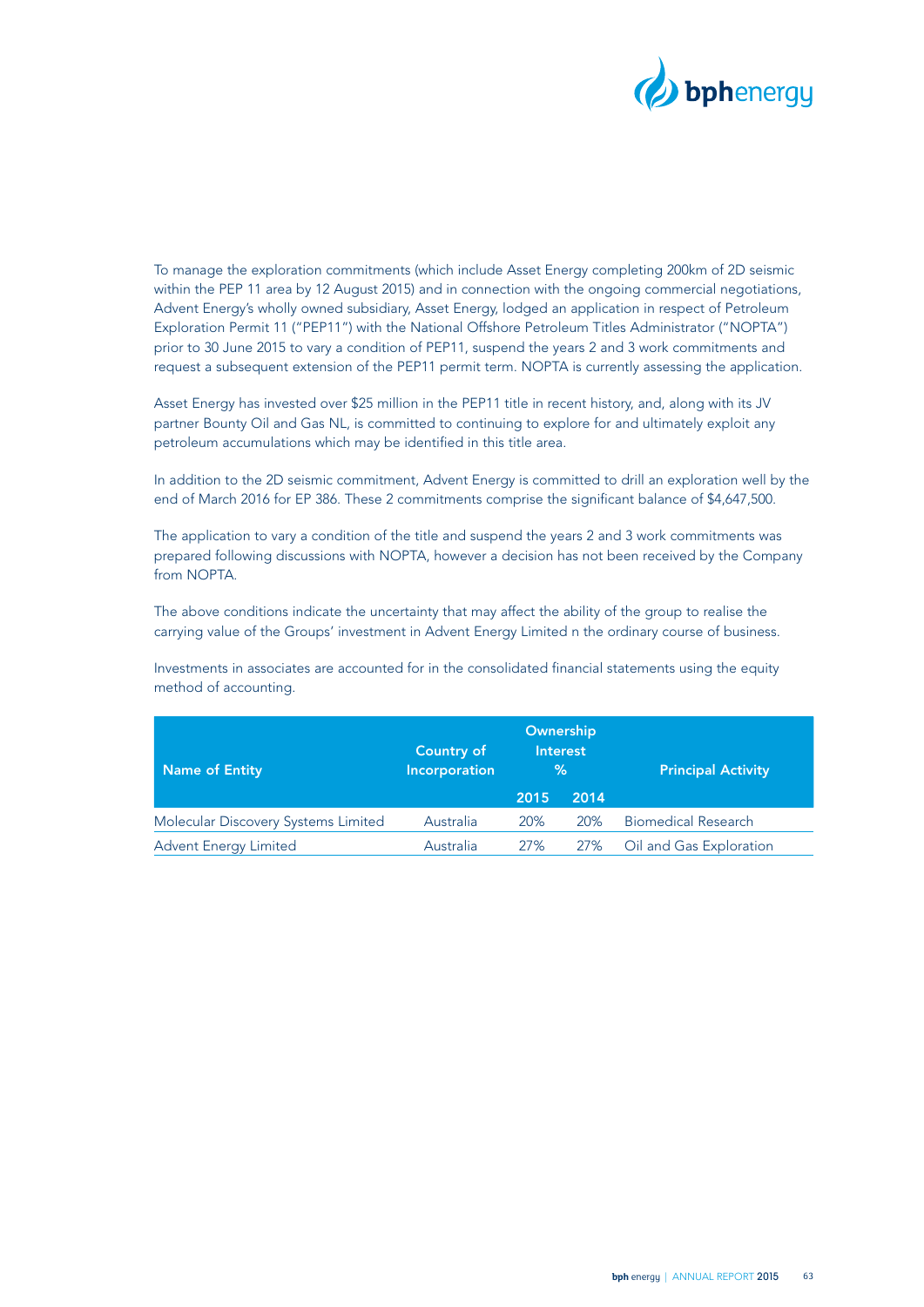To manage the exploration commitments (which include Asset Energy completing 200km of 2D seismic within the PEP 11 area by 12 August 2015) and in connection with the ongoing commercial negotiations, Advent Energy's wholly owned subsidiary, Asset Energy, lodged an application in respect of Petroleum Exploration Permit 11 ("PEP11") with the National Offshore Petroleum Titles Administrator ("NOPTA") prior to 30 June 2015 to vary a condition of PEP11, suspend the years 2 and 3 work commitments and request a subsequent extension of the PEP11 permit term. NOPTA is currently assessing the application.

Asset Energy has invested over $25 million in the PEP11 title in recent history, and, along with its JV partner Bounty Oil and Gas NL, is committed to continuing to explore for and ultimately exploit any petroleum accumulations which may be identified in this title area.

In addition to the 2D seismic commitment, Advent Energy is committed to drill an exploration well by the end of March 2016 for EP 386. These 2 commitments comprise the significant balance of $4,647,500.

The application to vary a condition of the title and suspend the years 2 and 3 work commitments was prepared following discussions with NOPTA, however a decision has not been received by the Company from NOPTA.

The above conditions indicate the uncertainty that may affect the ability of the group to realise the carrying value of the Groups' investment in Advent Energy Limited n the ordinary course of business.

Investments in associates are accounted for in the consolidated financial statements using the equity method of accounting.

| Name of Entity | Country of Incorporation | Ownership Interest % | | Principal Activity |
|---|---|---|---|---|
| | | 2015 | 2014 | |
| Molecular Discovery Systems Limited | Australia | 20% | 20% | Biomedical Research |
| Advent Energy Limited | Australia | 27% | 27% | Oil and Gas Exploration |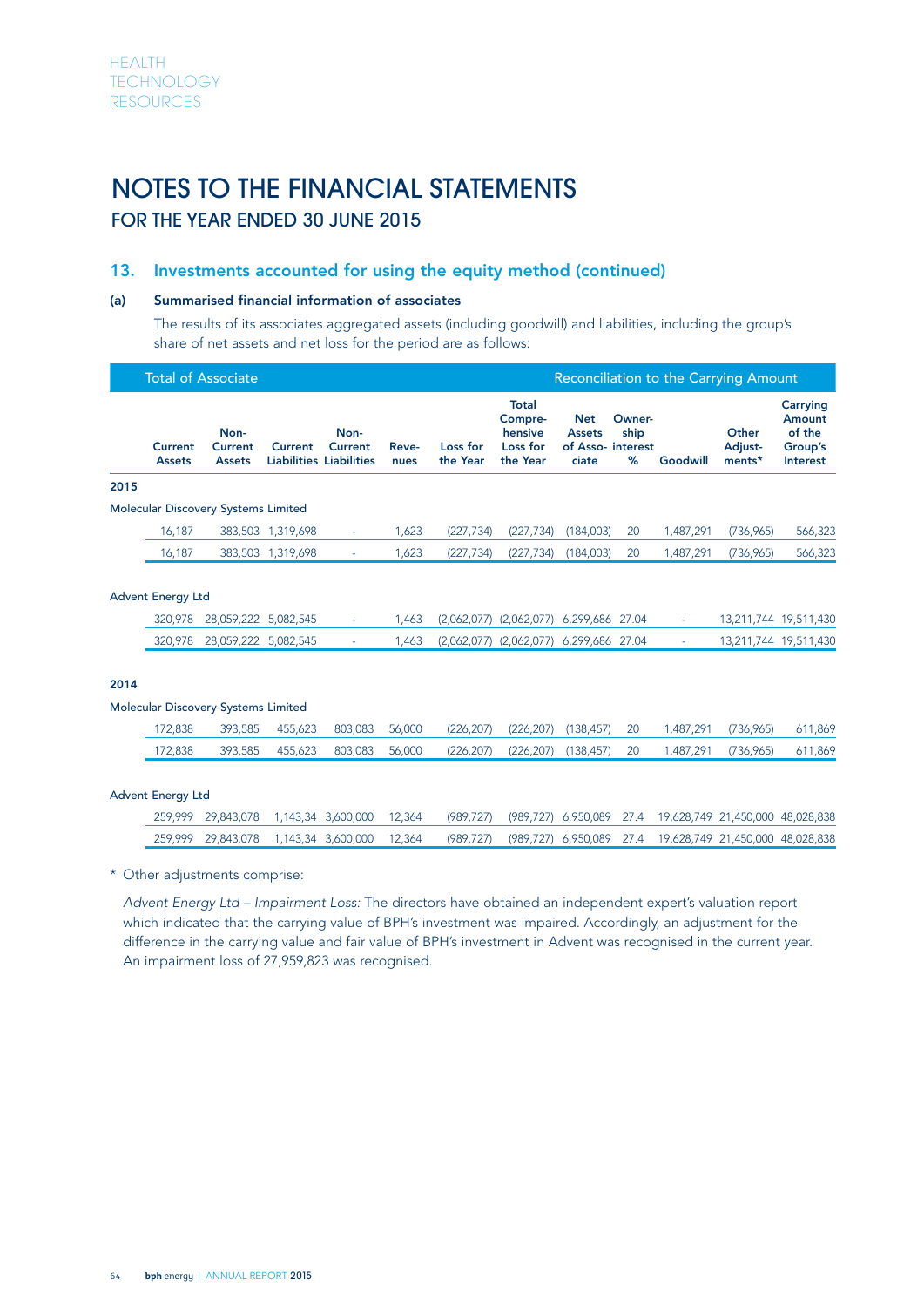# NOTES TO THE FINANCIAL STATEMENTS

## FOR THE YEAR ENDED 30 JUNE 2015

### 13. Investments accounted for using the equity method (continued)

#### (a) Summarised financial information of associates

The results of its associates aggregated assets (including goodwill) and liabilities, including the group's share of net assets and net loss for the period are as follows:

| Total of Associate | | | | | | | Reconciliation to the Carrying Amount | | | | |
|---|---|---|---|---|---|---|---|---|---|---|---|
| Current Assets | Non-Current Assets | Current Liabilities | Non-Current Liabilities | Revenues | Loss for the Year | Total Comprehensive Loss for the Year | Net Assets of Associate | Ownership interest % | Goodwill | Other Adjustments* | Carrying Amount of the Group's Interest |
| **2015** | | | | | | | | | | | |
| Molecular Discovery Systems Limited | | | | | | | | | | | |
| 16,187 | 383,503 | 1,319,698 | - | 1,623 | (227,734) | (227,734) | (184,003) | 20 | 1,487,291 | (736,965) | 566,323 |
| 16,187 | 383,503 | 1,319,698 | - | 1,623 | (227,734) | (227,734) | (184,003) | 20 | 1,487,291 | (736,965) | 566,323 |
| Advent Energy Ltd | | | | | | | | | | | |
| 320,978 | 28,059,222 | 5,082,545 | - | 1,463 | (2,062,077) | (2,062,077) | 6,299,686 | 27.04 | - | 13,211,744 | 19,511,430 |
| 320,978 | 28,059,222 | 5,082,545 | - | 1,463 | (2,062,077) | (2,062,077) | 6,299,686 | 27.04 | - | 13,211,744 | 19,511,430 |
| **2014** | | | | | | | | | | | |
| Molecular Discovery Systems Limited | | | | | | | | | | | |
| 172,838 | 393,585 | 455,623 | 803,083 | 56,000 | (226,207) | (226,207) | (138,457) | 20 | 1,487,291 | (736,965) | 611,869 |
| 172,838 | 393,585 | 455,623 | 803,083 | 56,000 | (226,207) | (226,207) | (138,457) | 20 | 1,487,291 | (736,965) | 611,869 |
| Advent Energy Ltd | | | | | | | | | | | |
| 259,999 | 29,843,078 | 1,143,34 | 3,600,000 | 12,364 | (989,727) | (989,727) | 6,950,089 | 27.4 | 19,628,749 | 21,450,000 | 48,028,838 |
| 259,999 | 29,843,078 | 1,143,34 | 3,600,000 | 12,364 | (989,727) | (989,727) | 6,950,089 | 27.4 | 19,628,749 | 21,450,000 | 48,028,838 |

\* Other adjustments comprise:

*Advent Energy Ltd – Impairment Loss:* The directors have obtained an independent expert's valuation report which indicated that the carrying value of BPH's investment was impaired. Accordingly, an adjustment for the difference in the carrying value and fair value of BPH's investment in Advent was recognised in the current year. An impairment loss of 27,959,823 was recognised.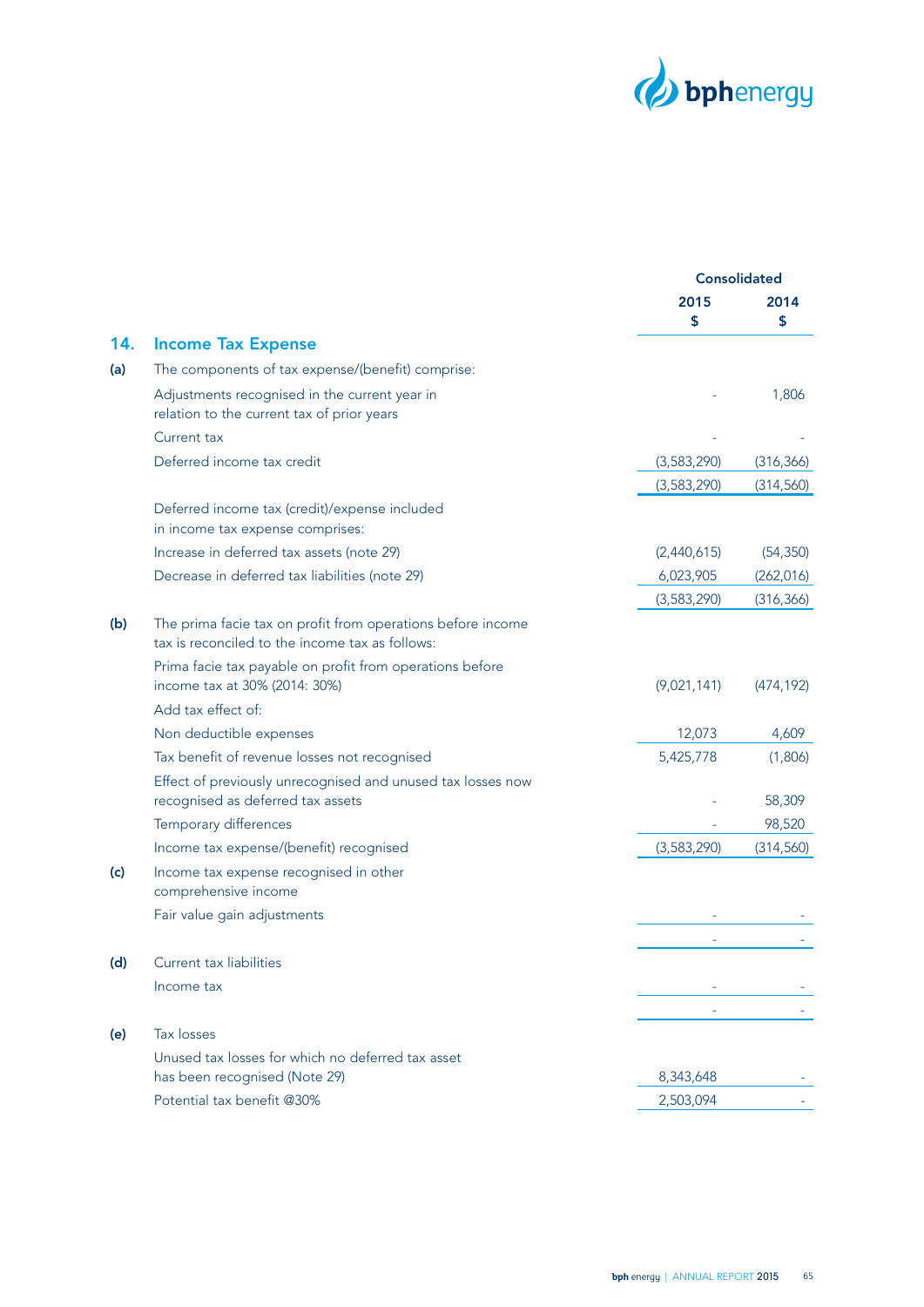| | | Consolidated | |
|---|---|---|---|
| | | 2015<br>$ | 2014<br>$ |
| **14.** | **Income Tax Expense** | | |
| **(a)** | The components of tax expense/(benefit) comprise: | | |
| | Adjustments recognised in the current year in relation to the current tax of prior years | - | 1,806 |
| | Current tax | - | - |
| | Deferred income tax credit | (3,583,290) | (316,366) |
| | | (3,583,290) | (314,560) |
| | Deferred income tax (credit)/expense included in income tax expense comprises: | | |
| | Increase in deferred tax assets (note 29) | (2,440,615) | (54,350) |
| | Decrease in deferred tax liabilities (note 29) | 6,023,905 | (262,016) |
| | | (3,583,290) | (316,366) |
| **(b)** | The prima facie tax on profit from operations before income tax is reconciled to the income tax as follows: | | |
| | Prima facie tax payable on profit from operations before income tax at 30% (2014: 30%) | (9,021,141) | (474,192) |
| | Add tax effect of: | | |
| | Non deductible expenses | 12,073 | 4,609 |
| | Tax benefit of revenue losses not recognised | 5,425,778 | (1,806) |
| | Effect of previously unrecognised and unused tax losses now recognised as deferred tax assets | - | 58,309 |
| | Temporary differences | - | 98,520 |
| | Income tax expense/(benefit) recognised | (3,583,290) | (314,560) |
| **(c)** | Income tax expense recognised in other comprehensive income | | |
| | Fair value gain adjustments | - | - |
| | | - | - |
| **(d)** | Current tax liabilities | | |
| | Income tax | - | - |
| | | - | - |
| **(e)** | Tax losses | | |
| | Unused tax losses for which no deferred tax asset has been recognised (Note 29) | 8,343,648 | - |
| | Potential tax benefit @30% | 2,503,094 | - |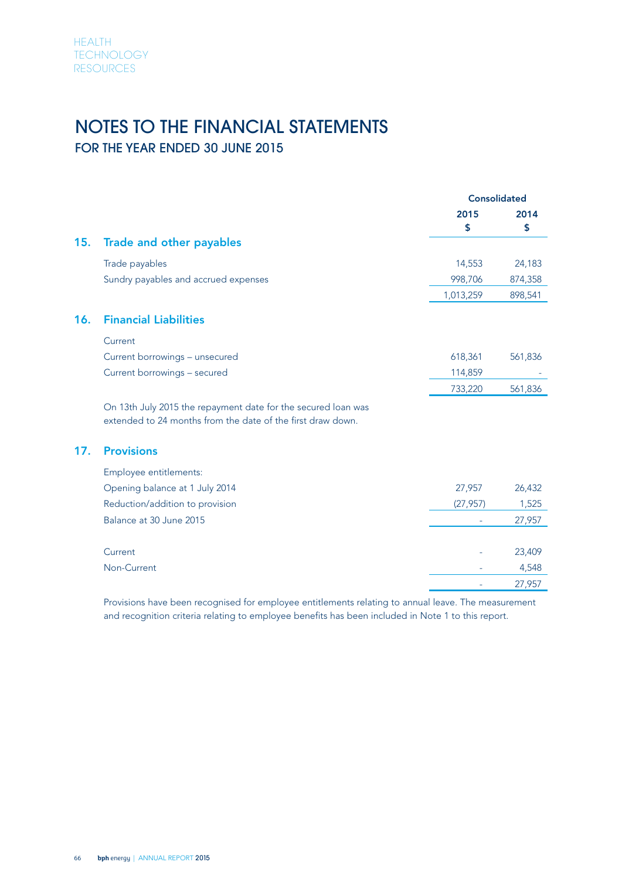# NOTES TO THE FINANCIAL STATEMENTS

## FOR THE YEAR ENDED 30 JUNE 2015

| | Consolidated | |
|---|---|---|
| | 2015<br>$ | 2014<br>$ |

### 15. Trade and other payables

| | 2015 $ | 2014 $ |
|---|---|---|
| Trade payables | 14,553 | 24,183 |
| Sundry payables and accrued expenses | 998,706 | 874,358 |
| | 1,013,259 | 898,541 |

### 16. Financial Liabilities

| | 2015 $ | 2014 $ |
|---|---|---|
| Current | | |
| Current borrowings – unsecured | 618,361 | 561,836 |
| Current borrowings – secured | 114,859 | - |
| | 733,220 | 561,836 |

On 13th July 2015 the repayment date for the secured loan was extended to 24 months from the date of the first draw down.

### 17. Provisions

| | 2015 $ | 2014 $ |
|---|---|---|
| Employee entitlements: | | |
| Opening balance at 1 July 2014 | 27,957 | 26,432 |
| Reduction/addition to provision | (27,957) | 1,525 |
| Balance at 30 June 2015 | - | 27,957 |
| | | |
| Current | - | 23,409 |
| Non-Current | - | 4,548 |
| | - | 27,957 |

Provisions have been recognised for employee entitlements relating to annual leave. The measurement and recognition criteria relating to employee benefits has been included in Note 1 to this report.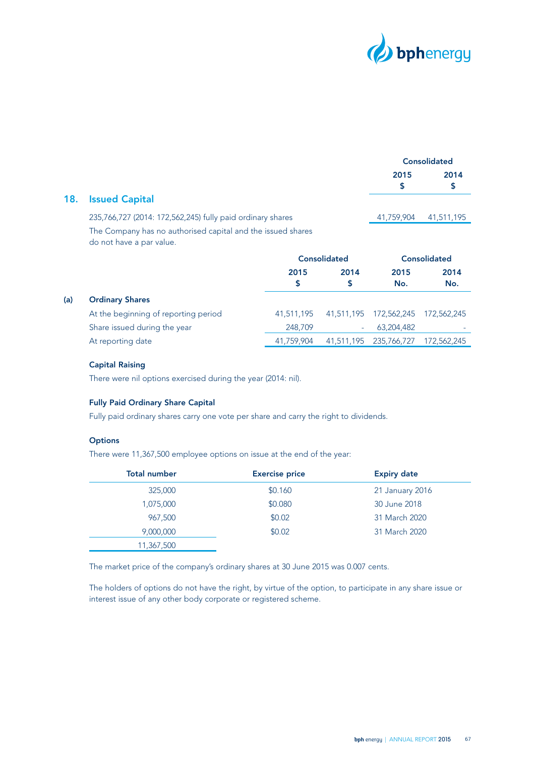## 18. Issued Capital

| | Consolidated | |
|---|---|---|
| | 2015 $ | 2014 $ |
| 235,766,727 (2014: 172,562,245) fully paid ordinary shares | 41,759,904 | 41,511,195 |

The Company has no authorised capital and the issued shares do not have a par value.

| | Consolidated | | Consolidated | |
|---|---|---|---|---|
| | 2015 $ | 2014 $ | 2015 No. | 2014 No. |
| **(a) Ordinary Shares** | | | | |
| At the beginning of reporting period | 41,511,195 | 41,511,195 | 172,562,245 | 172,562,245 |
| Share issued during the year | 248,709 | - | 63,204,482 | - |
| At reporting date | 41,759,904 | 41,511,195 | 235,766,727 | 172,562,245 |

### Capital Raising

There were nil options exercised during the year (2014: nil).

### Fully Paid Ordinary Share Capital

Fully paid ordinary shares carry one vote per share and carry the right to dividends.

### Options

There were 11,367,500 employee options on issue at the end of the year:

| Total number | Exercise price | Expiry date |
|---|---|---|
| 325,000 | $0.160 | 21 January 2016 |
| 1,075,000 | $0.080 | 30 June 2018 |
| 967,500 | $0.02 | 31 March 2020 |
| 9,000,000 | $0.02 | 31 March 2020 |
| 11,367,500 | | |

The market price of the company's ordinary shares at 30 June 2015 was 0.007 cents.

The holders of options do not have the right, by virtue of the option, to participate in any share issue or interest issue of any other body corporate or registered scheme.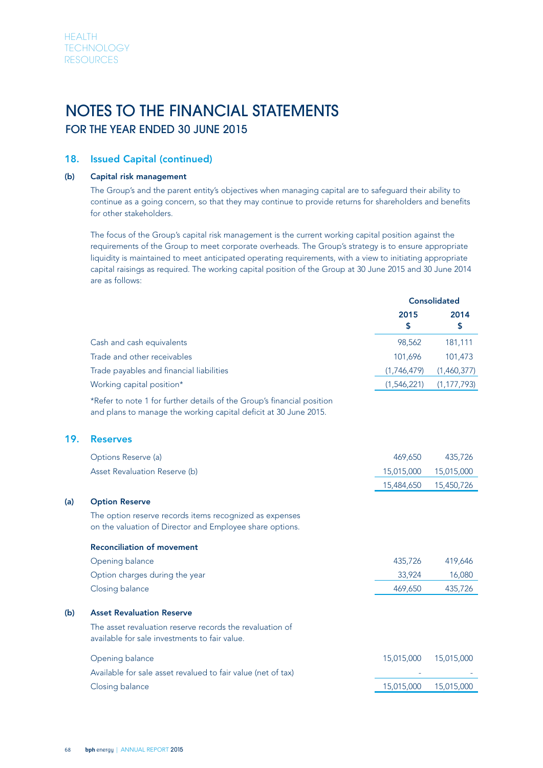# NOTES TO THE FINANCIAL STATEMENTS
## FOR THE YEAR ENDED 30 JUNE 2015

### 18. Issued Capital (continued)

#### (b) Capital risk management

The Group's and the parent entity's objectives when managing capital are to safeguard their ability to continue as a going concern, so that they may continue to provide returns for shareholders and benefits for other stakeholders.

The focus of the Group's capital risk management is the current working capital position against the requirements of the Group to meet corporate overheads. The Group's strategy is to ensure appropriate liquidity is maintained to meet anticipated operating requirements, with a view to initiating appropriate capital raisings as required. The working capital position of the Group at 30 June 2015 and 30 June 2014 are as follows:

| | Consolidated | |
|---|---|---|
| | 2015<br>$ | 2014<br>$ |
| Cash and cash equivalents | 98,562 | 181,111 |
| Trade and other receivables | 101,696 | 101,473 |
| Trade payables and financial liabilities | (1,746,479) | (1,460,377) |
| Working capital position* | (1,546,221) | (1,177,793) |

*Refer to note 1 for further details of the Group's financial position and plans to manage the working capital deficit at 30 June 2015.

### 19. Reserves

| | 2015 | 2014 |
|---|---|---|
| Options Reserve (a) | 469,650 | 435,726 |
| Asset Revaluation Reserve (b) | 15,015,000 | 15,015,000 |
| | 15,484,650 | 15,450,726 |

#### (a) Option Reserve

The option reserve records items recognized as expenses on the valuation of Director and Employee share options.

**Reconciliation of movement**

| | 2015 | 2014 |
|---|---|---|
| Opening balance | 435,726 | 419,646 |
| Option charges during the year | 33,924 | 16,080 |
| Closing balance | 469,650 | 435,726 |

#### (b) Asset Revaluation Reserve

The asset revaluation reserve records the revaluation of available for sale investments to fair value.

| | 2015 | 2014 |
|---|---|---|
| Opening balance | 15,015,000 | 15,015,000 |
| Available for sale asset revalued to fair value (net of tax) | - | - |
| Closing balance | 15,015,000 | 15,015,000 |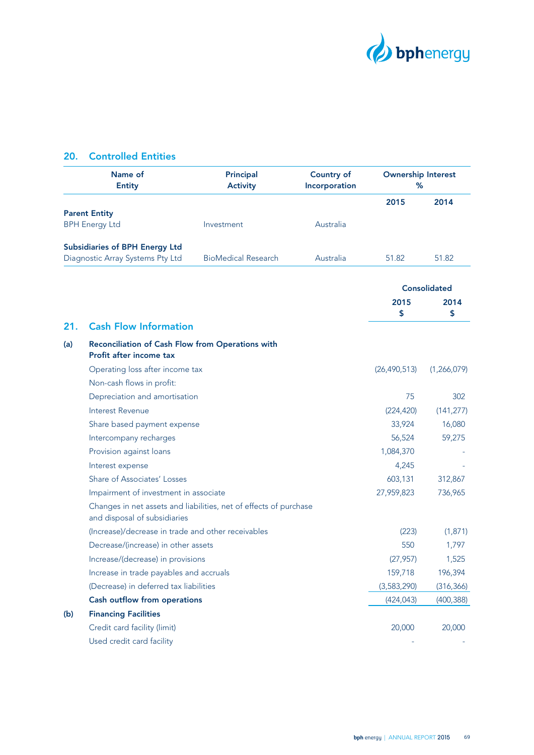## 20. Controlled Entities

| Name of Entity | Principal Activity | Country of Incorporation | Ownership Interest % | |
|---|---|---|---|---|
| | | | 2015 | 2014 |
| **Parent Entity** | | | | |
| BPH Energy Ltd | Investment | Australia | | |
| **Subsidiaries of BPH Energy Ltd** | | | | |
| Diagnostic Array Systems Pty Ltd | BioMedical Research | Australia | 51.82 | 51.82 |

## 21. Cash Flow Information

| | | Consolidated | |
|---|---|---|---|
| | | 2015 $ | 2014 $ |
| **(a)** | **Reconciliation of Cash Flow from Operations with Profit after income tax** | | |
| | Operating loss after income tax | (26,490,513) | (1,266,079) |
| | Non-cash flows in profit: | | |
| | Depreciation and amortisation | 75 | 302 |
| | Interest Revenue | (224,420) | (141,277) |
| | Share based payment expense | 33,924 | 16,080 |
| | Intercompany recharges | 56,524 | 59,275 |
| | Provision against loans | 1,084,370 | - |
| | Interest expense | 4,245 | - |
| | Share of Associates' Losses | 603,131 | 312,867 |
| | Impairment of investment in associate | 27,959,823 | 736,965 |
| | Changes in net assets and liabilities, net of effects of purchase and disposal of subsidiaries | | |
| | (Increase)/decrease in trade and other receivables | (223) | (1,871) |
| | Decrease/(increase) in other assets | 550 | 1,797 |
| | Increase/(decrease) in provisions | (27,957) | 1,525 |
| | Increase in trade payables and accruals | 159,718 | 196,394 |
| | (Decrease) in deferred tax liabilities | (3,583,290) | (316,366) |
| | **Cash outflow from operations** | (424,043) | (400,388) |
| **(b)** | **Financing Facilities** | | |
| | Credit card facility (limit) | 20,000 | 20,000 |
| | Used credit card facility | - | - |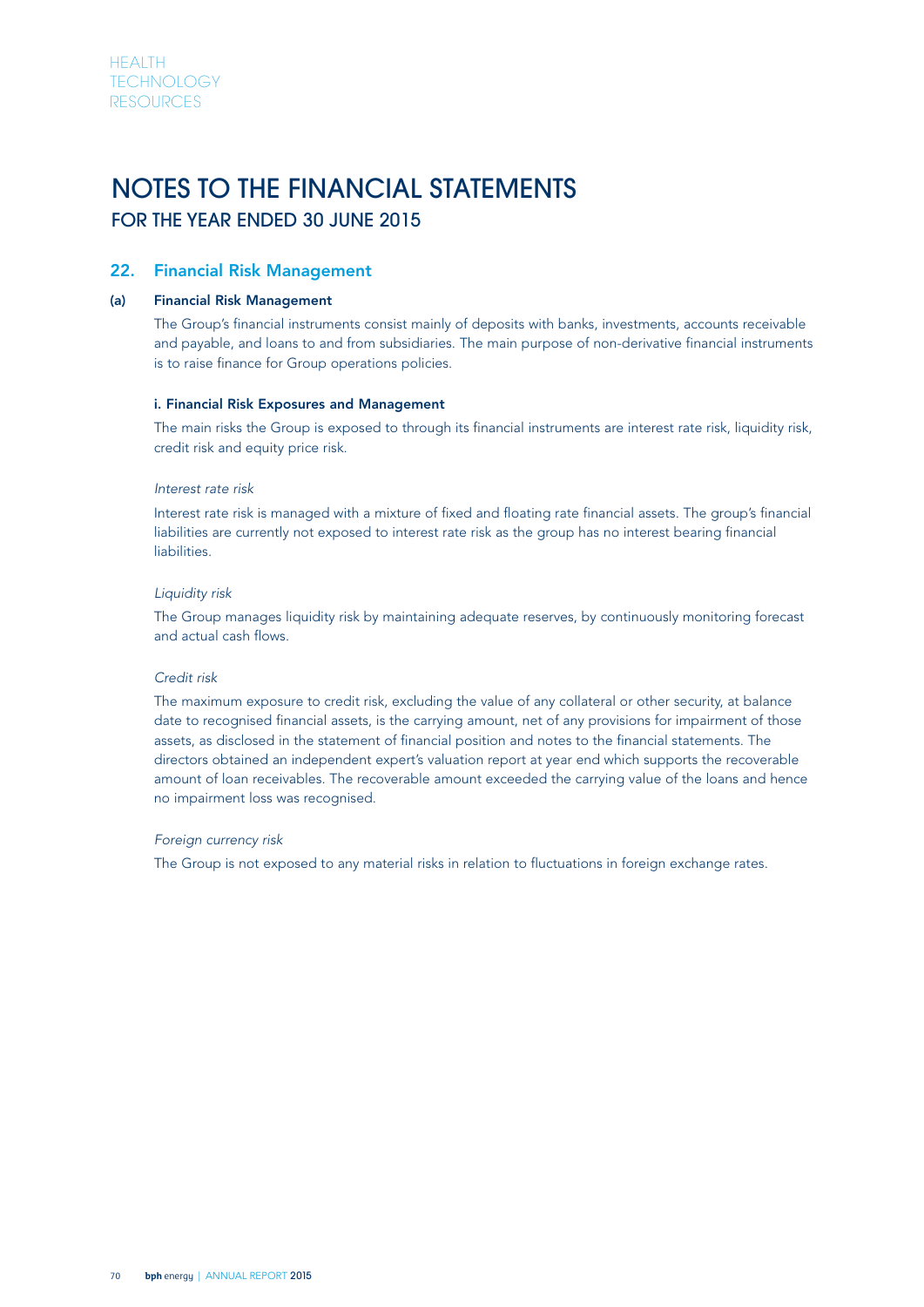# NOTES TO THE FINANCIAL STATEMENTS
## FOR THE YEAR ENDED 30 JUNE 2015

## 22. Financial Risk Management

### (a) Financial Risk Management

The Group's financial instruments consist mainly of deposits with banks, investments, accounts receivable and payable, and loans to and from subsidiaries. The main purpose of non-derivative financial instruments is to raise finance for Group operations policies.

#### i. Financial Risk Exposures and Management

The main risks the Group is exposed to through its financial instruments are interest rate risk, liquidity risk, credit risk and equity price risk.

*Interest rate risk*

Interest rate risk is managed with a mixture of fixed and floating rate financial assets. The group's financial liabilities are currently not exposed to interest rate risk as the group has no interest bearing financial liabilities.

*Liquidity risk*

The Group manages liquidity risk by maintaining adequate reserves, by continuously monitoring forecast and actual cash flows.

*Credit risk*

The maximum exposure to credit risk, excluding the value of any collateral or other security, at balance date to recognised financial assets, is the carrying amount, net of any provisions for impairment of those assets, as disclosed in the statement of financial position and notes to the financial statements. The directors obtained an independent expert's valuation report at year end which supports the recoverable amount of loan receivables. The recoverable amount exceeded the carrying value of the loans and hence no impairment loss was recognised.

*Foreign currency risk*

The Group is not exposed to any material risks in relation to fluctuations in foreign exchange rates.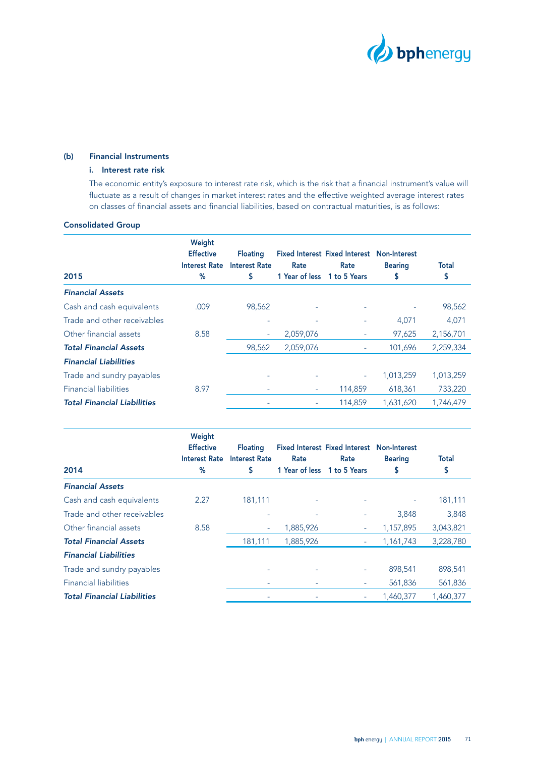### (b) Financial Instruments

#### i. Interest rate risk

The economic entity's exposure to interest rate risk, which is the risk that a financial instrument's value will fluctuate as a result of changes in market interest rates and the effective weighted average interest rates on classes of financial assets and financial liabilities, based on contractual maturities, is as follows:

**Consolidated Group**

| 2015 | Weight Effective Interest Rate % | Floating Interest Rate $ | Fixed Interest Rate 1 Year of less | Fixed Interest Rate 1 to 5 Years | Non-Interest Bearing $ | Total $ |
|---|---|---|---|---|---|---|
| ***Financial Assets*** | | | | | | |
| Cash and cash equivalents | .009 | 98,562 | - | - | - | 98,562 |
| Trade and other receivables | | - | - | - | 4,071 | 4,071 |
| Other financial assets | 8.58 | - | 2,059,076 | - | 97,625 | 2,156,701 |
| ***Total Financial Assets*** | | 98,562 | 2,059,076 | - | 101,696 | 2,259,334 |
| ***Financial Liabilities*** | | | | | | |
| Trade and sundry payables | | - | - | - | 1,013,259 | 1,013,259 |
| Financial liabilities | 8.97 | - | - | 114,859 | 618,361 | 733,220 |
| ***Total Financial Liabilities*** | | - | - | 114,859 | 1,631,620 | 1,746,479 |

| 2014 | Weight Effective Interest Rate % | Floating Interest Rate $ | Fixed Interest Rate 1 Year of less | Fixed Interest Rate 1 to 5 Years | Non-Interest Bearing $ | Total $ |
|---|---|---|---|---|---|---|
| ***Financial Assets*** | | | | | | |
| Cash and cash equivalents | 2.27 | 181,111 | - | - | - | 181,111 |
| Trade and other receivables | | - | - | - | 3,848 | 3,848 |
| Other financial assets | 8.58 | - | 1,885,926 | - | 1,157,895 | 3,043,821 |
| ***Total Financial Assets*** | | 181,111 | 1,885,926 | - | 1,161,743 | 3,228,780 |
| ***Financial Liabilities*** | | | | | | |
| Trade and sundry payables | | - | - | - | 898,541 | 898,541 |
| Financial liabilities | | - | - | - | 561,836 | 561,836 |
| ***Total Financial Liabilities*** | | - | - | - | 1,460,377 | 1,460,377 |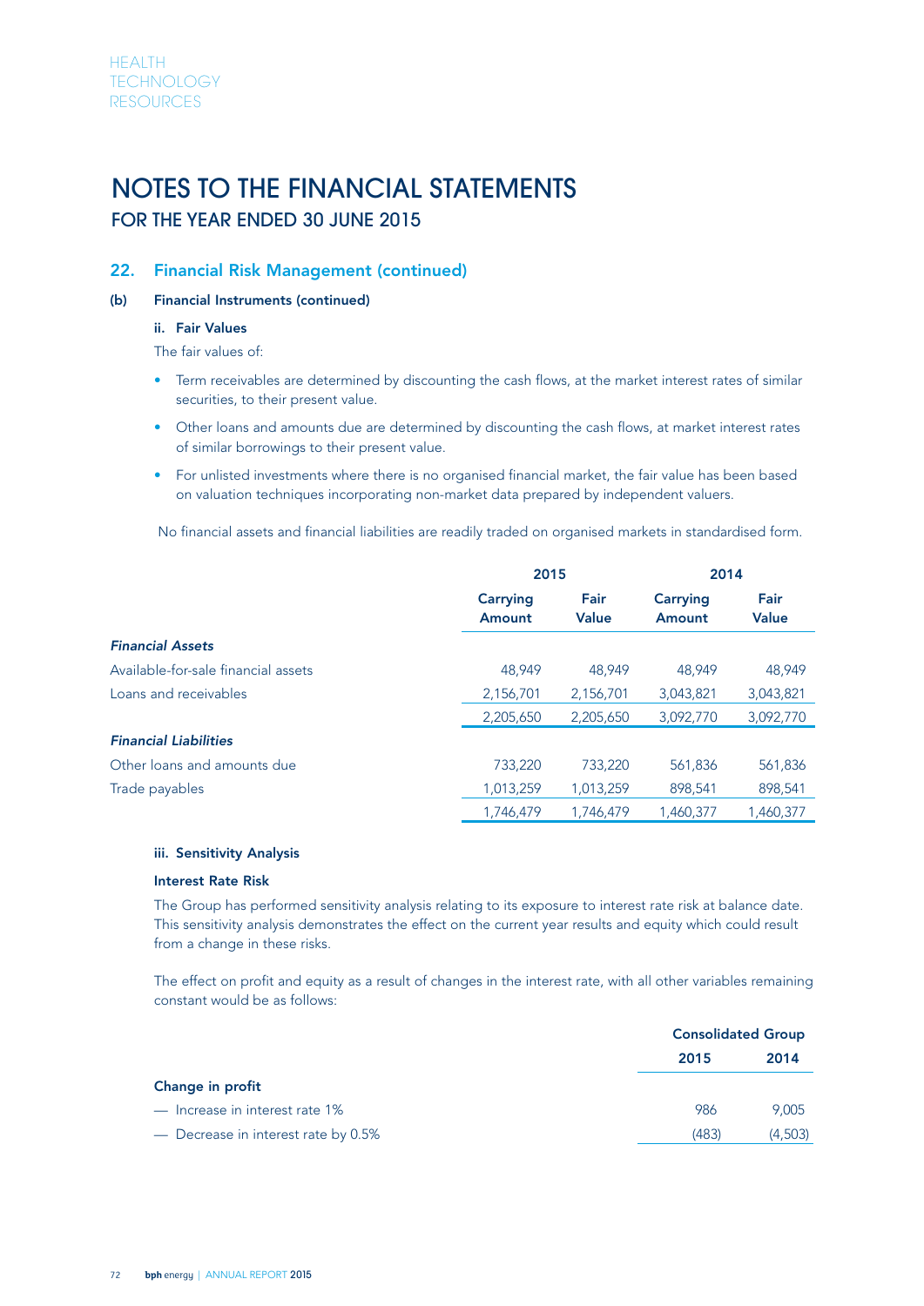# NOTES TO THE FINANCIAL STATEMENTS

## FOR THE YEAR ENDED 30 JUNE 2015

### 22. Financial Risk Management (continued)

#### (b) Financial Instruments (continued)

**ii. Fair Values**

The fair values of:

- Term receivables are determined by discounting the cash flows, at the market interest rates of similar securities, to their present value.
- Other loans and amounts due are determined by discounting the cash flows, at market interest rates of similar borrowings to their present value.
- For unlisted investments where there is no organised financial market, the fair value has been based on valuation techniques incorporating non-market data prepared by independent valuers.

No financial assets and financial liabilities are readily traded on organised markets in standardised form.

| | 2015 | | 2014 | |
|---|---|---|---|---|
| | Carrying Amount | Fair Value | Carrying Amount | Fair Value |
| ***Financial Assets*** | | | | |
| Available-for-sale financial assets | 48,949 | 48,949 | 48,949 | 48,949 |
| Loans and receivables | 2,156,701 | 2,156,701 | 3,043,821 | 3,043,821 |
| | 2,205,650 | 2,205,650 | 3,092,770 | 3,092,770 |
| ***Financial Liabilities*** | | | | |
| Other loans and amounts due | 733,220 | 733,220 | 561,836 | 561,836 |
| Trade payables | 1,013,259 | 1,013,259 | 898,541 | 898,541 |
| | 1,746,479 | 1,746,479 | 1,460,377 | 1,460,377 |

**iii. Sensitivity Analysis**

**Interest Rate Risk**

The Group has performed sensitivity analysis relating to its exposure to interest rate risk at balance date. This sensitivity analysis demonstrates the effect on the current year results and equity which could result from a change in these risks.

The effect on profit and equity as a result of changes in the interest rate, with all other variables remaining constant would be as follows:

| | Consolidated Group | |
|---|---|---|
| | 2015 | 2014 |
| **Change in profit** | | |
| — Increase in interest rate 1% | 986 | 9,005 |
| — Decrease in interest rate by 0.5% | (483) | (4,503) |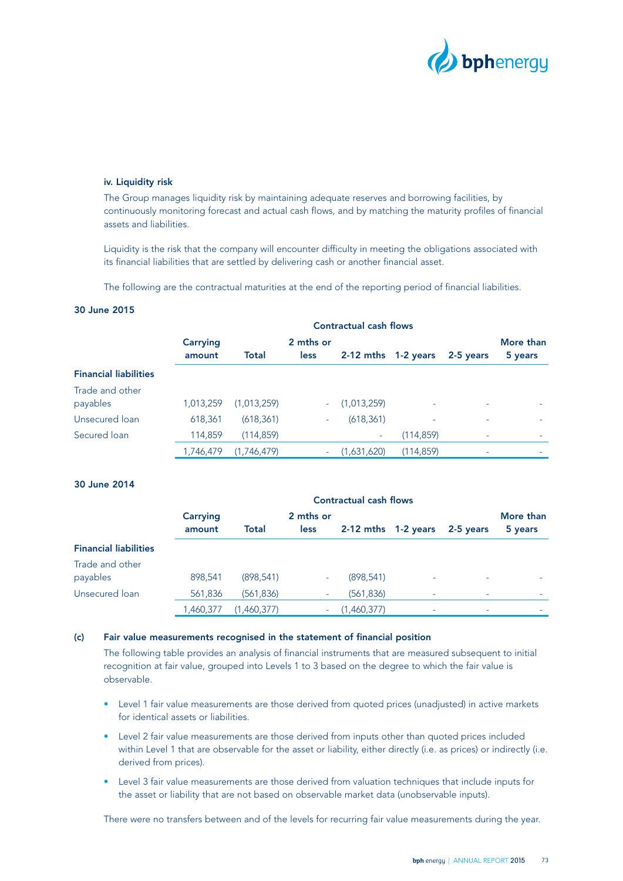#### iv. Liquidity risk

The Group manages liquidity risk by maintaining adequate reserves and borrowing facilities, by continuously monitoring forecast and actual cash flows, and by matching the maturity profiles of financial assets and liabilities.

Liquidity is the risk that the company will encounter difficulty in meeting the obligations associated with its financial liabilities that are settled by delivering cash or another financial asset.

The following are the contractual maturities at the end of the reporting period of financial liabilities.

**30 June 2015**

| | | Contractual cash flows | | | | | |
|---|---|---|---|---|---|---|---|
| | **Carrying amount** | **Total** | **2 mths or less** | **2-12 mths** | **1-2 years** | **2-5 years** | **More than 5 years** |
| **Financial liabilities** | | | | | | | |
| Trade and other payables | 1,013,259 | (1,013,259) | - | (1,013,259) | - | - | - |
| Unsecured loan | 618,361 | (618,361) | - | (618,361) | - | - | - |
| Secured loan | 114,859 | (114,859) | | - | (114,859) | - | - |
| | 1,746,479 | (1,746,479) | - | (1,631,620) | (114,859) | - | - |

**30 June 2014**

| | | Contractual cash flows | | | | | |
|---|---|---|---|---|---|---|---|
| | **Carrying amount** | **Total** | **2 mths or less** | **2-12 mths** | **1-2 years** | **2-5 years** | **More than 5 years** |
| **Financial liabilities** | | | | | | | |
| Trade and other payables | 898,541 | (898,541) | - | (898,541) | - | - | - |
| Unsecured loan | 561,836 | (561,836) | - | (561,836) | - | - | - |
| | 1,460,377 | (1,460,377) | - | (1,460,377) | - | - | - |

#### (c) Fair value measurements recognised in the statement of financial position

The following table provides an analysis of financial instruments that are measured subsequent to initial recognition at fair value, grouped into Levels 1 to 3 based on the degree to which the fair value is observable.

- Level 1 fair value measurements are those derived from quoted prices (unadjusted) in active markets for identical assets or liabilities.
- Level 2 fair value measurements are those derived from inputs other than quoted prices included within Level 1 that are observable for the asset or liability, either directly (i.e. as prices) or indirectly (i.e. derived from prices).
- Level 3 fair value measurements are those derived from valuation techniques that include inputs for the asset or liability that are not based on observable market data (unobservable inputs).

There were no transfers between and of the levels for recurring fair value measurements during the year.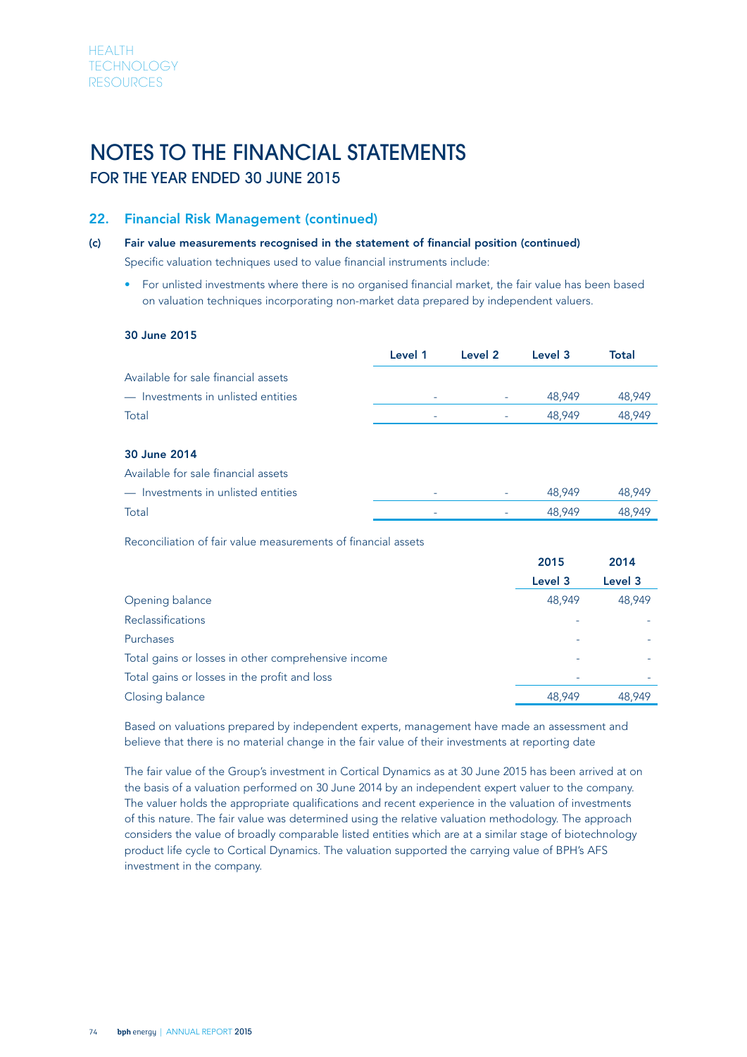# NOTES TO THE FINANCIAL STATEMENTS

## FOR THE YEAR ENDED 30 JUNE 2015

### 22. Financial Risk Management (continued)

#### (c) Fair value measurements recognised in the statement of financial position (continued)

Specific valuation techniques used to value financial instruments include:

- For unlisted investments where there is no organised financial market, the fair value has been based on valuation techniques incorporating non-market data prepared by independent valuers.

**30 June 2015**

| | Level 1 | Level 2 | Level 3 | Total |
|---|---|---|---|---|
| Available for sale financial assets | | | | |
| — Investments in unlisted entities | - | - | 48,949 | 48,949 |
| Total | - | - | 48,949 | 48,949 |

**30 June 2014**

| | Level 1 | Level 2 | Level 3 | Total |
|---|---|---|---|---|
| Available for sale financial assets | | | | |
| — Investments in unlisted entities | - | - | 48,949 | 48,949 |
| Total | - | - | 48,949 | 48,949 |

Reconciliation of fair value measurements of financial assets

| | 2015 | 2014 |
|---|---|---|
| | Level 3 | Level 3 |
| Opening balance | 48,949 | 48,949 |
| Reclassifications | - | - |
| Purchases | - | - |
| Total gains or losses in other comprehensive income | - | - |
| Total gains or losses in the profit and loss | - | - |
| Closing balance | 48,949 | 48,949 |

Based on valuations prepared by independent experts, management have made an assessment and believe that there is no material change in the fair value of their investments at reporting date

The fair value of the Group's investment in Cortical Dynamics as at 30 June 2015 has been arrived at on the basis of a valuation performed on 30 June 2014 by an independent expert valuer to the company. The valuer holds the appropriate qualifications and recent experience in the valuation of investments of this nature. The fair value was determined using the relative valuation methodology. The approach considers the value of broadly comparable listed entities which are at a similar stage of biotechnology product life cycle to Cortical Dynamics. The valuation supported the carrying value of BPH's AFS investment in the company.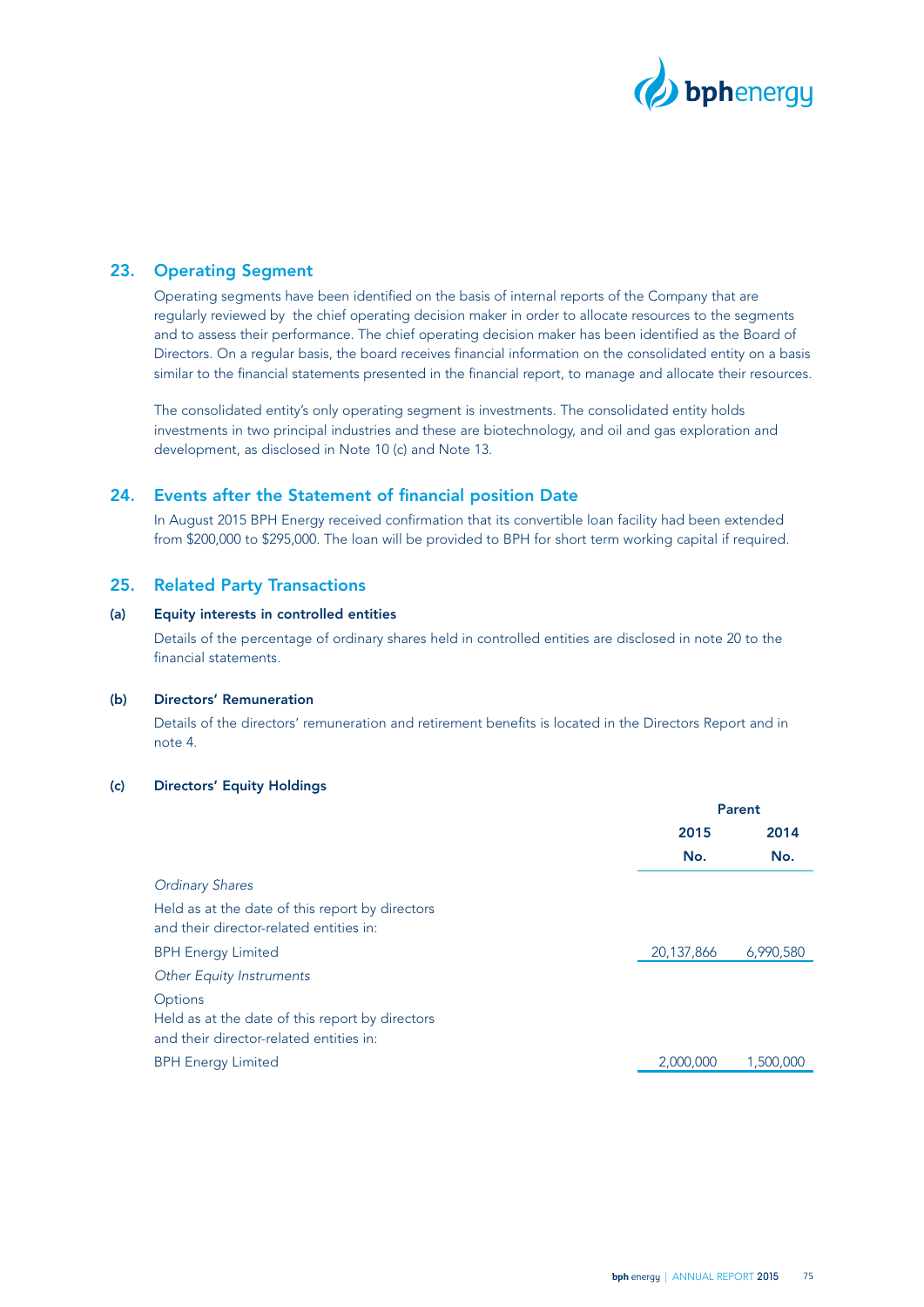## 23. Operating Segment

Operating segments have been identified on the basis of internal reports of the Company that are regularly reviewed by the chief operating decision maker in order to allocate resources to the segments and to assess their performance. The chief operating decision maker has been identified as the Board of Directors. On a regular basis, the board receives financial information on the consolidated entity on a basis similar to the financial statements presented in the financial report, to manage and allocate their resources.

The consolidated entity's only operating segment is investments. The consolidated entity holds investments in two principal industries and these are biotechnology, and oil and gas exploration and development, as disclosed in Note 10 (c) and Note 13.

## 24. Events after the Statement of financial position Date

In August 2015 BPH Energy received confirmation that its convertible loan facility had been extended from $200,000 to $295,000. The loan will be provided to BPH for short term working capital if required.

## 25. Related Party Transactions

### (a) Equity interests in controlled entities

Details of the percentage of ordinary shares held in controlled entities are disclosed in note 20 to the financial statements.

### (b) Directors' Remuneration

Details of the directors' remuneration and retirement benefits is located in the Directors Report and in note 4.

### (c) Directors' Equity Holdings

| | Parent | |
|---|---|---|
| | 2015 | 2014 |
| | No. | No. |
| *Ordinary Shares* | | |
| Held as at the date of this report by directors and their director-related entities in: | | |
| BPH Energy Limited | 20,137,866 | 6,990,580 |
| *Other Equity Instruments* | | |
| Options<br>Held as at the date of this report by directors and their director-related entities in: | | |
| BPH Energy Limited | 2,000,000 | 1,500,000 |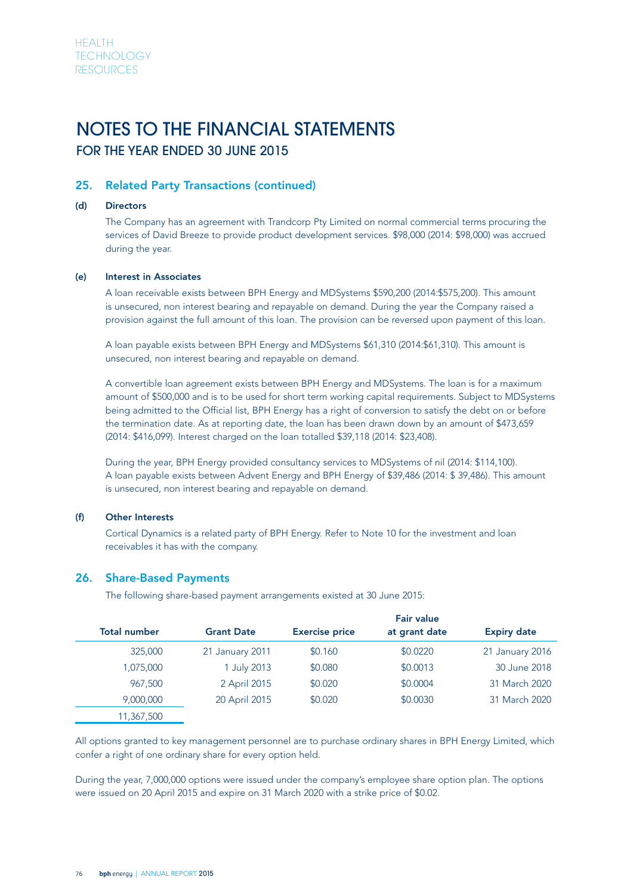# NOTES TO THE FINANCIAL STATEMENTS

## FOR THE YEAR ENDED 30 JUNE 2015

### 25. Related Party Transactions (continued)

**(d) Directors**

The Company has an agreement with Trandcorp Pty Limited on normal commercial terms procuring the services of David Breeze to provide product development services. $98,000 (2014: $98,000) was accrued during the year.

**(e) Interest in Associates**

A loan receivable exists between BPH Energy and MDSystems $590,200 (2014:$575,200). This amount is unsecured, non interest bearing and repayable on demand. During the year the Company raised a provision against the full amount of this loan. The provision can be reversed upon payment of this loan.

A loan payable exists between BPH Energy and MDSystems $61,310 (2014:$61,310). This amount is unsecured, non interest bearing and repayable on demand.

A convertible loan agreement exists between BPH Energy and MDSystems. The loan is for a maximum amount of $500,000 and is to be used for short term working capital requirements. Subject to MDSystems being admitted to the Official list, BPH Energy has a right of conversion to satisfy the debt on or before the termination date. As at reporting date, the loan has been drawn down by an amount of $473,659 (2014: $416,099). Interest charged on the loan totalled $39,118 (2014: $23,408).

During the year, BPH Energy provided consultancy services to MDSystems of nil (2014: $114,100). A loan payable exists between Advent Energy and BPH Energy of $39,486 (2014: $ 39,486). This amount is unsecured, non interest bearing and repayable on demand.

**(f) Other Interests**

Cortical Dynamics is a related party of BPH Energy. Refer to Note 10 for the investment and loan receivables it has with the company.

### 26. Share-Based Payments

The following share-based payment arrangements existed at 30 June 2015:

| Total number | Grant Date | Exercise price | Fair value at grant date | Expiry date |
|---|---|---|---|---|
| 325,000 | 21 January 2011 | $0.160 | $0.0220 | 21 January 2016 |
| 1,075,000 | 1 July 2013 | $0.080 | $0.0013 | 30 June 2018 |
| 967,500 | 2 April 2015 | $0.020 | $0.0004 | 31 March 2020 |
| 9,000,000 | 20 April 2015 | $0.020 | $0.0030 | 31 March 2020 |
| 11,367,500 | | | | |

All options granted to key management personnel are to purchase ordinary shares in BPH Energy Limited, which confer a right of one ordinary share for every option held.

During the year, 7,000,000 options were issued under the company's employee share option plan. The options were issued on 20 April 2015 and expire on 31 March 2020 with a strike price of $0.02.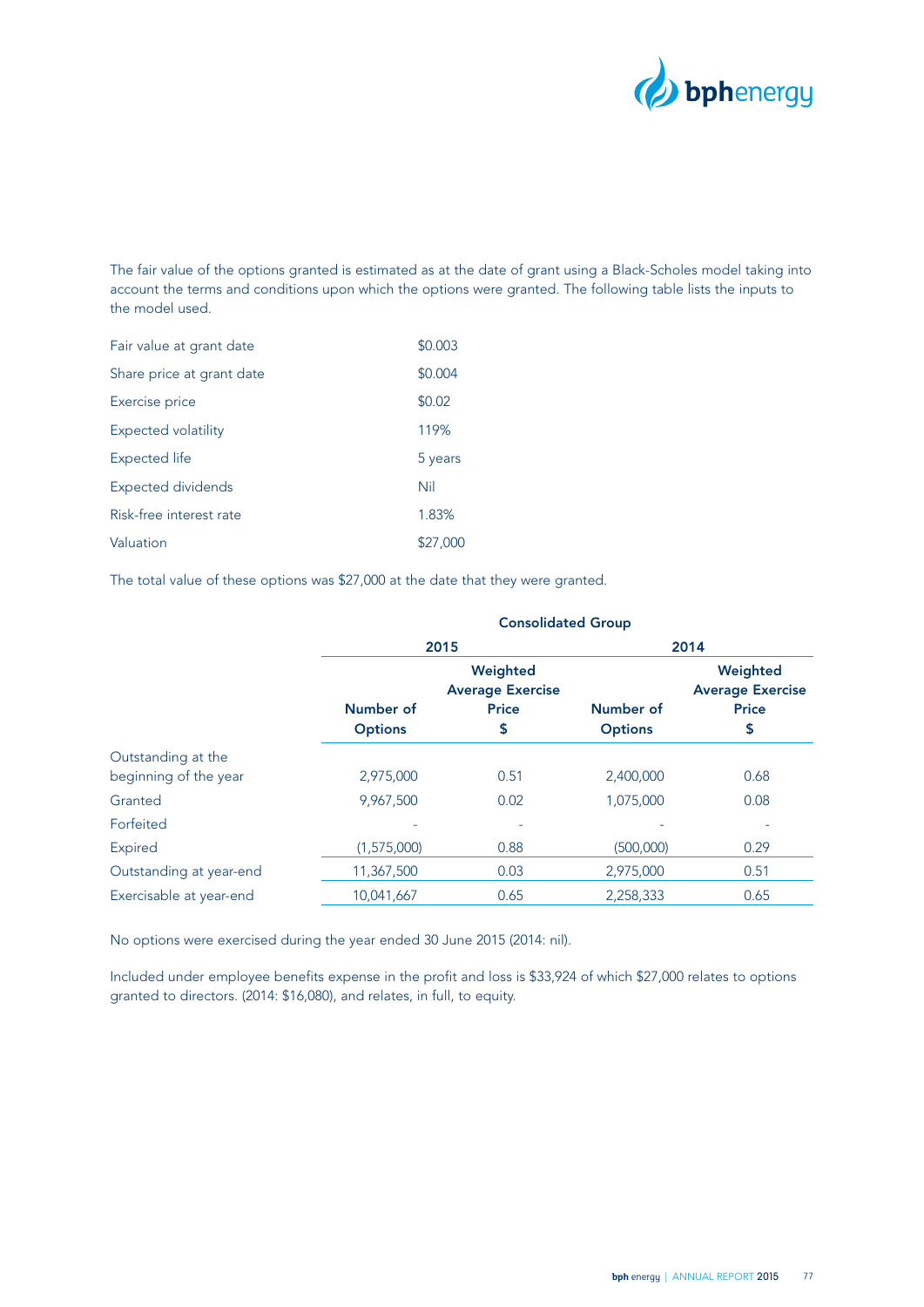The fair value of the options granted is estimated as at the date of grant using a Black-Scholes model taking into account the terms and conditions upon which the options were granted. The following table lists the inputs to the model used.

| | |
|---|---|
| Fair value at grant date | $0.003 |
| Share price at grant date | $0.004 |
| Exercise price | $0.02 |
| Expected volatility | 119% |
| Expected life | 5 years |
| Expected dividends | Nil |
| Risk-free interest rate | 1.83% |
| Valuation | $27,000 |

The total value of these options was $27,000 at the date that they were granted.

| | Consolidated Group | | | |
|---|---|---|---|---|
| | 2015 | | 2014 | |
| | Number of Options | Weighted Average Exercise Price $ | Number of Options | Weighted Average Exercise Price $ |
| Outstanding at the beginning of the year | 2,975,000 | 0.51 | 2,400,000 | 0.68 |
| Granted | 9,967,500 | 0.02 | 1,075,000 | 0.08 |
| Forfeited | - | - | - | - |
| Expired | (1,575,000) | 0.88 | (500,000) | 0.29 |
| Outstanding at year-end | 11,367,500 | 0.03 | 2,975,000 | 0.51 |
| Exercisable at year-end | 10,041,667 | 0.65 | 2,258,333 | 0.65 |

No options were exercised during the year ended 30 June 2015 (2014: nil).

Included under employee benefits expense in the profit and loss is $33,924 of which $27,000 relates to options granted to directors. (2014: $16,080), and relates, in full, to equity.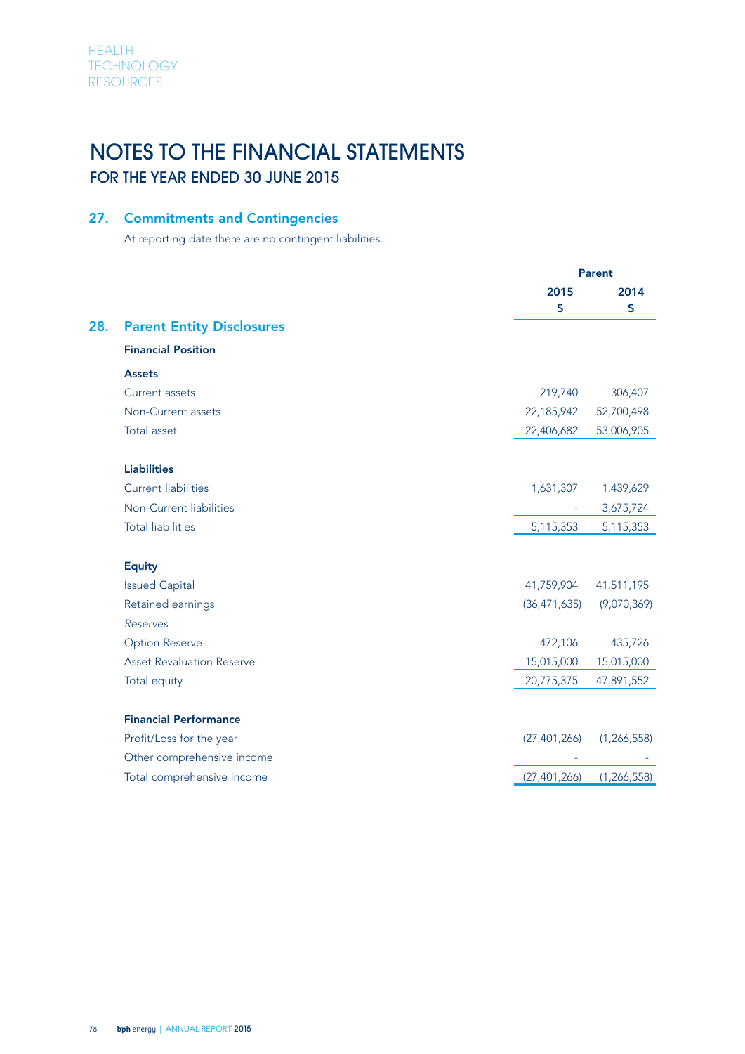# NOTES TO THE FINANCIAL STATEMENTS

## FOR THE YEAR ENDED 30 JUNE 2015

### 27. Commitments and Contingencies

At reporting date there are no contingent liabilities.

### 28. Parent Entity Disclosures

| | Parent | |
|---|---|---|
| | **2015** | **2014** |
| | **$** | **$** |
| **Financial Position** | | |
| **Assets** | | |
| Current assets | 219,740 | 306,407 |
| Non-Current assets | 22,185,942 | 52,700,498 |
| Total asset | 22,406,682 | 53,006,905 |
| **Liabilities** | | |
| Current liabilities | 1,631,307 | 1,439,629 |
| Non-Current liabilities | - | 3,675,724 |
| Total liabilities | 5,115,353 | 5,115,353 |
| **Equity** | | |
| Issued Capital | 41,759,904 | 41,511,195 |
| Retained earnings | (36,471,635) | (9,070,369) |
| *Reserves* | | |
| Option Reserve | 472,106 | 435,726 |
| Asset Revaluation Reserve | 15,015,000 | 15,015,000 |
| Total equity | 20,775,375 | 47,891,552 |
| **Financial Performance** | | |
| Profit/Loss for the year | (27,401,266) | (1,266,558) |
| Other comprehensive income | - | - |
| Total comprehensive income | (27,401,266) | (1,266,558) |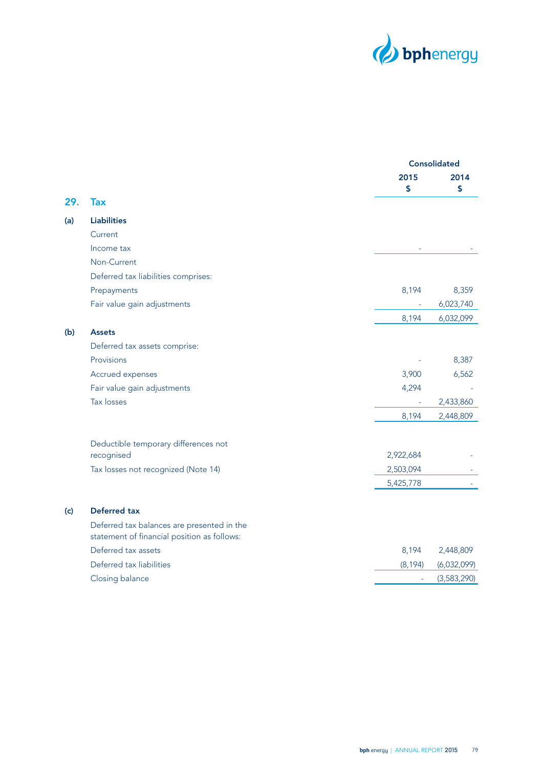| | | Consolidated | |
|---|---|---|---|
| | | 2015 | 2014 |
| | | $ | $ |
| **29.** | **Tax** | | |
| **(a)** | **Liabilities** | | |
| | Current | | |
| | Income tax | - | - |
| | Non-Current | | |
| | Deferred tax liabilities comprises: | | |
| | Prepayments | 8,194 | 8,359 |
| | Fair value gain adjustments | - | 6,023,740 |
| | | 8,194 | 6,032,099 |
| **(b)** | **Assets** | | |
| | Deferred tax assets comprise: | | |
| | Provisions | - | 8,387 |
| | Accrued expenses | 3,900 | 6,562 |
| | Fair value gain adjustments | 4,294 | - |
| | Tax losses | - | 2,433,860 |
| | | 8,194 | 2,448,809 |
| | Deductible temporary differences not recognised | 2,922,684 | - |
| | Tax losses not recognized (Note 14) | 2,503,094 | - |
| | | 5,425,778 | - |
| **(c)** | **Deferred tax** | | |
| | Deferred tax balances are presented in the statement of financial position as follows: | | |
| | Deferred tax assets | 8,194 | 2,448,809 |
| | Deferred tax liabilities | (8,194) | (6,032,099) |
| | Closing balance | - | (3,583,290) |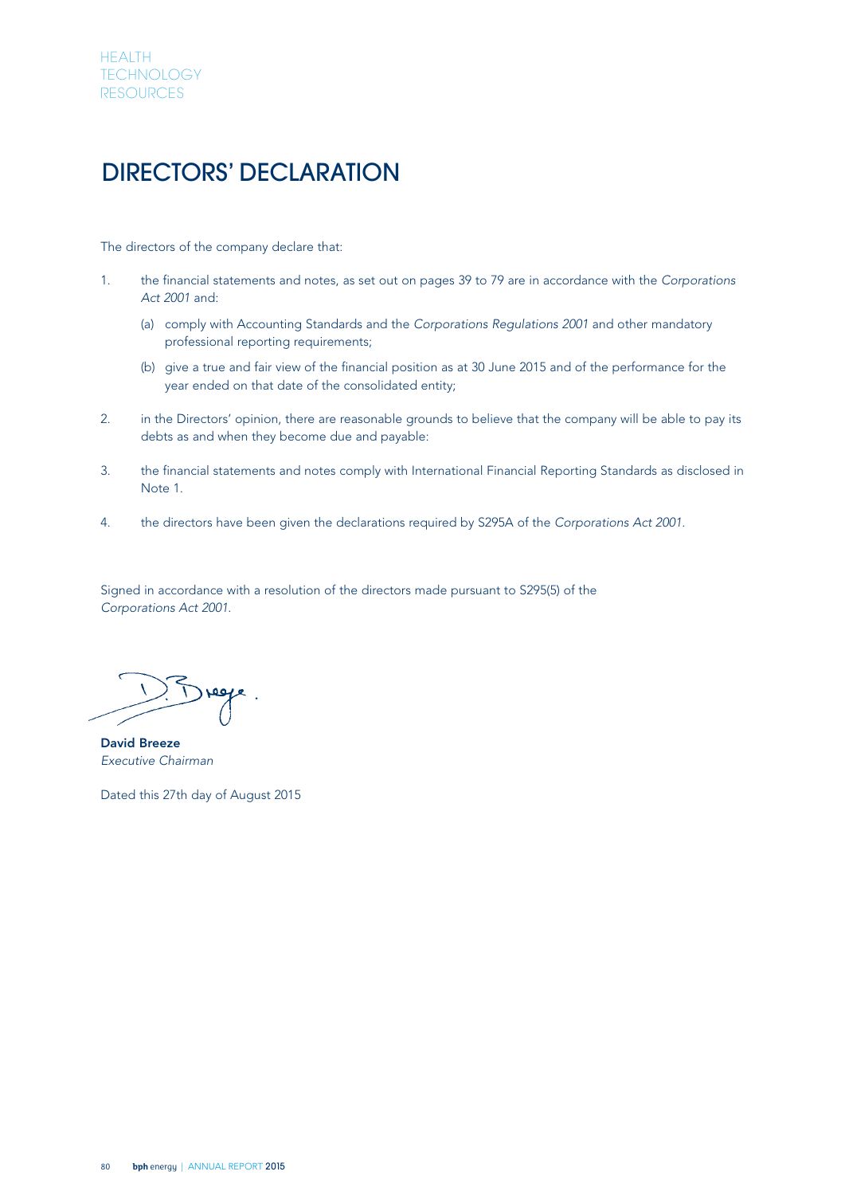HEALTH
TECHNOLOGY
RESOURCES

# DIRECTORS' DECLARATION

The directors of the company declare that:

1. the financial statements and notes, as set out on pages 39 to 79 are in accordance with the *Corporations Act 2001* and:

   (a) comply with Accounting Standards and the *Corporations Regulations 2001* and other mandatory professional reporting requirements;

   (b) give a true and fair view of the financial position as at 30 June 2015 and of the performance for the year ended on that date of the consolidated entity;

2. in the Directors' opinion, there are reasonable grounds to believe that the company will be able to pay its debts as and when they become due and payable:

3. the financial statements and notes comply with International Financial Reporting Standards as disclosed in Note 1.

4. the directors have been given the declarations required by S295A of the *Corporations Act 2001*.

Signed in accordance with a resolution of the directors made pursuant to S295(5) of the *Corporations Act 2001*.

**David Breeze**
*Executive Chairman*

Dated this 27th day of August 2015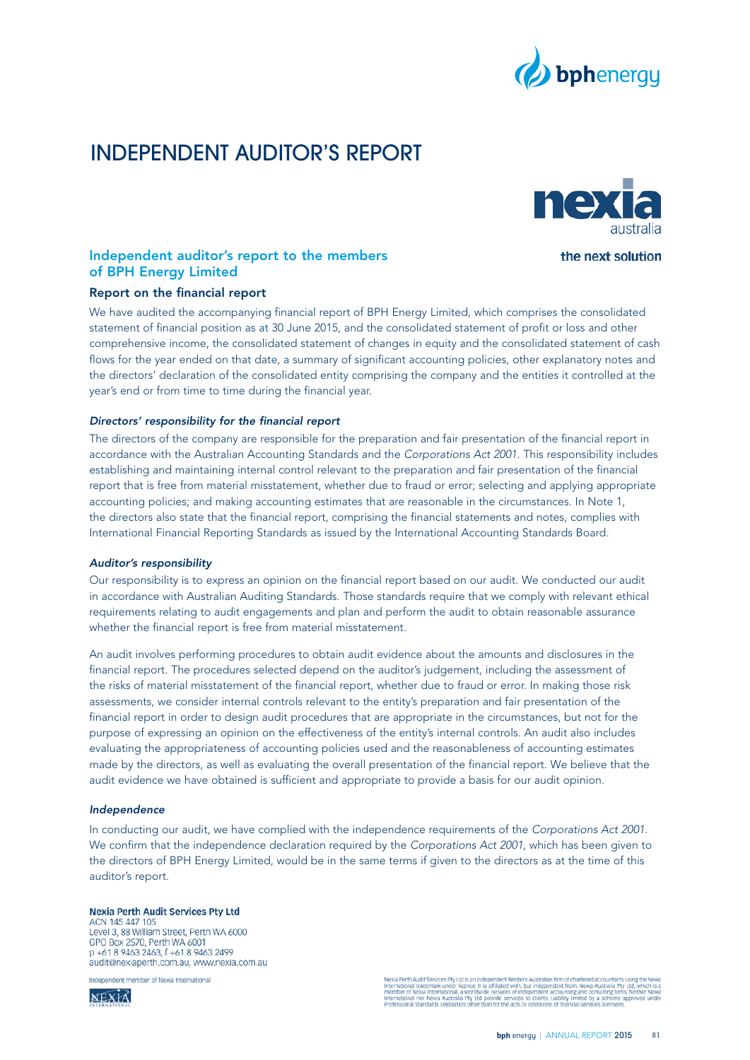# INDEPENDENT AUDITOR'S REPORT

the next solution

## Independent auditor's report to the members of BPH Energy Limited

### Report on the financial report

We have audited the accompanying financial report of BPH Energy Limited, which comprises the consolidated statement of financial position as at 30 June 2015, and the consolidated statement of profit or loss and other comprehensive income, the consolidated statement of changes in equity and the consolidated statement of cash flows for the year ended on that date, a summary of significant accounting policies, other explanatory notes and the directors' declaration of the consolidated entity comprising the company and the entities it controlled at the year's end or from time to time during the financial year.

#### *Directors' responsibility for the financial report*

The directors of the company are responsible for the preparation and fair presentation of the financial report in accordance with the Australian Accounting Standards and the *Corporations Act 2001*. This responsibility includes establishing and maintaining internal control relevant to the preparation and fair presentation of the financial report that is free from material misstatement, whether due to fraud or error; selecting and applying appropriate accounting policies; and making accounting estimates that are reasonable in the circumstances. In Note 1, the directors also state that the financial report, comprising the financial statements and notes, complies with International Financial Reporting Standards as issued by the International Accounting Standards Board.

#### *Auditor's responsibility*

Our responsibility is to express an opinion on the financial report based on our audit. We conducted our audit in accordance with Australian Auditing Standards. Those standards require that we comply with relevant ethical requirements relating to audit engagements and plan and perform the audit to obtain reasonable assurance whether the financial report is free from material misstatement.

An audit involves performing procedures to obtain audit evidence about the amounts and disclosures in the financial report. The procedures selected depend on the auditor's judgement, including the assessment of the risks of material misstatement of the financial report, whether due to fraud or error. In making those risk assessments, we consider internal controls relevant to the entity's preparation and fair presentation of the financial report in order to design audit procedures that are appropriate in the circumstances, but not for the purpose of expressing an opinion on the effectiveness of the entity's internal controls. An audit also includes evaluating the appropriateness of accounting policies used and the reasonableness of accounting estimates made by the directors, as well as evaluating the overall presentation of the financial report. We believe that the audit evidence we have obtained is sufficient and appropriate to provide a basis for our audit opinion.

#### *Independence*

In conducting our audit, we have complied with the independence requirements of the *Corporations Act 2001*. We confirm that the independence declaration required by the *Corporations Act 2001*, which has been given to the directors of BPH Energy Limited, would be in the same terms if given to the directors as at the time of this auditor's report.

**Nexia Perth Audit Services Pty Ltd**
ACN 145 447 105
Level 3, 88 William Street, Perth WA 6000
GPO Box 2570, Perth WA 6001
p +61 8 9463 2463, f +61 8 9463 2499
audit@nexiaperth.com.au, www.nexia.com.au

Independent member of Nexia International

Nexia Perth Audit Services Pty Ltd is an independent Western Australian firm of chartered accountants using the Nexia International trademark under licence. It is affiliated with, but independent from, Nexia Australia Pty Ltd, which is a member of Nexia International, a worldwide network of independent accounting and consulting firms. Neither Nexia International nor Nexia Australia Pty Ltd provide services to clients. Liability limited by a scheme approved under Professional Standards Legislation other than for the acts or omissions of financial services licensees.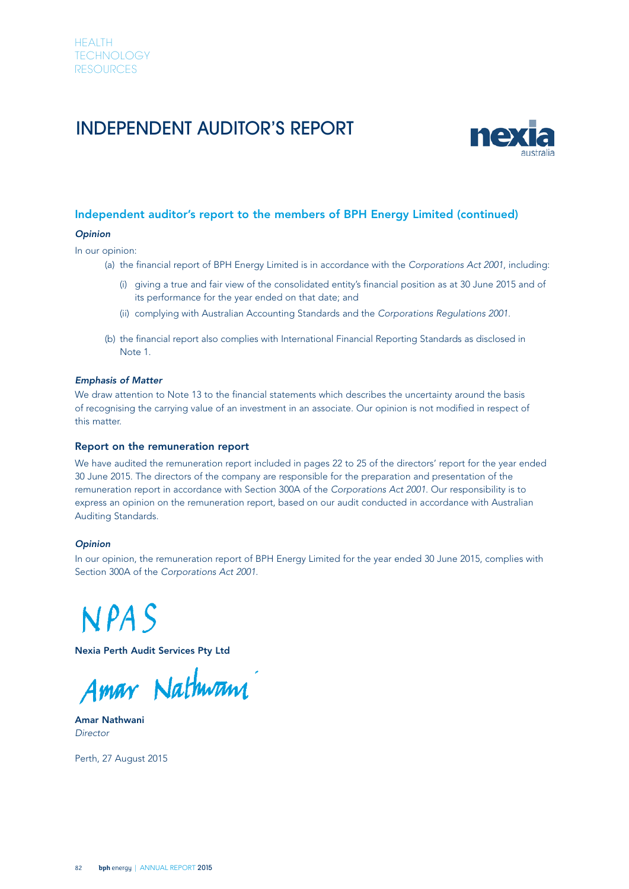# INDEPENDENT AUDITOR'S REPORT

## Independent auditor's report to the members of BPH Energy Limited (continued)

***Opinion***

In our opinion:

(a) the financial report of BPH Energy Limited is in accordance with the *Corporations Act 2001*, including:

(i) giving a true and fair view of the consolidated entity's financial position as at 30 June 2015 and of its performance for the year ended on that date; and

(ii) complying with Australian Accounting Standards and the *Corporations Regulations 2001*.

(b) the financial report also complies with International Financial Reporting Standards as disclosed in Note 1.

***Emphasis of Matter***

We draw attention to Note 13 to the financial statements which describes the uncertainty around the basis of recognising the carrying value of an investment in an associate. Our opinion is not modified in respect of this matter.

### Report on the remuneration report

We have audited the remuneration report included in pages 22 to 25 of the directors' report for the year ended 30 June 2015. The directors of the company are responsible for the preparation and presentation of the remuneration report in accordance with Section 300A of the *Corporations Act 2001*. Our responsibility is to express an opinion on the remuneration report, based on our audit conducted in accordance with Australian Auditing Standards.

***Opinion***

In our opinion, the remuneration report of BPH Energy Limited for the year ended 30 June 2015, complies with Section 300A of the *Corporations Act 2001*.

NPAS

**Nexia Perth Audit Services Pty Ltd**

Amar Nathwani

**Amar Nathwani**
*Director*

Perth, 27 August 2015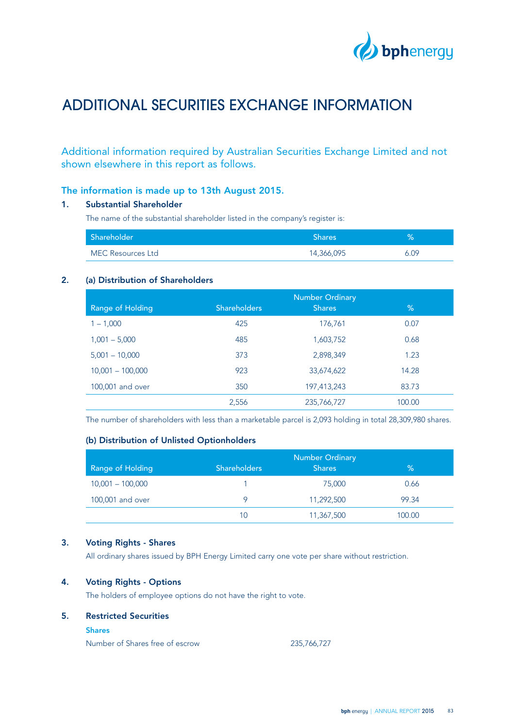# ADDITIONAL SECURITIES EXCHANGE INFORMATION

Additional information required by Australian Securities Exchange Limited and not shown elsewhere in this report as follows.

**The information is made up to 13th August 2015.**

## 1. Substantial Shareholder

The name of the substantial shareholder listed in the company's register is:

| Shareholder | Shares | % |
|---|---|---|
| MEC Resources Ltd | 14,366,095 | 6.09 |

## 2. (a) Distribution of Shareholders

| Range of Holding | Shareholders | Number Ordinary Shares | % |
|---|---|---|---|
| 1 – 1,000 | 425 | 176,761 | 0.07 |
| 1,001 – 5,000 | 485 | 1,603,752 | 0.68 |
| 5,001 – 10,000 | 373 | 2,898,349 | 1.23 |
| 10,001 – 100,000 | 923 | 33,674,622 | 14.28 |
| 100,001 and over | 350 | 197,413,243 | 83.73 |
| | 2,556 | 235,766,727 | 100.00 |

The number of shareholders with less than a marketable parcel is 2,093 holding in total 28,309,980 shares.

### (b) Distribution of Unlisted Optionholders

| Range of Holding | Shareholders | Number Ordinary Shares | % |
|---|---|---|---|
| 10,001 – 100,000 | 1 | 75,000 | 0.66 |
| 100,001 and over | 9 | 11,292,500 | 99.34 |
| | 10 | 11,367,500 | 100.00 |

## 3. Voting Rights - Shares

All ordinary shares issued by BPH Energy Limited carry one vote per share without restriction.

## 4. Voting Rights - Options

The holders of employee options do not have the right to vote.

## 5. Restricted Securities

**Shares**

Number of Shares free of escrow 235,766,727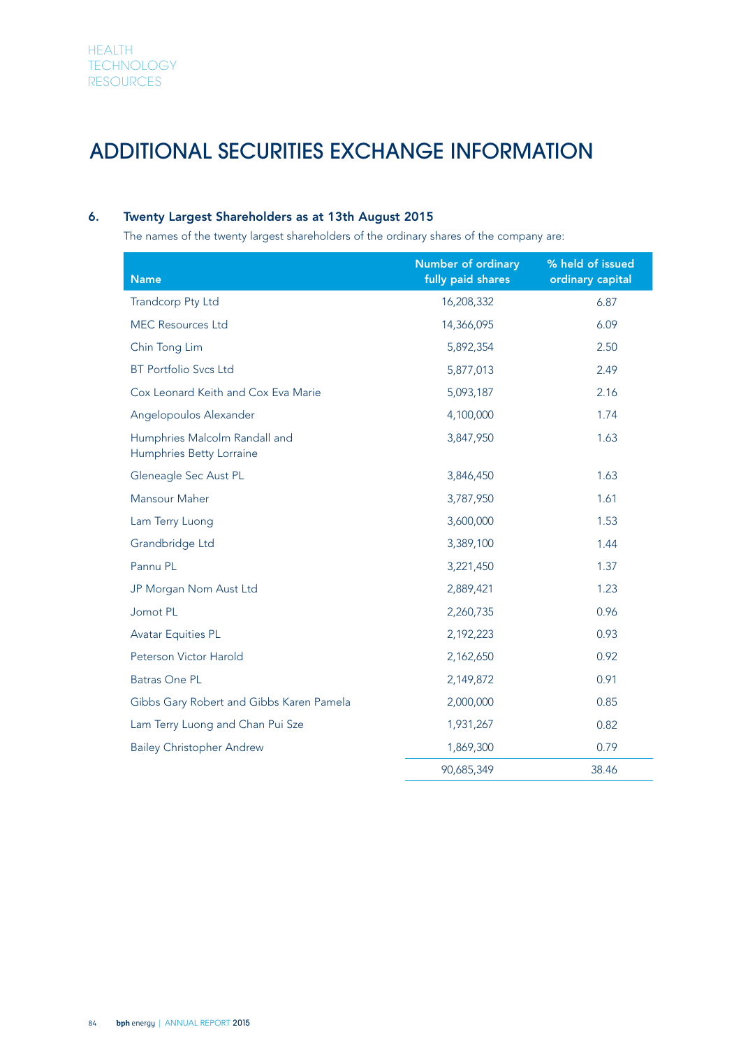# ADDITIONAL SECURITIES EXCHANGE INFORMATION

## 6. Twenty Largest Shareholders as at 13th August 2015

The names of the twenty largest shareholders of the ordinary shares of the company are:

| Name | Number of ordinary fully paid shares | % held of issued ordinary capital |
|---|---|---|
| Trandcorp Pty Ltd | 16,208,332 | 6.87 |
| MEC Resources Ltd | 14,366,095 | 6.09 |
| Chin Tong Lim | 5,892,354 | 2.50 |
| BT Portfolio Svcs Ltd | 5,877,013 | 2.49 |
| Cox Leonard Keith and Cox Eva Marie | 5,093,187 | 2.16 |
| Angelopoulos Alexander | 4,100,000 | 1.74 |
| Humphries Malcolm Randall and Humphries Betty Lorraine | 3,847,950 | 1.63 |
| Gleneagle Sec Aust PL | 3,846,450 | 1.63 |
| Mansour Maher | 3,787,950 | 1.61 |
| Lam Terry Luong | 3,600,000 | 1.53 |
| Grandbridge Ltd | 3,389,100 | 1.44 |
| Pannu PL | 3,221,450 | 1.37 |
| JP Morgan Nom Aust Ltd | 2,889,421 | 1.23 |
| Jomot PL | 2,260,735 | 0.96 |
| Avatar Equities PL | 2,192,223 | 0.93 |
| Peterson Victor Harold | 2,162,650 | 0.92 |
| Batras One PL | 2,149,872 | 0.91 |
| Gibbs Gary Robert and Gibbs Karen Pamela | 2,000,000 | 0.85 |
| Lam Terry Luong and Chan Pui Sze | 1,931,267 | 0.82 |
| Bailey Christopher Andrew | 1,869,300 | 0.79 |
| | 90,685,349 | 38.46 |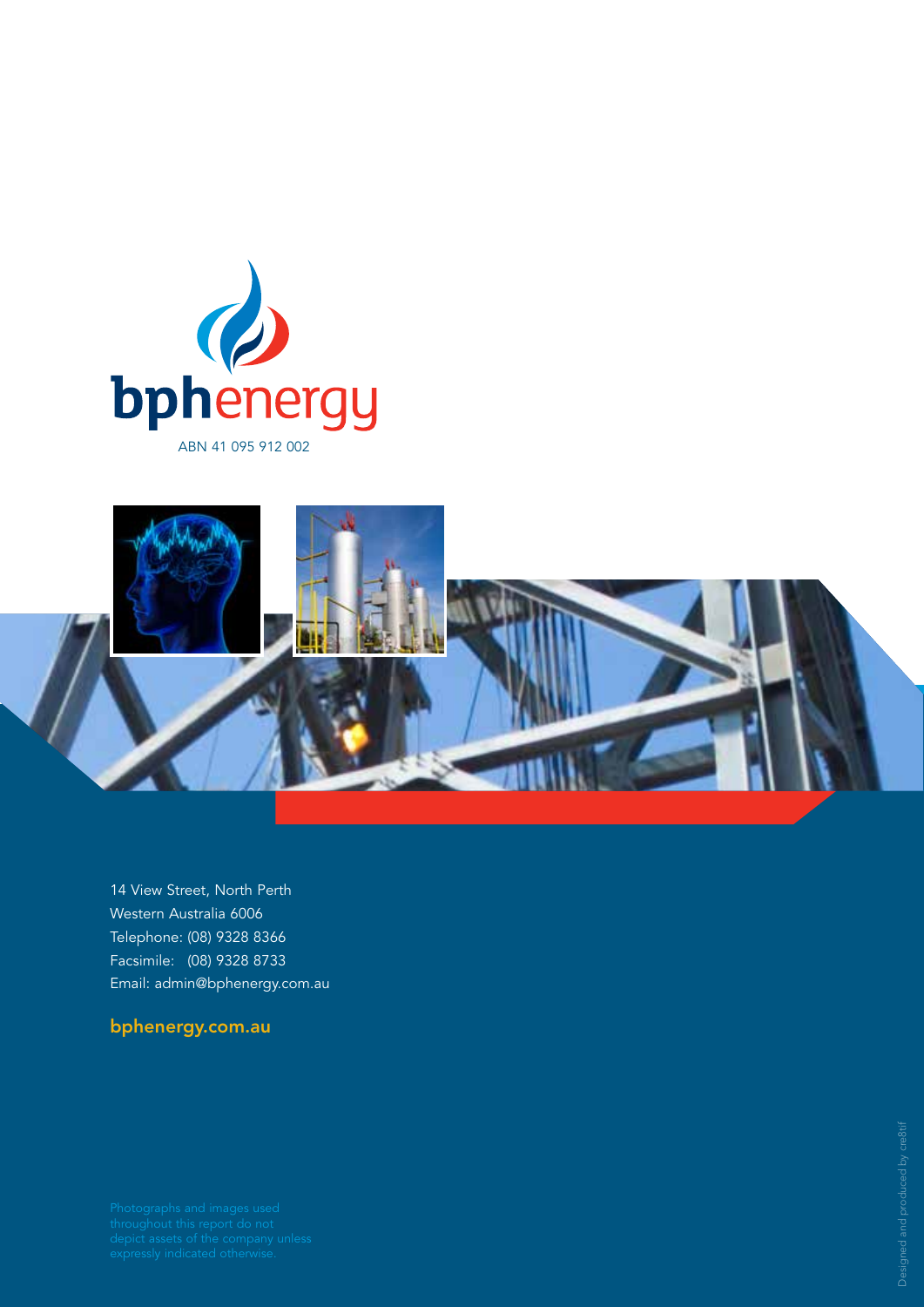bphenergy

ABN 41 095 912 002

14 View Street, North Perth
Western Australia 6006
Telephone: (08) 9328 8366
Facsimile: (08) 9328 8733
Email: admin@bphenergy.com.au

**bphenergy.com.au**

Photographs and images used throughout this report do not depict assets of the company unless expressly indicated otherwise.

Designed and produced by cre8tif